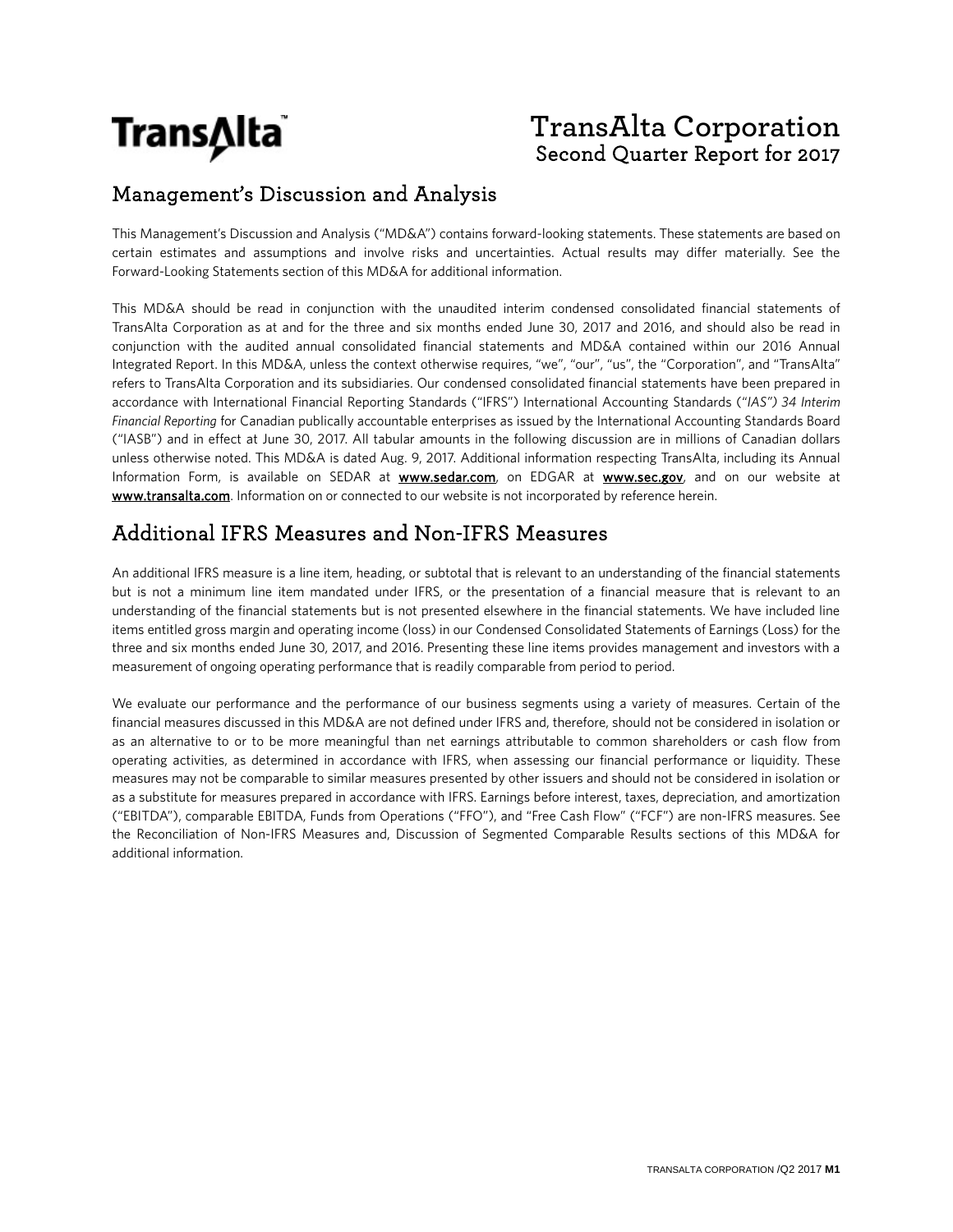# TransAlta Corporation
## Second Quarter Report for 2017

## Management's Discussion and Analysis

This Management's Discussion and Analysis ("MD&A") contains forward-looking statements. These statements are based on certain estimates and assumptions and involve risks and uncertainties. Actual results may differ materially. See the Forward-Looking Statements section of this MD&A for additional information.

This MD&A should be read in conjunction with the unaudited interim condensed consolidated financial statements of TransAlta Corporation as at and for the three and six months ended June 30, 2017 and 2016, and should also be read in conjunction with the audited annual consolidated financial statements and MD&A contained within our 2016 Annual Integrated Report. In this MD&A, unless the context otherwise requires, "we", "our", "us", the "Corporation", and "TransAlta" refers to TransAlta Corporation and its subsidiaries. Our condensed consolidated financial statements have been prepared in accordance with International Financial Reporting Standards ("IFRS") International Accounting Standards ("*IAS") 34 Interim Financial Reporting* for Canadian publically accountable enterprises as issued by the International Accounting Standards Board ("IASB") and in effect at June 30, 2017. All tabular amounts in the following discussion are in millions of Canadian dollars unless otherwise noted. This MD&A is dated Aug. 9, 2017. Additional information respecting TransAlta, including its Annual Information Form, is available on SEDAR at **www.sedar.com**, on EDGAR at **www.sec.gov**, and on our website at **www.transalta.com**. Information on or connected to our website is not incorporated by reference herein.

## Additional IFRS Measures and Non-IFRS Measures

An additional IFRS measure is a line item, heading, or subtotal that is relevant to an understanding of the financial statements but is not a minimum line item mandated under IFRS, or the presentation of a financial measure that is relevant to an understanding of the financial statements but is not presented elsewhere in the financial statements. We have included line items entitled gross margin and operating income (loss) in our Condensed Consolidated Statements of Earnings (Loss) for the three and six months ended June 30, 2017, and 2016. Presenting these line items provides management and investors with a measurement of ongoing operating performance that is readily comparable from period to period.

We evaluate our performance and the performance of our business segments using a variety of measures. Certain of the financial measures discussed in this MD&A are not defined under IFRS and, therefore, should not be considered in isolation or as an alternative to or to be more meaningful than net earnings attributable to common shareholders or cash flow from operating activities, as determined in accordance with IFRS, when assessing our financial performance or liquidity. These measures may not be comparable to similar measures presented by other issuers and should not be considered in isolation or as a substitute for measures prepared in accordance with IFRS. Earnings before interest, taxes, depreciation, and amortization ("EBITDA"), comparable EBITDA, Funds from Operations ("FFO"), and "Free Cash Flow" ("FCF") are non-IFRS measures. See the Reconciliation of Non-IFRS Measures and, Discussion of Segmented Comparable Results sections of this MD&A for additional information.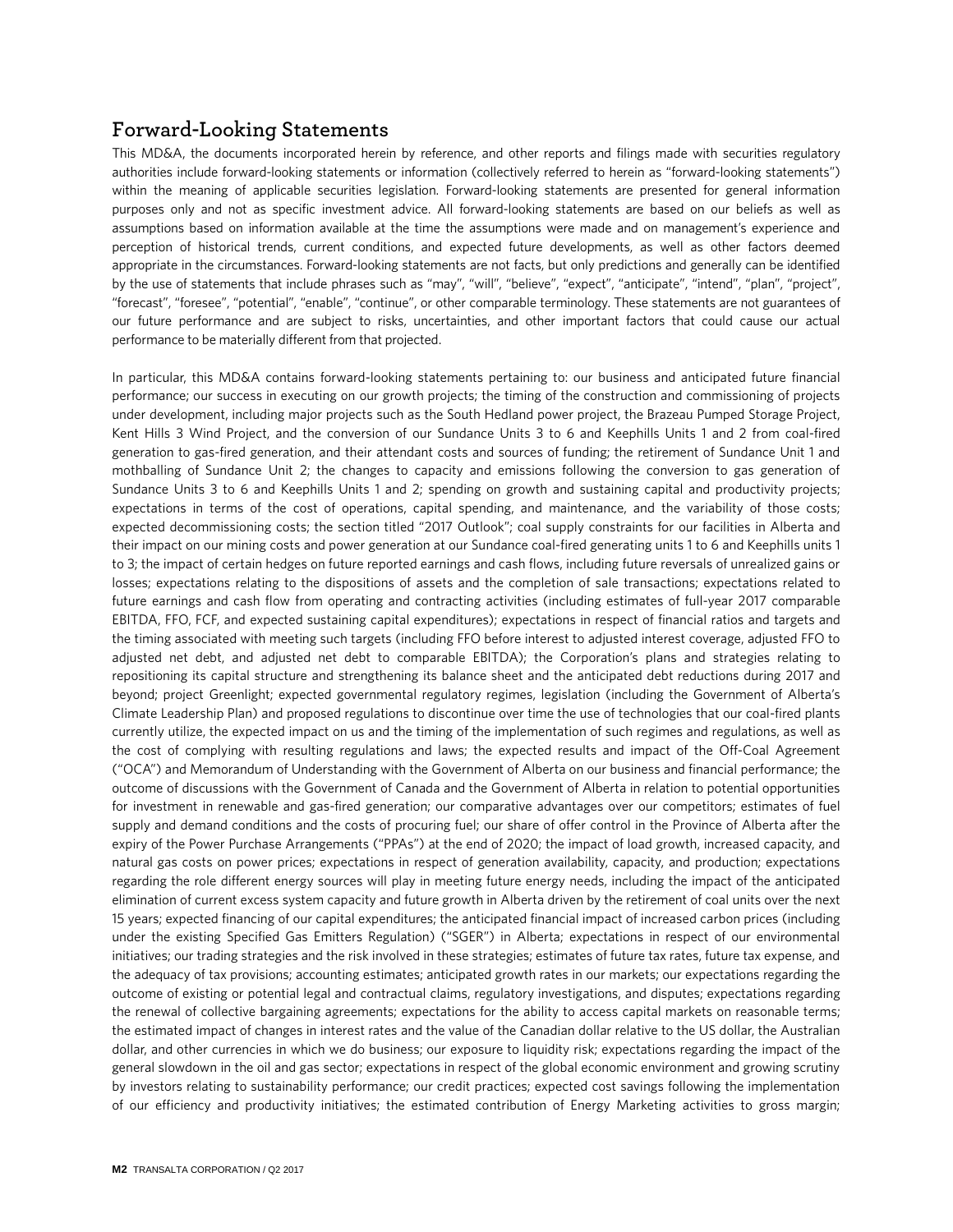## Forward-Looking Statements

This MD&A, the documents incorporated herein by reference, and other reports and filings made with securities regulatory authorities include forward-looking statements or information (collectively referred to herein as "forward-looking statements") within the meaning of applicable securities legislation. Forward-looking statements are presented for general information purposes only and not as specific investment advice. All forward-looking statements are based on our beliefs as well as assumptions based on information available at the time the assumptions were made and on management's experience and perception of historical trends, current conditions, and expected future developments, as well as other factors deemed appropriate in the circumstances. Forward-looking statements are not facts, but only predictions and generally can be identified by the use of statements that include phrases such as "may", "will", "believe", "expect", "anticipate", "intend", "plan", "project", "forecast", "foresee", "potential", "enable", "continue", or other comparable terminology. These statements are not guarantees of our future performance and are subject to risks, uncertainties, and other important factors that could cause our actual performance to be materially different from that projected.

In particular, this MD&A contains forward-looking statements pertaining to: our business and anticipated future financial performance; our success in executing on our growth projects; the timing of the construction and commissioning of projects under development, including major projects such as the South Hedland power project, the Brazeau Pumped Storage Project, Kent Hills 3 Wind Project, and the conversion of our Sundance Units 3 to 6 and Keephills Units 1 and 2 from coal-fired generation to gas-fired generation, and their attendant costs and sources of funding; the retirement of Sundance Unit 1 and mothballing of Sundance Unit 2; the changes to capacity and emissions following the conversion to gas generation of Sundance Units 3 to 6 and Keephills Units 1 and 2; spending on growth and sustaining capital and productivity projects; expectations in terms of the cost of operations, capital spending, and maintenance, and the variability of those costs; expected decommissioning costs; the section titled "2017 Outlook"; coal supply constraints for our facilities in Alberta and their impact on our mining costs and power generation at our Sundance coal-fired generating units 1 to 6 and Keephills units 1 to 3; the impact of certain hedges on future reported earnings and cash flows, including future reversals of unrealized gains or losses; expectations relating to the dispositions of assets and the completion of sale transactions; expectations related to future earnings and cash flow from operating and contracting activities (including estimates of full-year 2017 comparable EBITDA, FFO, FCF, and expected sustaining capital expenditures); expectations in respect of financial ratios and targets and the timing associated with meeting such targets (including FFO before interest to adjusted interest coverage, adjusted FFO to adjusted net debt, and adjusted net debt to comparable EBITDA); the Corporation's plans and strategies relating to repositioning its capital structure and strengthening its balance sheet and the anticipated debt reductions during 2017 and beyond; project Greenlight; expected governmental regulatory regimes, legislation (including the Government of Alberta's Climate Leadership Plan) and proposed regulations to discontinue over time the use of technologies that our coal-fired plants currently utilize, the expected impact on us and the timing of the implementation of such regimes and regulations, as well as the cost of complying with resulting regulations and laws; the expected results and impact of the Off-Coal Agreement ("OCA") and Memorandum of Understanding with the Government of Alberta on our business and financial performance; the outcome of discussions with the Government of Canada and the Government of Alberta in relation to potential opportunities for investment in renewable and gas-fired generation; our comparative advantages over our competitors; estimates of fuel supply and demand conditions and the costs of procuring fuel; our share of offer control in the Province of Alberta after the expiry of the Power Purchase Arrangements ("PPAs") at the end of 2020; the impact of load growth, increased capacity, and natural gas costs on power prices; expectations in respect of generation availability, capacity, and production; expectations regarding the role different energy sources will play in meeting future energy needs, including the impact of the anticipated elimination of current excess system capacity and future growth in Alberta driven by the retirement of coal units over the next 15 years; expected financing of our capital expenditures; the anticipated financial impact of increased carbon prices (including under the existing Specified Gas Emitters Regulation) ("SGER") in Alberta; expectations in respect of our environmental initiatives; our trading strategies and the risk involved in these strategies; estimates of future tax rates, future tax expense, and the adequacy of tax provisions; accounting estimates; anticipated growth rates in our markets; our expectations regarding the outcome of existing or potential legal and contractual claims, regulatory investigations, and disputes; expectations regarding the renewal of collective bargaining agreements; expectations for the ability to access capital markets on reasonable terms; the estimated impact of changes in interest rates and the value of the Canadian dollar relative to the US dollar, the Australian dollar, and other currencies in which we do business; our exposure to liquidity risk; expectations regarding the impact of the general slowdown in the oil and gas sector; expectations in respect of the global economic environment and growing scrutiny by investors relating to sustainability performance; our credit practices; expected cost savings following the implementation of our efficiency and productivity initiatives; the estimated contribution of Energy Marketing activities to gross margin;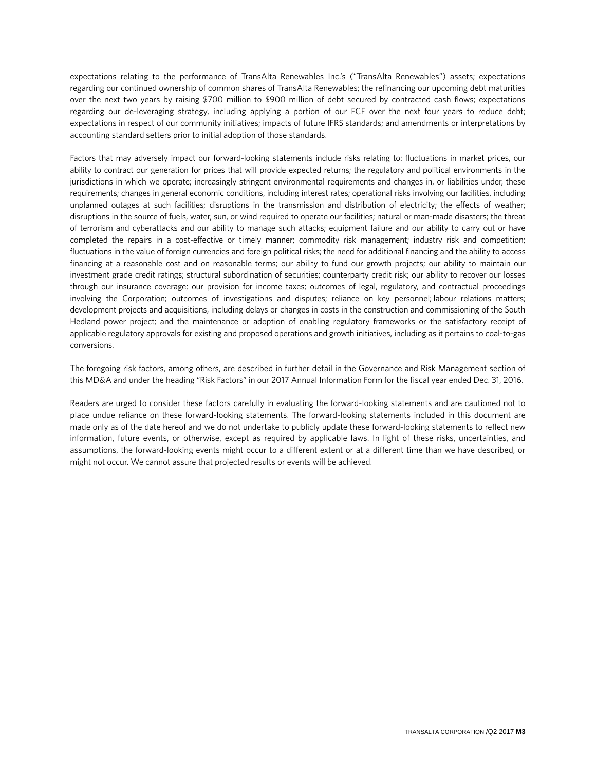expectations relating to the performance of TransAlta Renewables Inc.'s ("TransAlta Renewables") assets; expectations regarding our continued ownership of common shares of TransAlta Renewables; the refinancing our upcoming debt maturities over the next two years by raising $700 million to $900 million of debt secured by contracted cash flows; expectations regarding our de-leveraging strategy, including applying a portion of our FCF over the next four years to reduce debt; expectations in respect of our community initiatives; impacts of future IFRS standards; and amendments or interpretations by accounting standard setters prior to initial adoption of those standards.

Factors that may adversely impact our forward-looking statements include risks relating to: fluctuations in market prices, our ability to contract our generation for prices that will provide expected returns; the regulatory and political environments in the jurisdictions in which we operate; increasingly stringent environmental requirements and changes in, or liabilities under, these requirements; changes in general economic conditions, including interest rates; operational risks involving our facilities, including unplanned outages at such facilities; disruptions in the transmission and distribution of electricity; the effects of weather; disruptions in the source of fuels, water, sun, or wind required to operate our facilities; natural or man-made disasters; the threat of terrorism and cyberattacks and our ability to manage such attacks; equipment failure and our ability to carry out or have completed the repairs in a cost-effective or timely manner; commodity risk management; industry risk and competition; fluctuations in the value of foreign currencies and foreign political risks; the need for additional financing and the ability to access financing at a reasonable cost and on reasonable terms; our ability to fund our growth projects; our ability to maintain our investment grade credit ratings; structural subordination of securities; counterparty credit risk; our ability to recover our losses through our insurance coverage; our provision for income taxes; outcomes of legal, regulatory, and contractual proceedings involving the Corporation; outcomes of investigations and disputes; reliance on key personnel; labour relations matters; development projects and acquisitions, including delays or changes in costs in the construction and commissioning of the South Hedland power project; and the maintenance or adoption of enabling regulatory frameworks or the satisfactory receipt of applicable regulatory approvals for existing and proposed operations and growth initiatives, including as it pertains to coal-to-gas conversions.

The foregoing risk factors, among others, are described in further detail in the Governance and Risk Management section of this MD&A and under the heading "Risk Factors" in our 2017 Annual Information Form for the fiscal year ended Dec. 31, 2016.

Readers are urged to consider these factors carefully in evaluating the forward-looking statements and are cautioned not to place undue reliance on these forward-looking statements. The forward-looking statements included in this document are made only as of the date hereof and we do not undertake to publicly update these forward-looking statements to reflect new information, future events, or otherwise, except as required by applicable laws. In light of these risks, uncertainties, and assumptions, the forward-looking events might occur to a different extent or at a different time than we have described, or might not occur. We cannot assure that projected results or events will be achieved.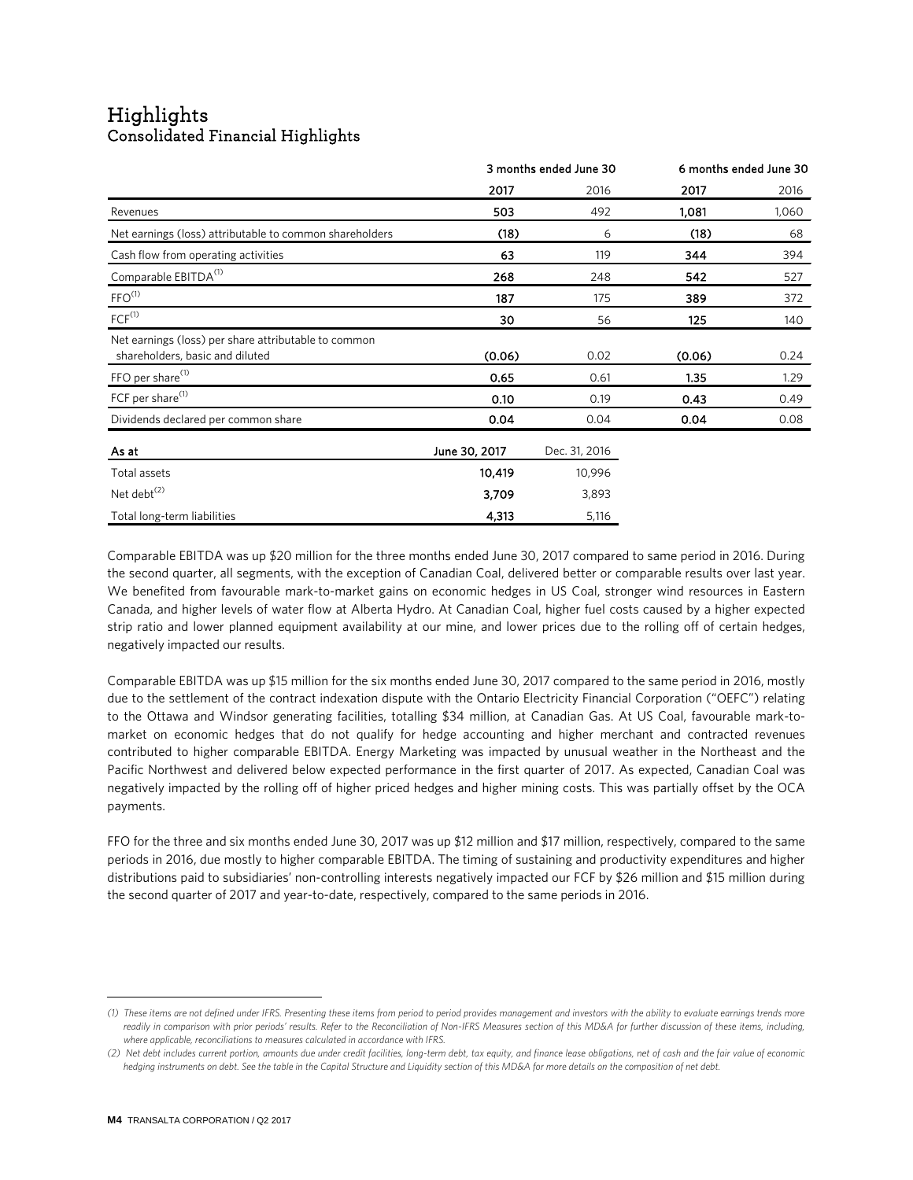# Highlights

## Consolidated Financial Highlights

| | 3 months ended June 30 | | 6 months ended June 30 | |
|---|---|---|---|---|
| | **2017** | 2016 | **2017** | 2016 |
| Revenues | **503** | 492 | **1,081** | 1,060 |
| Net earnings (loss) attributable to common shareholders | **(18)** | 6 | **(18)** | 68 |
| Cash flow from operating activities | **63** | 119 | **344** | 394 |
| Comparable EBITDA[1] | **268** | 248 | **542** | 527 |
| FFO[1] | **187** | 175 | **389** | 372 |
| FCF[1] | **30** | 56 | **125** | 140 |
| Net earnings (loss) per share attributable to common shareholders, basic and diluted | **(0.06)** | 0.02 | **(0.06)** | 0.24 |
| FFO per share[1] | **0.65** | 0.61 | **1.35** | 1.29 |
| FCF per share[1] | **0.10** | 0.19 | **0.43** | 0.49 |
| Dividends declared per common share | **0.04** | 0.04 | **0.04** | 0.08 |

| **As at** | **June 30, 2017** | Dec. 31, 2016 |
|---|---|---|
| Total assets | **10,419** | 10,996 |
| Net debt[2] | **3,709** | 3,893 |
| Total long-term liabilities | **4,313** | 5,116 |

Comparable EBITDA was up $20 million for the three months ended June 30, 2017 compared to same period in 2016. During the second quarter, all segments, with the exception of Canadian Coal, delivered better or comparable results over last year. We benefited from favourable mark-to-market gains on economic hedges in US Coal, stronger wind resources in Eastern Canada, and higher levels of water flow at Alberta Hydro. At Canadian Coal, higher fuel costs caused by a higher expected strip ratio and lower planned equipment availability at our mine, and lower prices due to the rolling off of certain hedges, negatively impacted our results.

Comparable EBITDA was up $15 million for the six months ended June 30, 2017 compared to the same period in 2016, mostly due to the settlement of the contract indexation dispute with the Ontario Electricity Financial Corporation ("OEFC") relating to the Ottawa and Windsor generating facilities, totalling $34 million, at Canadian Gas. At US Coal, favourable mark-to-market on economic hedges that do not qualify for hedge accounting and higher merchant and contracted revenues contributed to higher comparable EBITDA. Energy Marketing was impacted by unusual weather in the Northeast and the Pacific Northwest and delivered below expected performance in the first quarter of 2017. As expected, Canadian Coal was negatively impacted by the rolling off of higher priced hedges and higher mining costs. This was partially offset by the OCA payments.

FFO for the three and six months ended June 30, 2017 was up $12 million and $17 million, respectively, compared to the same periods in 2016, due mostly to higher comparable EBITDA. The timing of sustaining and productivity expenditures and higher distributions paid to subsidiaries' non-controlling interests negatively impacted our FCF by $26 million and $15 million during the second quarter of 2017 and year-to-date, respectively, compared to the same periods in 2016.

*(1) These items are not defined under IFRS. Presenting these items from period to period provides management and investors with the ability to evaluate earnings trends more readily in comparison with prior periods' results. Refer to the Reconciliation of Non-IFRS Measures section of this MD&A for further discussion of these items, including, where applicable, reconciliations to measures calculated in accordance with IFRS.*

*(2) Net debt includes current portion, amounts due under credit facilities, long-term debt, tax equity, and finance lease obligations, net of cash and the fair value of economic hedging instruments on debt. See the table in the Capital Structure and Liquidity section of this MD&A for more details on the composition of net debt.*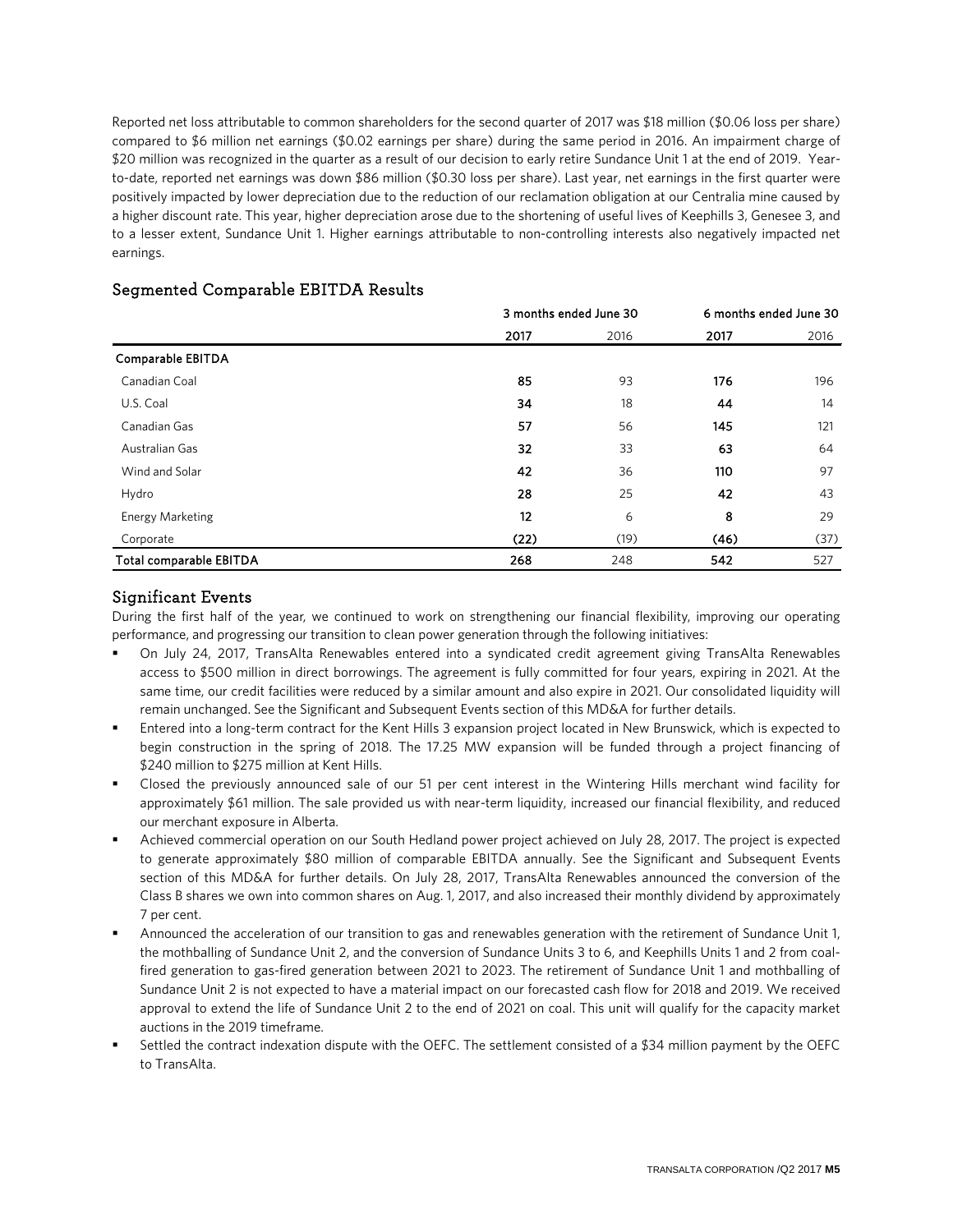Reported net loss attributable to common shareholders for the second quarter of 2017 was $18 million ($0.06 loss per share) compared to $6 million net earnings ($0.02 earnings per share) during the same period in 2016. An impairment charge of $20 million was recognized in the quarter as a result of our decision to early retire Sundance Unit 1 at the end of 2019. Year-to-date, reported net earnings was down $86 million ($0.30 loss per share). Last year, net earnings in the first quarter were positively impacted by lower depreciation due to the reduction of our reclamation obligation at our Centralia mine caused by a higher discount rate. This year, higher depreciation arose due to the shortening of useful lives of Keephills 3, Genesee 3, and to a lesser extent, Sundance Unit 1. Higher earnings attributable to non-controlling interests also negatively impacted net earnings.

## Segmented Comparable EBITDA Results

| | 3 months ended June 30 | | 6 months ended June 30 | |
|---|---|---|---|---|
| | **2017** | 2016 | **2017** | 2016 |
| **Comparable EBITDA** | | | | |
| Canadian Coal | **85** | 93 | **176** | 196 |
| U.S. Coal | **34** | 18 | **44** | 14 |
| Canadian Gas | **57** | 56 | **145** | 121 |
| Australian Gas | **32** | 33 | **63** | 64 |
| Wind and Solar | **42** | 36 | **110** | 97 |
| Hydro | **28** | 25 | **42** | 43 |
| Energy Marketing | **12** | 6 | **8** | 29 |
| Corporate | **(22)** | (19) | **(46)** | (37) |
| **Total comparable EBITDA** | **268** | 248 | **542** | 527 |

## Significant Events

During the first half of the year, we continued to work on strengthening our financial flexibility, improving our operating performance, and progressing our transition to clean power generation through the following initiatives:

- On July 24, 2017, TransAlta Renewables entered into a syndicated credit agreement giving TransAlta Renewables access to $500 million in direct borrowings. The agreement is fully committed for four years, expiring in 2021. At the same time, our credit facilities were reduced by a similar amount and also expire in 2021. Our consolidated liquidity will remain unchanged. See the Significant and Subsequent Events section of this MD&A for further details.
- Entered into a long-term contract for the Kent Hills 3 expansion project located in New Brunswick, which is expected to begin construction in the spring of 2018. The 17.25 MW expansion will be funded through a project financing of $240 million to $275 million at Kent Hills.
- Closed the previously announced sale of our 51 per cent interest in the Wintering Hills merchant wind facility for approximately $61 million. The sale provided us with near-term liquidity, increased our financial flexibility, and reduced our merchant exposure in Alberta.
- Achieved commercial operation on our South Hedland power project achieved on July 28, 2017. The project is expected to generate approximately $80 million of comparable EBITDA annually. See the Significant and Subsequent Events section of this MD&A for further details. On July 28, 2017, TransAlta Renewables announced the conversion of the Class B shares we own into common shares on Aug. 1, 2017, and also increased their monthly dividend by approximately 7 per cent.
- Announced the acceleration of our transition to gas and renewables generation with the retirement of Sundance Unit 1, the mothballing of Sundance Unit 2, and the conversion of Sundance Units 3 to 6, and Keephills Units 1 and 2 from coal-fired generation to gas-fired generation between 2021 to 2023. The retirement of Sundance Unit 1 and mothballing of Sundance Unit 2 is not expected to have a material impact on our forecasted cash flow for 2018 and 2019. We received approval to extend the life of Sundance Unit 2 to the end of 2021 on coal. This unit will qualify for the capacity market auctions in the 2019 timeframe.
- Settled the contract indexation dispute with the OEFC. The settlement consisted of a $34 million payment by the OEFC to TransAlta.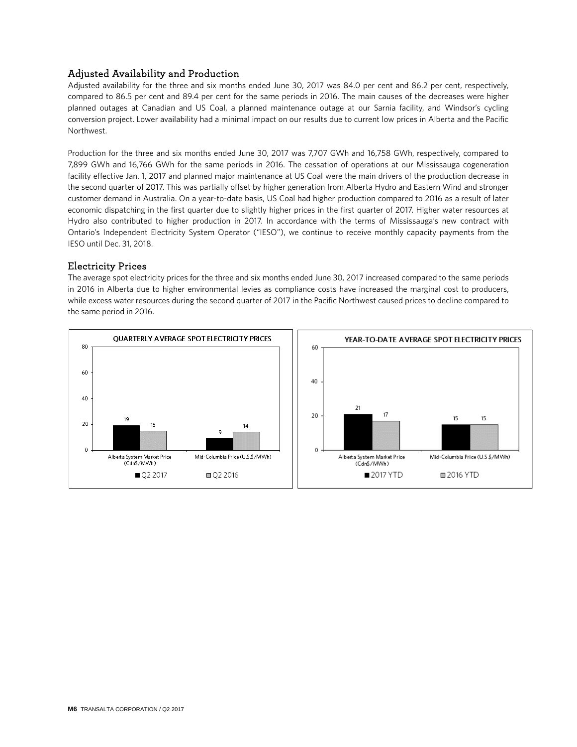## Adjusted Availability and Production

Adjusted availability for the three and six months ended June 30, 2017 was 84.0 per cent and 86.2 per cent, respectively, compared to 86.5 per cent and 89.4 per cent for the same periods in 2016. The main causes of the decreases were higher planned outages at Canadian and US Coal, a planned maintenance outage at our Sarnia facility, and Windsor's cycling conversion project. Lower availability had a minimal impact on our results due to current low prices in Alberta and the Pacific Northwest.

Production for the three and six months ended June 30, 2017 was 7,707 GWh and 16,758 GWh, respectively, compared to 7,899 GWh and 16,766 GWh for the same periods in 2016. The cessation of operations at our Mississauga cogeneration facility effective Jan. 1, 2017 and planned major maintenance at US Coal were the main drivers of the production decrease in the second quarter of 2017. This was partially offset by higher generation from Alberta Hydro and Eastern Wind and stronger customer demand in Australia. On a year-to-date basis, US Coal had higher production compared to 2016 as a result of later economic dispatching in the first quarter due to slightly higher prices in the first quarter of 2017. Higher water resources at Hydro also contributed to higher production in 2017. In accordance with the terms of Mississauga's new contract with Ontario's Independent Electricity System Operator ("IESO"), we continue to receive monthly capacity payments from the IESO until Dec. 31, 2018.

## Electricity Prices

The average spot electricity prices for the three and six months ended June 30, 2017 increased compared to the same periods in 2016 in Alberta due to higher environmental levies as compliance costs have increased the marginal cost to producers, while excess water resources during the second quarter of 2017 in the Pacific Northwest caused prices to decline compared to the same period in 2016.

**QUARTERLY AVERAGE SPOT ELECTRICITY PRICES**

| | Q2 2017 | Q2 2016 |
|---|---|---|
| Alberta System Market Price (Cdn$/MWh) | 19 | 15 |
| Mid-Columbia Price (U.S.$/MWh) | 9 | 14 |

**YEAR-TO-DATE AVERAGE SPOT ELECTRICITY PRICES**

| | 2017 YTD | 2016 YTD |
|---|---|---|
| Alberta System Market Price (Cdn$/MWh) | 21 | 17 |
| Mid-Columbia Price (U.S.$/MWh) | 15 | 15 |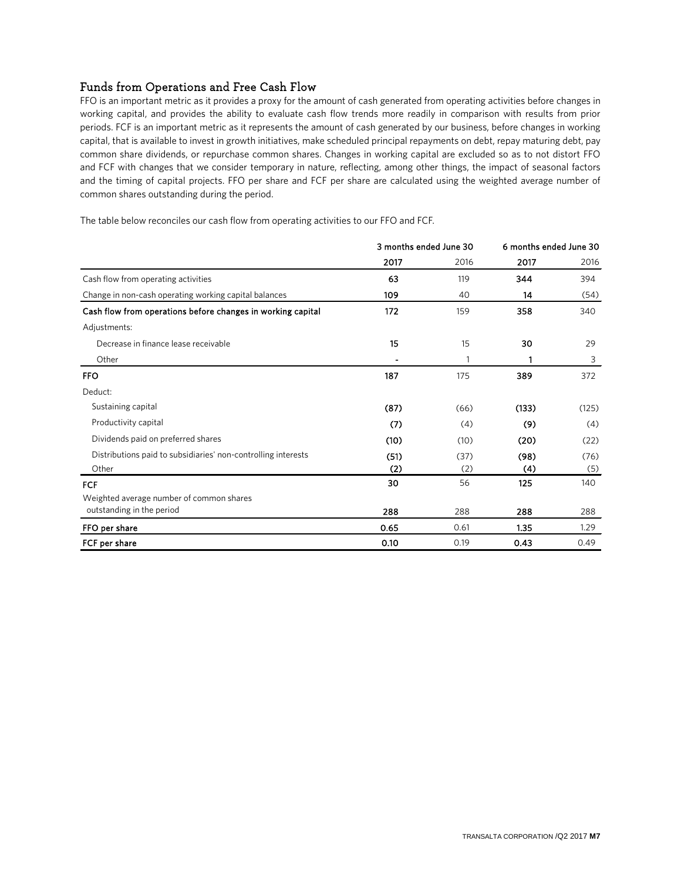## Funds from Operations and Free Cash Flow

FFO is an important metric as it provides a proxy for the amount of cash generated from operating activities before changes in working capital, and provides the ability to evaluate cash flow trends more readily in comparison with results from prior periods. FCF is an important metric as it represents the amount of cash generated by our business, before changes in working capital, that is available to invest in growth initiatives, make scheduled principal repayments on debt, repay maturing debt, pay common share dividends, or repurchase common shares. Changes in working capital are excluded so as to not distort FFO and FCF with changes that we consider temporary in nature, reflecting, among other things, the impact of seasonal factors and the timing of capital projects. FFO per share and FCF per share are calculated using the weighted average number of common shares outstanding during the period.

The table below reconciles our cash flow from operating activities to our FFO and FCF.

| | 3 months ended June 30 | | 6 months ended June 30 | |
|---|---|---|---|---|
| | **2017** | 2016 | **2017** | 2016 |
| Cash flow from operating activities | **63** | 119 | **344** | 394 |
| Change in non-cash operating working capital balances | **109** | 40 | **14** | (54) |
| **Cash flow from operations before changes in working capital** | **172** | 159 | **358** | 340 |
| Adjustments: | | | | |
| Decrease in finance lease receivable | **15** | 15 | **30** | 29 |
| Other | **-** | 1 | **1** | 3 |
| **FFO** | **187** | 175 | **389** | 372 |
| Deduct: | | | | |
| Sustaining capital | **(87)** | (66) | **(133)** | (125) |
| Productivity capital | **(7)** | (4) | **(9)** | (4) |
| Dividends paid on preferred shares | **(10)** | (10) | **(20)** | (22) |
| Distributions paid to subsidiaries' non-controlling interests | **(51)** | (37) | **(98)** | (76) |
| Other | **(2)** | (2) | **(4)** | (5) |
| **FCF** | **30** | 56 | **125** | 140 |
| Weighted average number of common shares outstanding in the period | **288** | 288 | **288** | 288 |
| **FFO per share** | **0.65** | 0.61 | **1.35** | 1.29 |
| **FCF per share** | **0.10** | 0.19 | **0.43** | 0.49 |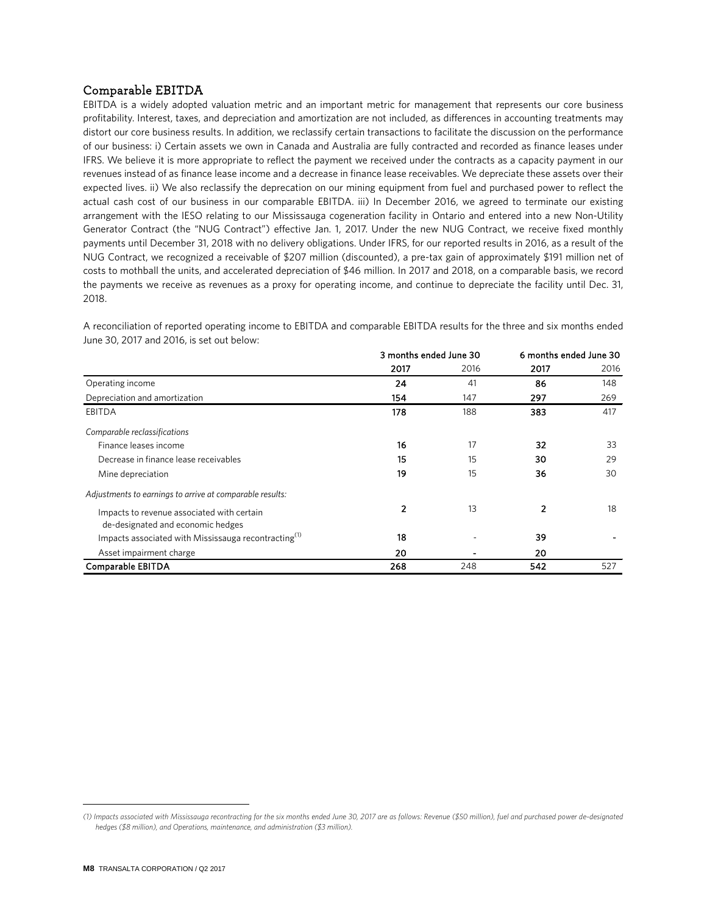## Comparable EBITDA

EBITDA is a widely adopted valuation metric and an important metric for management that represents our core business profitability. Interest, taxes, and depreciation and amortization are not included, as differences in accounting treatments may distort our core business results. In addition, we reclassify certain transactions to facilitate the discussion on the performance of our business: i) Certain assets we own in Canada and Australia are fully contracted and recorded as finance leases under IFRS. We believe it is more appropriate to reflect the payment we received under the contracts as a capacity payment in our revenues instead of as finance lease income and a decrease in finance lease receivables. We depreciate these assets over their expected lives. ii) We also reclassify the deprecation on our mining equipment from fuel and purchased power to reflect the actual cash cost of our business in our comparable EBITDA. iii) In December 2016, we agreed to terminate our existing arrangement with the IESO relating to our Mississauga cogeneration facility in Ontario and entered into a new Non-Utility Generator Contract (the "NUG Contract") effective Jan. 1, 2017. Under the new NUG Contract, we receive fixed monthly payments until December 31, 2018 with no delivery obligations. Under IFRS, for our reported results in 2016, as a result of the NUG Contract, we recognized a receivable of $207 million (discounted), a pre-tax gain of approximately $191 million net of costs to mothball the units, and accelerated depreciation of $46 million. In 2017 and 2018, on a comparable basis, we record the payments we receive as revenues as a proxy for operating income, and continue to depreciate the facility until Dec. 31, 2018.

A reconciliation of reported operating income to EBITDA and comparable EBITDA results for the three and six months ended June 30, 2017 and 2016, is set out below:

| | 3 months ended June 30 | | 6 months ended June 30 | |
|---|---|---|---|---|
| | **2017** | 2016 | **2017** | 2016 |
| Operating income | **24** | 41 | **86** | 148 |
| Depreciation and amortization | **154** | 147 | **297** | 269 |
| EBITDA | **178** | 188 | **383** | 417 |
| *Comparable reclassifications* | | | | |
| Finance leases income | **16** | 17 | **32** | 33 |
| Decrease in finance lease receivables | **15** | 15 | **30** | 29 |
| Mine depreciation | **19** | 15 | **36** | 30 |
| *Adjustments to earnings to arrive at comparable results:* | | | | |
| Impacts to revenue associated with certain de-designated and economic hedges | **2** | 13 | **2** | 18 |
| Impacts associated with Mississauga recontracting[(1)] | **18** | - | **39** | - |
| Asset impairment charge | **20** | - | **20** | |
| **Comparable EBITDA** | **268** | 248 | **542** | 527 |

*(1) Impacts associated with Mississauga recontracting for the six months ended June 30, 2017 are as follows: Revenue ($50 million), fuel and purchased power de-designated hedges ($8 million), and Operations, maintenance, and administration ($3 million).*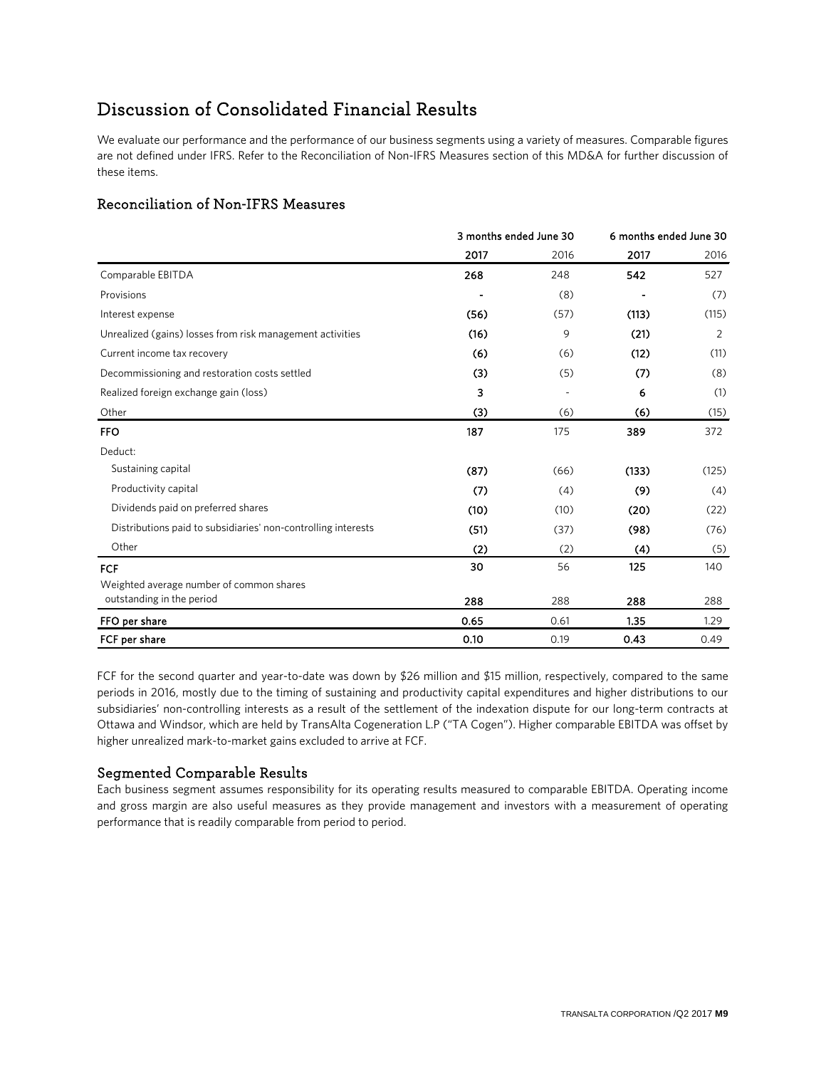# Discussion of Consolidated Financial Results

We evaluate our performance and the performance of our business segments using a variety of measures. Comparable figures are not defined under IFRS. Refer to the Reconciliation of Non-IFRS Measures section of this MD&A for further discussion of these items.

## Reconciliation of Non-IFRS Measures

| | 3 months ended June 30 | | 6 months ended June 30 | |
|---|---|---|---|---|
| | **2017** | 2016 | **2017** | 2016 |
| Comparable EBITDA | **268** | 248 | **542** | 527 |
| Provisions | **-** | (8) | **-** | (7) |
| Interest expense | **(56)** | (57) | **(113)** | (115) |
| Unrealized (gains) losses from risk management activities | **(16)** | 9 | **(21)** | 2 |
| Current income tax recovery | **(6)** | (6) | **(12)** | (11) |
| Decommissioning and restoration costs settled | **(3)** | (5) | **(7)** | (8) |
| Realized foreign exchange gain (loss) | **3** | - | **6** | (1) |
| Other | **(3)** | (6) | **(6)** | (15) |
| **FFO** | **187** | 175 | **389** | 372 |
| Deduct: | | | | |
| Sustaining capital | **(87)** | (66) | **(133)** | (125) |
| Productivity capital | **(7)** | (4) | **(9)** | (4) |
| Dividends paid on preferred shares | **(10)** | (10) | **(20)** | (22) |
| Distributions paid to subsidiaries' non-controlling interests | **(51)** | (37) | **(98)** | (76) |
| Other | **(2)** | (2) | **(4)** | (5) |
| **FCF** | **30** | 56 | **125** | 140 |
| Weighted average number of common shares outstanding in the period | **288** | 288 | **288** | 288 |
| **FFO per share** | **0.65** | 0.61 | **1.35** | 1.29 |
| **FCF per share** | **0.10** | 0.19 | **0.43** | 0.49 |

FCF for the second quarter and year-to-date was down by $26 million and $15 million, respectively, compared to the same periods in 2016, mostly due to the timing of sustaining and productivity capital expenditures and higher distributions to our subsidiaries' non-controlling interests as a result of the settlement of the indexation dispute for our long-term contracts at Ottawa and Windsor, which are held by TransAlta Cogeneration L.P ("TA Cogen"). Higher comparable EBITDA was offset by higher unrealized mark-to-market gains excluded to arrive at FCF.

## Segmented Comparable Results

Each business segment assumes responsibility for its operating results measured to comparable EBITDA. Operating income and gross margin are also useful measures as they provide management and investors with a measurement of operating performance that is readily comparable from period to period.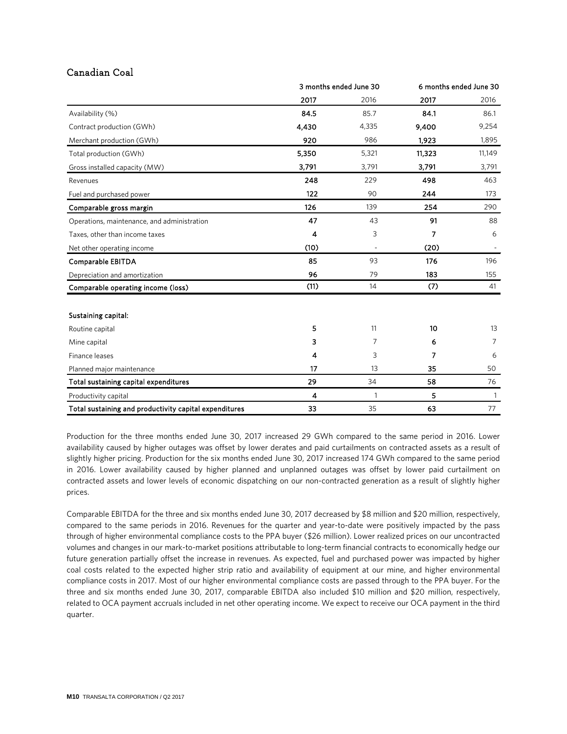## Canadian Coal

| | 3 months ended June 30 | | 6 months ended June 30 | |
|---|---|---|---|---|
| | **2017** | 2016 | **2017** | 2016 |
| Availability (%) | **84.5** | 85.7 | **84.1** | 86.1 |
| Contract production (GWh) | **4,430** | 4,335 | **9,400** | 9,254 |
| Merchant production (GWh) | **920** | 986 | **1,923** | 1,895 |
| Total production (GWh) | **5,350** | 5,321 | **11,323** | 11,149 |
| Gross installed capacity (MW) | **3,791** | 3,791 | **3,791** | 3,791 |
| Revenues | **248** | 229 | **498** | 463 |
| Fuel and purchased power | **122** | 90 | **244** | 173 |
| **Comparable gross margin** | **126** | 139 | **254** | 290 |
| Operations, maintenance, and administration | **47** | 43 | **91** | 88 |
| Taxes, other than income taxes | **4** | 3 | **7** | 6 |
| Net other operating income | **(10)** | - | **(20)** | - |
| **Comparable EBITDA** | **85** | 93 | **176** | 196 |
| Depreciation and amortization | **96** | 79 | **183** | 155 |
| **Comparable operating income (loss)** | **(11)** | 14 | **(7)** | 41 |
| | | | | |
| **Sustaining capital:** | | | | |
| Routine capital | **5** | 11 | **10** | 13 |
| Mine capital | **3** | 7 | **6** | 7 |
| Finance leases | **4** | 3 | **7** | 6 |
| Planned major maintenance | **17** | 13 | **35** | 50 |
| **Total sustaining capital expenditures** | **29** | 34 | **58** | 76 |
| Productivity capital | **4** | 1 | **5** | 1 |
| **Total sustaining and productivity capital expenditures** | **33** | 35 | **63** | 77 |

Production for the three months ended June 30, 2017 increased 29 GWh compared to the same period in 2016. Lower availability caused by higher outages was offset by lower derates and paid curtailments on contracted assets as a result of slightly higher pricing. Production for the six months ended June 30, 2017 increased 174 GWh compared to the same period in 2016. Lower availability caused by higher planned and unplanned outages was offset by lower paid curtailment on contracted assets and lower levels of economic dispatching on our non-contracted generation as a result of slightly higher prices.

Comparable EBITDA for the three and six months ended June 30, 2017 decreased by $8 million and $20 million, respectively, compared to the same periods in 2016. Revenues for the quarter and year-to-date were positively impacted by the pass through of higher environmental compliance costs to the PPA buyer ($26 million). Lower realized prices on our uncontracted volumes and changes in our mark-to-market positions attributable to long-term financial contracts to economically hedge our future generation partially offset the increase in revenues. As expected, fuel and purchased power was impacted by higher coal costs related to the expected higher strip ratio and availability of equipment at our mine, and higher environmental compliance costs in 2017. Most of our higher environmental compliance costs are passed through to the PPA buyer. For the three and six months ended June 30, 2017, comparable EBITDA also included $10 million and $20 million, respectively, related to OCA payment accruals included in net other operating income. We expect to receive our OCA payment in the third quarter.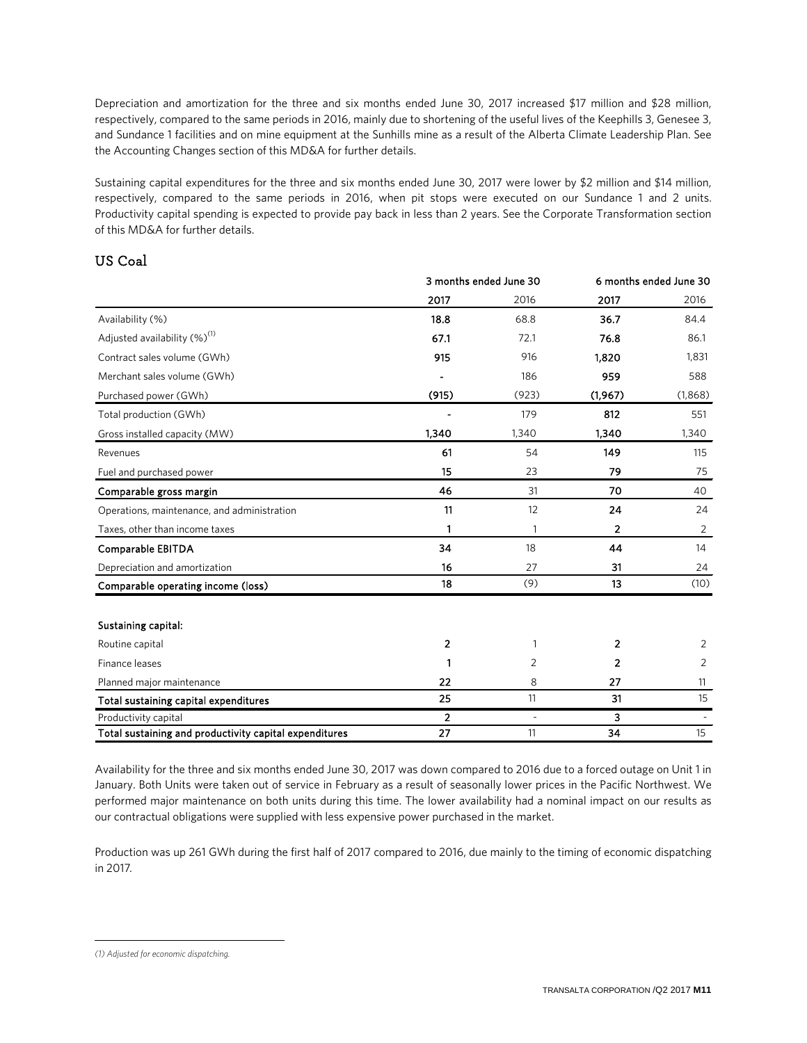Depreciation and amortization for the three and six months ended June 30, 2017 increased $17 million and $28 million, respectively, compared to the same periods in 2016, mainly due to shortening of the useful lives of the Keephills 3, Genesee 3, and Sundance 1 facilities and on mine equipment at the Sunhills mine as a result of the Alberta Climate Leadership Plan. See the Accounting Changes section of this MD&A for further details.

Sustaining capital expenditures for the three and six months ended June 30, 2017 were lower by $2 million and $14 million, respectively, compared to the same periods in 2016, when pit stops were executed on our Sundance 1 and 2 units. Productivity capital spending is expected to provide pay back in less than 2 years. See the Corporate Transformation section of this MD&A for further details.

## US Coal

| | 3 months ended June 30 | | 6 months ended June 30 | |
|---|---|---|---|---|
| | **2017** | 2016 | **2017** | 2016 |
| Availability (%) | **18.8** | 68.8 | **36.7** | 84.4 |
| Adjusted availability (%)[1] | **67.1** | 72.1 | **76.8** | 86.1 |
| Contract sales volume (GWh) | **915** | 916 | **1,820** | 1,831 |
| Merchant sales volume (GWh) | **-** | 186 | **959** | 588 |
| Purchased power (GWh) | **(915)** | (923) | **(1,967)** | (1,868) |
| Total production (GWh) | **-** | 179 | **812** | 551 |
| Gross installed capacity (MW) | **1,340** | 1,340 | **1,340** | 1,340 |
| Revenues | **61** | 54 | **149** | 115 |
| Fuel and purchased power | **15** | 23 | **79** | 75 |
| **Comparable gross margin** | **46** | 31 | **70** | 40 |
| Operations, maintenance, and administration | **11** | 12 | **24** | 24 |
| Taxes, other than income taxes | **1** | 1 | **2** | 2 |
| **Comparable EBITDA** | **34** | 18 | **44** | 14 |
| Depreciation and amortization | **16** | 27 | **31** | 24 |
| **Comparable operating income (loss)** | **18** | (9) | **13** | (10) |
| | | | | |
| **Sustaining capital:** | | | | |
| Routine capital | **2** | 1 | **2** | 2 |
| Finance leases | **1** | 2 | **2** | 2 |
| Planned major maintenance | **22** | 8 | **27** | 11 |
| **Total sustaining capital expenditures** | **25** | 11 | **31** | 15 |
| Productivity capital | **2** | - | **3** | - |
| **Total sustaining and productivity capital expenditures** | **27** | 11 | **34** | 15 |

Availability for the three and six months ended June 30, 2017 was down compared to 2016 due to a forced outage on Unit 1 in January. Both Units were taken out of service in February as a result of seasonally lower prices in the Pacific Northwest. We performed major maintenance on both units during this time. The lower availability had a nominal impact on our results as our contractual obligations were supplied with less expensive power purchased in the market.

Production was up 261 GWh during the first half of 2017 compared to 2016, due mainly to the timing of economic dispatching in 2017.

*(1) Adjusted for economic dispatching.*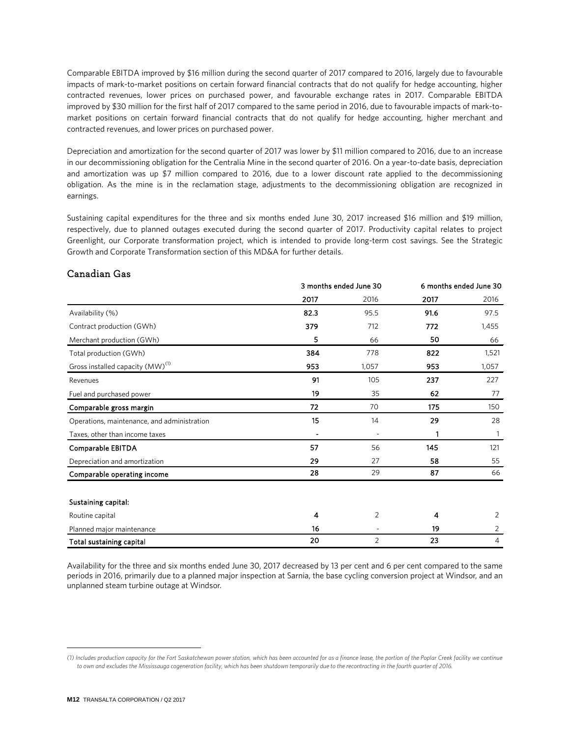Comparable EBITDA improved by $16 million during the second quarter of 2017 compared to 2016, largely due to favourable impacts of mark-to-market positions on certain forward financial contracts that do not qualify for hedge accounting, higher contracted revenues, lower prices on purchased power, and favourable exchange rates in 2017. Comparable EBITDA improved by $30 million for the first half of 2017 compared to the same period in 2016, due to favourable impacts of mark-to-market positions on certain forward financial contracts that do not qualify for hedge accounting, higher merchant and contracted revenues, and lower prices on purchased power.

Depreciation and amortization for the second quarter of 2017 was lower by $11 million compared to 2016, due to an increase in our decommissioning obligation for the Centralia Mine in the second quarter of 2016. On a year-to-date basis, depreciation and amortization was up $7 million compared to 2016, due to a lower discount rate applied to the decommissioning obligation. As the mine is in the reclamation stage, adjustments to the decommissioning obligation are recognized in earnings.

Sustaining capital expenditures for the three and six months ended June 30, 2017 increased $16 million and $19 million, respectively, due to planned outages executed during the second quarter of 2017. Productivity capital relates to project Greenlight, our Corporate transformation project, which is intended to provide long-term cost savings. See the Strategic Growth and Corporate Transformation section of this MD&A for further details.

## Canadian Gas

| | 3 months ended June 30 | | 6 months ended June 30 | |
|---|---|---|---|---|
| | **2017** | 2016 | **2017** | 2016 |
| Availability (%) | **82.3** | 95.5 | **91.6** | 97.5 |
| Contract production (GWh) | **379** | 712 | **772** | 1,455 |
| Merchant production (GWh) | **5** | 66 | **50** | 66 |
| Total production (GWh) | **384** | 778 | **822** | 1,521 |
| Gross installed capacity (MW)[1] | **953** | 1,057 | **953** | 1,057 |
| Revenues | **91** | 105 | **237** | 227 |
| Fuel and purchased power | **19** | 35 | **62** | 77 |
| **Comparable gross margin** | **72** | 70 | **175** | 150 |
| Operations, maintenance, and administration | **15** | 14 | **29** | 28 |
| Taxes, other than income taxes | **-** | - | **1** | 1 |
| **Comparable EBITDA** | **57** | 56 | **145** | 121 |
| Depreciation and amortization | **29** | 27 | **58** | 55 |
| **Comparable operating income** | **28** | 29 | **87** | 66 |
| | | | | |
| **Sustaining capital:** | | | | |
| Routine capital | **4** | 2 | **4** | 2 |
| Planned major maintenance | **16** | - | **19** | 2 |
| **Total sustaining capital** | **20** | 2 | **23** | 4 |

Availability for the three and six months ended June 30, 2017 decreased by 13 per cent and 6 per cent compared to the same periods in 2016, primarily due to a planned major inspection at Sarnia, the base cycling conversion project at Windsor, and an unplanned steam turbine outage at Windsor.

*(1) Includes production capacity for the Fort Saskatchewan power station, which has been accounted for as a finance lease, the portion of the Poplar Creek facility we continue to own and excludes the Mississauga cogeneration facility, which has been shutdown temporarily due to the recontracting in the fourth quarter of 2016.*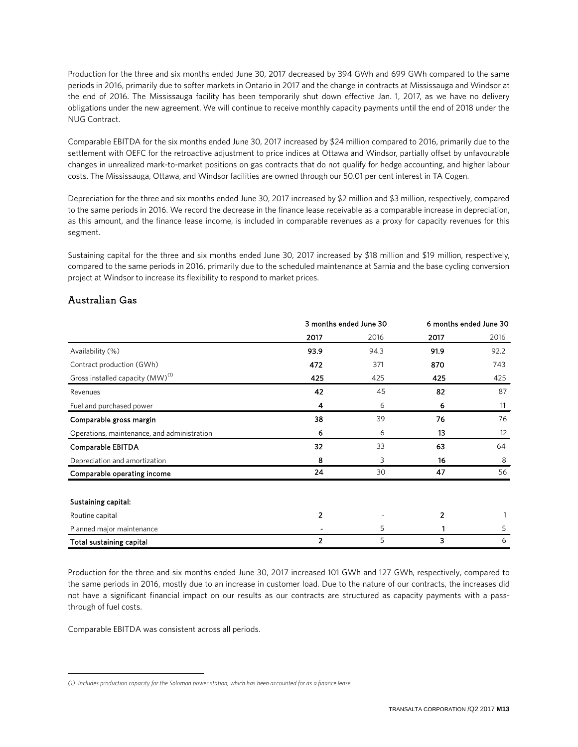Production for the three and six months ended June 30, 2017 decreased by 394 GWh and 699 GWh compared to the same periods in 2016, primarily due to softer markets in Ontario in 2017 and the change in contracts at Mississauga and Windsor at the end of 2016. The Mississauga facility has been temporarily shut down effective Jan. 1, 2017, as we have no delivery obligations under the new agreement. We will continue to receive monthly capacity payments until the end of 2018 under the NUG Contract.

Comparable EBITDA for the six months ended June 30, 2017 increased by $24 million compared to 2016, primarily due to the settlement with OEFC for the retroactive adjustment to price indices at Ottawa and Windsor, partially offset by unfavourable changes in unrealized mark-to-market positions on gas contracts that do not qualify for hedge accounting, and higher labour costs. The Mississauga, Ottawa, and Windsor facilities are owned through our 50.01 per cent interest in TA Cogen.

Depreciation for the three and six months ended June 30, 2017 increased by $2 million and $3 million, respectively, compared to the same periods in 2016. We record the decrease in the finance lease receivable as a comparable increase in depreciation, as this amount, and the finance lease income, is included in comparable revenues as a proxy for capacity revenues for this segment.

Sustaining capital for the three and six months ended June 30, 2017 increased by $18 million and $19 million, respectively, compared to the same periods in 2016, primarily due to the scheduled maintenance at Sarnia and the base cycling conversion project at Windsor to increase its flexibility to respond to market prices.

## Australian Gas

| | 3 months ended June 30 | | 6 months ended June 30 | |
|---|---|---|---|---|
| | **2017** | 2016 | **2017** | 2016 |
| Availability (%) | **93.9** | 94.3 | **91.9** | 92.2 |
| Contract production (GWh) | **472** | 371 | **870** | 743 |
| Gross installed capacity (MW)[1] | **425** | 425 | **425** | 425 |
| Revenues | **42** | 45 | **82** | 87 |
| Fuel and purchased power | **4** | 6 | **6** | 11 |
| **Comparable gross margin** | **38** | 39 | **76** | 76 |
| Operations, maintenance, and administration | **6** | 6 | **13** | 12 |
| **Comparable EBITDA** | **32** | 33 | **63** | 64 |
| Depreciation and amortization | **8** | 3 | **16** | 8 |
| **Comparable operating income** | **24** | 30 | **47** | 56 |
| | | | | |
| **Sustaining capital:** | | | | |
| Routine capital | **2** | - | **2** | 1 |
| Planned major maintenance | **-** | 5 | **1** | 5 |
| **Total sustaining capital** | **2** | 5 | **3** | 6 |

Production for the three and six months ended June 30, 2017 increased 101 GWh and 127 GWh, respectively, compared to the same periods in 2016, mostly due to an increase in customer load. Due to the nature of our contracts, the increases did not have a significant financial impact on our results as our contracts are structured as capacity payments with a pass-through of fuel costs.

Comparable EBITDA was consistent across all periods.

*(1) Includes production capacity for the Solomon power station, which has been accounted for as a finance lease.*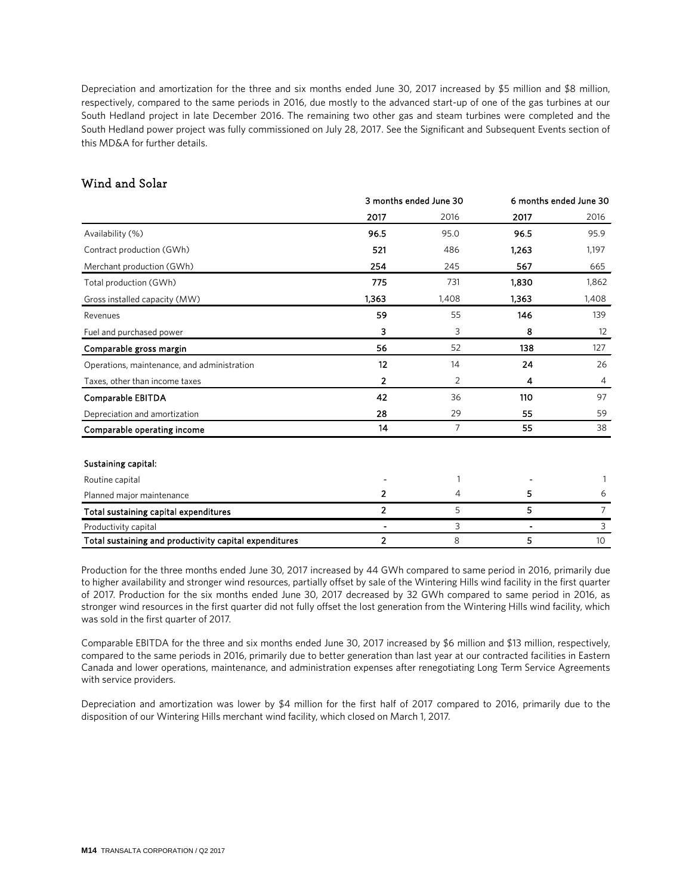Depreciation and amortization for the three and six months ended June 30, 2017 increased by $5 million and $8 million, respectively, compared to the same periods in 2016, due mostly to the advanced start-up of one of the gas turbines at our South Hedland project in late December 2016. The remaining two other gas and steam turbines were completed and the South Hedland power project was fully commissioned on July 28, 2017. See the Significant and Subsequent Events section of this MD&A for further details.

## Wind and Solar

| | 3 months ended June 30 | | 6 months ended June 30 | |
|---|---|---|---|---|
| | **2017** | 2016 | **2017** | 2016 |
| Availability (%) | **96.5** | 95.0 | **96.5** | 95.9 |
| Contract production (GWh) | **521** | 486 | **1,263** | 1,197 |
| Merchant production (GWh) | **254** | 245 | **567** | 665 |
| Total production (GWh) | **775** | 731 | **1,830** | 1,862 |
| Gross installed capacity (MW) | **1,363** | 1,408 | **1,363** | 1,408 |
| Revenues | **59** | 55 | **146** | 139 |
| Fuel and purchased power | **3** | 3 | **8** | 12 |
| **Comparable gross margin** | **56** | 52 | **138** | 127 |
| Operations, maintenance, and administration | **12** | 14 | **24** | 26 |
| Taxes, other than income taxes | **2** | 2 | **4** | 4 |
| **Comparable EBITDA** | **42** | 36 | **110** | 97 |
| Depreciation and amortization | **28** | 29 | **55** | 59 |
| **Comparable operating income** | **14** | 7 | **55** | 38 |
| | | | | |
| **Sustaining capital:** | | | | |
| Routine capital | **-** | 1 | **-** | 1 |
| Planned major maintenance | **2** | 4 | **5** | 6 |
| **Total sustaining capital expenditures** | **2** | 5 | **5** | 7 |
| Productivity capital | **-** | 3 | **-** | 3 |
| **Total sustaining and productivity capital expenditures** | **2** | 8 | **5** | 10 |

Production for the three months ended June 30, 2017 increased by 44 GWh compared to same period in 2016, primarily due to higher availability and stronger wind resources, partially offset by sale of the Wintering Hills wind facility in the first quarter of 2017. Production for the six months ended June 30, 2017 decreased by 32 GWh compared to same period in 2016, as stronger wind resources in the first quarter did not fully offset the lost generation from the Wintering Hills wind facility, which was sold in the first quarter of 2017.

Comparable EBITDA for the three and six months ended June 30, 2017 increased by $6 million and $13 million, respectively, compared to the same periods in 2016, primarily due to better generation than last year at our contracted facilities in Eastern Canada and lower operations, maintenance, and administration expenses after renegotiating Long Term Service Agreements with service providers.

Depreciation and amortization was lower by $4 million for the first half of 2017 compared to 2016, primarily due to the disposition of our Wintering Hills merchant wind facility, which closed on March 1, 2017.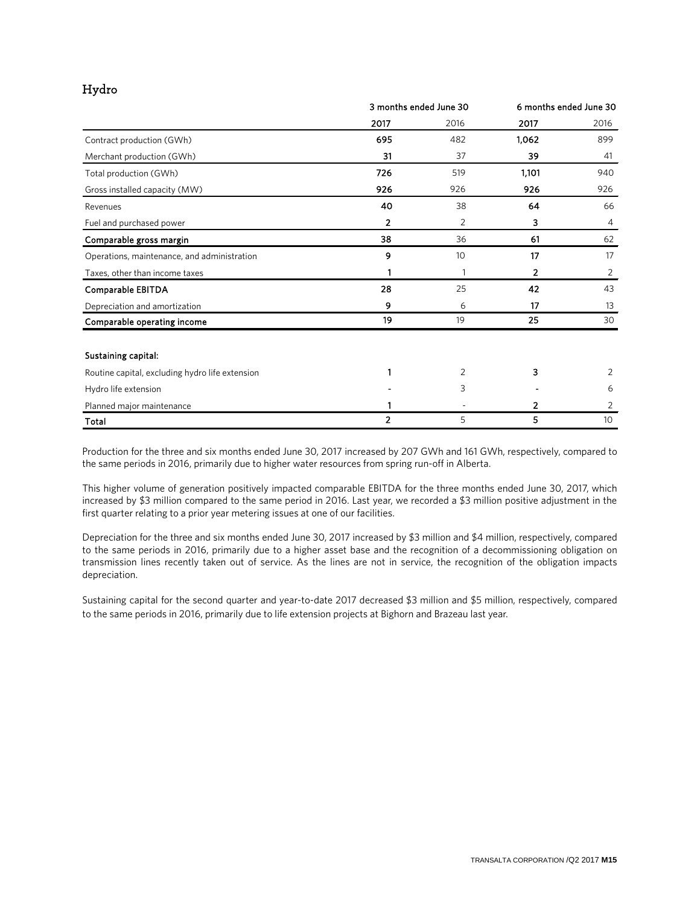## Hydro

| | 3 months ended June 30 | | 6 months ended June 30 | |
|---|---|---|---|---|
| | **2017** | 2016 | **2017** | 2016 |
| Contract production (GWh) | **695** | 482 | **1,062** | 899 |
| Merchant production (GWh) | **31** | 37 | **39** | 41 |
| Total production (GWh) | **726** | 519 | **1,101** | 940 |
| Gross installed capacity (MW) | **926** | 926 | **926** | 926 |
| Revenues | **40** | 38 | **64** | 66 |
| Fuel and purchased power | **2** | 2 | **3** | 4 |
| **Comparable gross margin** | **38** | 36 | **61** | 62 |
| Operations, maintenance, and administration | **9** | 10 | **17** | 17 |
| Taxes, other than income taxes | **1** | 1 | **2** | 2 |
| **Comparable EBITDA** | **28** | 25 | **42** | 43 |
| Depreciation and amortization | **9** | 6 | **17** | 13 |
| **Comparable operating income** | **19** | 19 | **25** | 30 |
| | | | | |
| **Sustaining capital:** | | | | |
| Routine capital, excluding hydro life extension | **1** | 2 | **3** | 2 |
| Hydro life extension | **-** | 3 | **-** | 6 |
| Planned major maintenance | **1** | - | **2** | 2 |
| **Total** | **2** | 5 | **5** | 10 |

Production for the three and six months ended June 30, 2017 increased by 207 GWh and 161 GWh, respectively, compared to the same periods in 2016, primarily due to higher water resources from spring run-off in Alberta.

This higher volume of generation positively impacted comparable EBITDA for the three months ended June 30, 2017, which increased by $3 million compared to the same period in 2016. Last year, we recorded a $3 million positive adjustment in the first quarter relating to a prior year metering issues at one of our facilities.

Depreciation for the three and six months ended June 30, 2017 increased by $3 million and $4 million, respectively, compared to the same periods in 2016, primarily due to a higher asset base and the recognition of a decommissioning obligation on transmission lines recently taken out of service. As the lines are not in service, the recognition of the obligation impacts depreciation.

Sustaining capital for the second quarter and year-to-date 2017 decreased $3 million and $5 million, respectively, compared to the same periods in 2016, primarily due to life extension projects at Bighorn and Brazeau last year.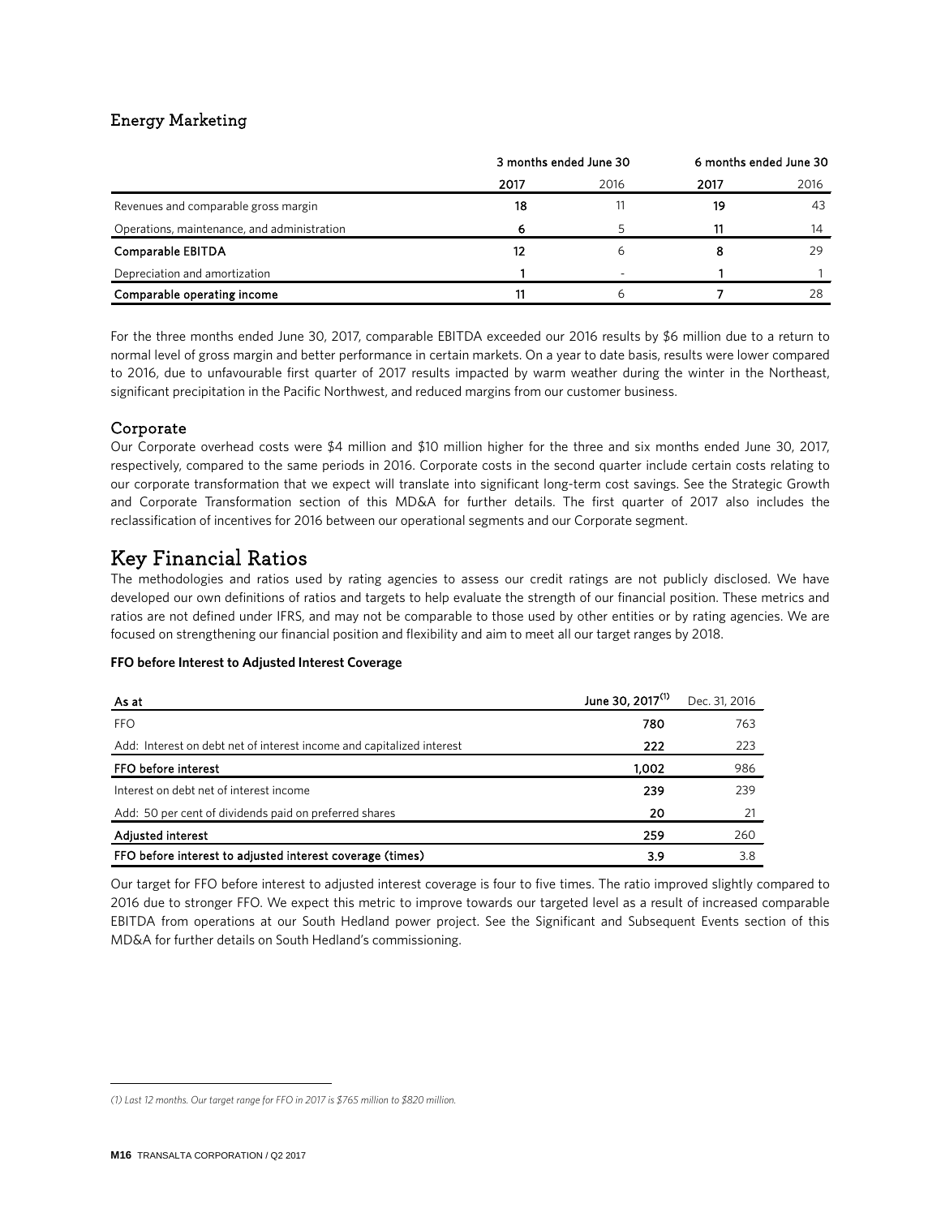### Energy Marketing

| | 3 months ended June 30 | | 6 months ended June 30 | |
|---|---|---|---|---|
| | **2017** | 2016 | **2017** | 2016 |
| Revenues and comparable gross margin | **18** | 11 | **19** | 43 |
| Operations, maintenance, and administration | **6** | 5 | **11** | 14 |
| **Comparable EBITDA** | **12** | 6 | **8** | 29 |
| Depreciation and amortization | **1** | - | **1** | 1 |
| **Comparable operating income** | **11** | 6 | **7** | 28 |

For the three months ended June 30, 2017, comparable EBITDA exceeded our 2016 results by $6 million due to a return to normal level of gross margin and better performance in certain markets. On a year to date basis, results were lower compared to 2016, due to unfavourable first quarter of 2017 results impacted by warm weather during the winter in the Northeast, significant precipitation in the Pacific Northwest, and reduced margins from our customer business.

### Corporate

Our Corporate overhead costs were $4 million and $10 million higher for the three and six months ended June 30, 2017, respectively, compared to the same periods in 2016. Corporate costs in the second quarter include certain costs relating to our corporate transformation that we expect will translate into significant long-term cost savings. See the Strategic Growth and Corporate Transformation section of this MD&A for further details. The first quarter of 2017 also includes the reclassification of incentives for 2016 between our operational segments and our Corporate segment.

## Key Financial Ratios

The methodologies and ratios used by rating agencies to assess our credit ratings are not publicly disclosed. We have developed our own definitions of ratios and targets to help evaluate the strength of our financial position. These metrics and ratios are not defined under IFRS, and may not be comparable to those used by other entities or by rating agencies. We are focused on strengthening our financial position and flexibility and aim to meet all our target ranges by 2018.

**FFO before Interest to Adjusted Interest Coverage**

| As at | June 30, 2017[1] | Dec. 31, 2016 |
|---|---|---|
| FFO | **780** | 763 |
| Add: Interest on debt net of interest income and capitalized interest | **222** | 223 |
| **FFO before interest** | **1,002** | 986 |
| Interest on debt net of interest income | **239** | 239 |
| Add: 50 per cent of dividends paid on preferred shares | **20** | 21 |
| **Adjusted interest** | **259** | 260 |
| **FFO before interest to adjusted interest coverage (times)** | **3.9** | 3.8 |

Our target for FFO before interest to adjusted interest coverage is four to five times. The ratio improved slightly compared to 2016 due to stronger FFO. We expect this metric to improve towards our targeted level as a result of increased comparable EBITDA from operations at our South Hedland power project. See the Significant and Subsequent Events section of this MD&A for further details on South Hedland's commissioning.

*(1) Last 12 months. Our target range for FFO in 2017 is $765 million to $820 million.*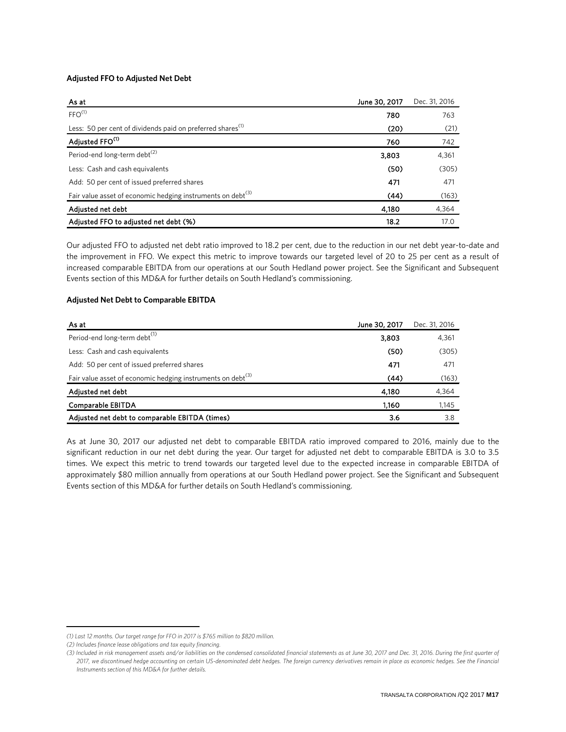**Adjusted FFO to Adjusted Net Debt**

| As at | June 30, 2017 | Dec. 31, 2016 |
|---|---|---|
| FFO[1] | **780** | 763 |
| Less: 50 per cent of dividends paid on preferred shares[1] | **(20)** | (21) |
| **Adjusted FFO[1]** | **760** | 742 |
| Period-end long-term debt[2] | **3,803** | 4,361 |
| Less: Cash and cash equivalents | **(50)** | (305) |
| Add: 50 per cent of issued preferred shares | **471** | 471 |
| Fair value asset of economic hedging instruments on debt[3] | **(44)** | (163) |
| **Adjusted net debt** | **4,180** | 4,364 |
| **Adjusted FFO to adjusted net debt (%)** | **18.2** | 17.0 |

Our adjusted FFO to adjusted net debt ratio improved to 18.2 per cent, due to the reduction in our net debt year-to-date and the improvement in FFO. We expect this metric to improve towards our targeted level of 20 to 25 per cent as a result of increased comparable EBITDA from our operations at our South Hedland power project. See the Significant and Subsequent Events section of this MD&A for further details on South Hedland's commissioning.

**Adjusted Net Debt to Comparable EBITDA**

| As at | June 30, 2017 | Dec. 31, 2016 |
|---|---|---|
| Period-end long-term debt[1] | **3,803** | 4,361 |
| Less: Cash and cash equivalents | **(50)** | (305) |
| Add: 50 per cent of issued preferred shares | **471** | 471 |
| Fair value asset of economic hedging instruments on debt[3] | **(44)** | (163) |
| **Adjusted net debt** | **4,180** | 4,364 |
| **Comparable EBITDA** | **1,160** | 1,145 |
| **Adjusted net debt to comparable EBITDA (times)** | **3.6** | 3.8 |

As at June 30, 2017 our adjusted net debt to comparable EBITDA ratio improved compared to 2016, mainly due to the significant reduction in our net debt during the year. Our target for adjusted net debt to comparable EBITDA is 3.0 to 3.5 times. We expect this metric to trend towards our targeted level due to the expected increase in comparable EBITDA of approximately $80 million annually from operations at our South Hedland power project. See the Significant and Subsequent Events section of this MD&A for further details on South Hedland's commissioning.

---

*(1) Last 12 months. Our target range for FFO in 2017 is $765 million to $820 million.*

*(2) Includes finance lease obligations and tax equity financing.*

*(3) Included in risk management assets and/or liabilities on the condensed consolidated financial statements as at June 30, 2017 and Dec. 31, 2016. During the first quarter of 2017, we discontinued hedge accounting on certain US-denominated debt hedges. The foreign currency derivatives remain in place as economic hedges. See the Financial Instruments section of this MD&A for further details.*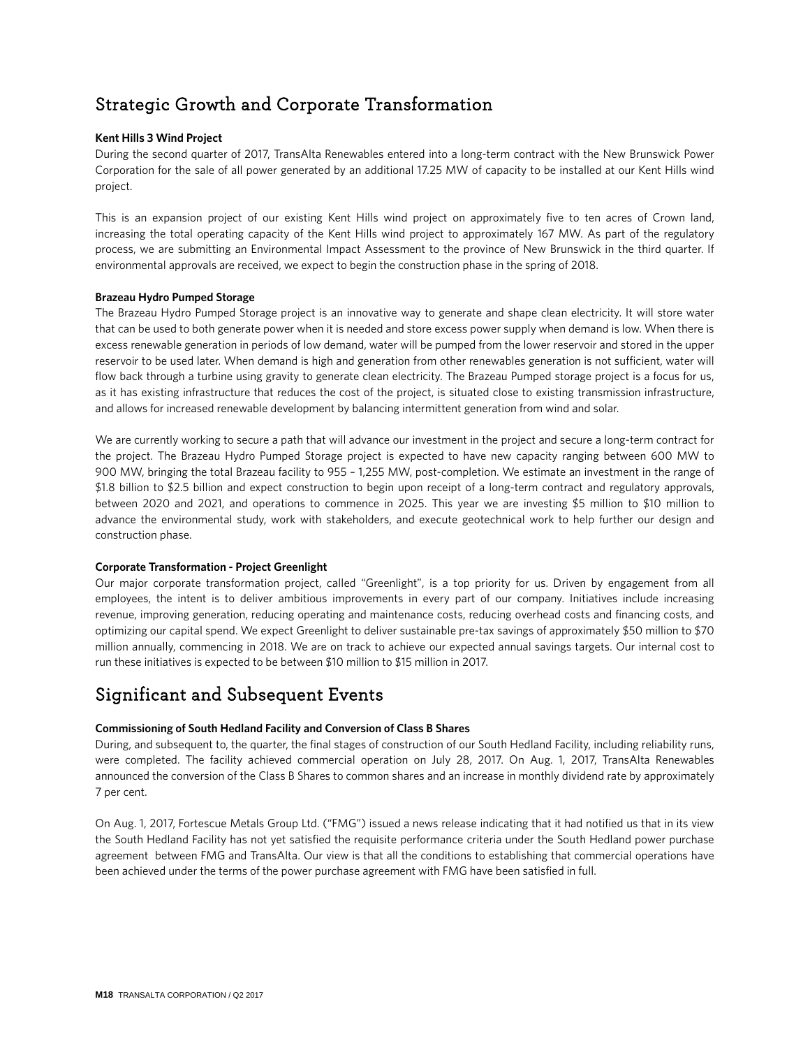## Strategic Growth and Corporate Transformation

**Kent Hills 3 Wind Project**

During the second quarter of 2017, TransAlta Renewables entered into a long-term contract with the New Brunswick Power Corporation for the sale of all power generated by an additional 17.25 MW of capacity to be installed at our Kent Hills wind project.

This is an expansion project of our existing Kent Hills wind project on approximately five to ten acres of Crown land, increasing the total operating capacity of the Kent Hills wind project to approximately 167 MW. As part of the regulatory process, we are submitting an Environmental Impact Assessment to the province of New Brunswick in the third quarter. If environmental approvals are received, we expect to begin the construction phase in the spring of 2018.

**Brazeau Hydro Pumped Storage**

The Brazeau Hydro Pumped Storage project is an innovative way to generate and shape clean electricity. It will store water that can be used to both generate power when it is needed and store excess power supply when demand is low. When there is excess renewable generation in periods of low demand, water will be pumped from the lower reservoir and stored in the upper reservoir to be used later. When demand is high and generation from other renewables generation is not sufficient, water will flow back through a turbine using gravity to generate clean electricity. The Brazeau Pumped storage project is a focus for us, as it has existing infrastructure that reduces the cost of the project, is situated close to existing transmission infrastructure, and allows for increased renewable development by balancing intermittent generation from wind and solar.

We are currently working to secure a path that will advance our investment in the project and secure a long-term contract for the project. The Brazeau Hydro Pumped Storage project is expected to have new capacity ranging between 600 MW to 900 MW, bringing the total Brazeau facility to 955 – 1,255 MW, post-completion. We estimate an investment in the range of $1.8 billion to $2.5 billion and expect construction to begin upon receipt of a long-term contract and regulatory approvals, between 2020 and 2021, and operations to commence in 2025. This year we are investing $5 million to $10 million to advance the environmental study, work with stakeholders, and execute geotechnical work to help further our design and construction phase.

**Corporate Transformation - Project Greenlight**

Our major corporate transformation project, called "Greenlight", is a top priority for us. Driven by engagement from all employees, the intent is to deliver ambitious improvements in every part of our company. Initiatives include increasing revenue, improving generation, reducing operating and maintenance costs, reducing overhead costs and financing costs, and optimizing our capital spend. We expect Greenlight to deliver sustainable pre-tax savings of approximately $50 million to $70 million annually, commencing in 2018. We are on track to achieve our expected annual savings targets. Our internal cost to run these initiatives is expected to be between $10 million to $15 million in 2017.

## Significant and Subsequent Events

**Commissioning of South Hedland Facility and Conversion of Class B Shares**

During, and subsequent to, the quarter, the final stages of construction of our South Hedland Facility, including reliability runs, were completed. The facility achieved commercial operation on July 28, 2017. On Aug. 1, 2017, TransAlta Renewables announced the conversion of the Class B Shares to common shares and an increase in monthly dividend rate by approximately 7 per cent.

On Aug. 1, 2017, Fortescue Metals Group Ltd. ("FMG") issued a news release indicating that it had notified us that in its view the South Hedland Facility has not yet satisfied the requisite performance criteria under the South Hedland power purchase agreement between FMG and TransAlta. Our view is that all the conditions to establishing that commercial operations have been achieved under the terms of the power purchase agreement with FMG have been satisfied in full.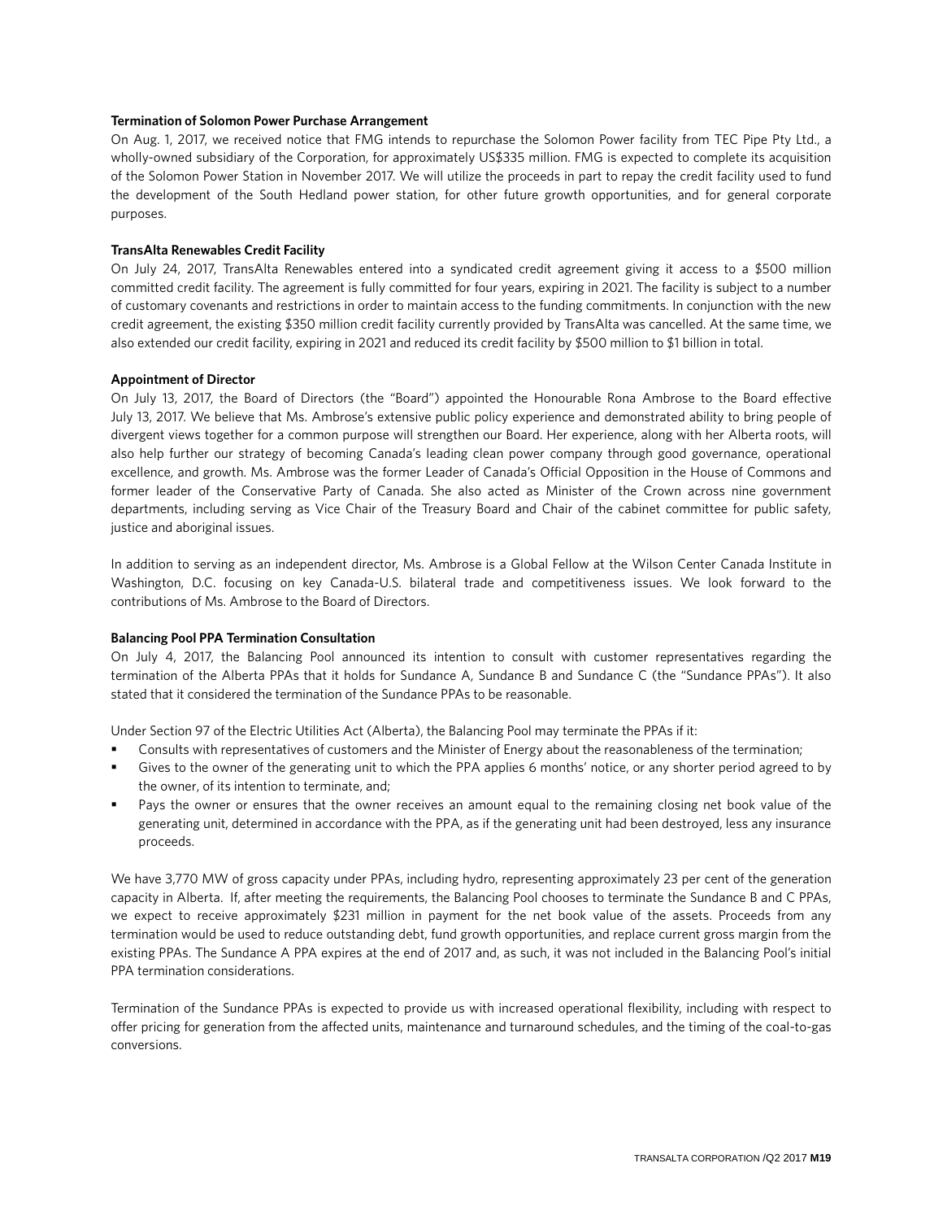**Termination of Solomon Power Purchase Arrangement**

On Aug. 1, 2017, we received notice that FMG intends to repurchase the Solomon Power facility from TEC Pipe Pty Ltd., a wholly-owned subsidiary of the Corporation, for approximately US$335 million. FMG is expected to complete its acquisition of the Solomon Power Station in November 2017. We will utilize the proceeds in part to repay the credit facility used to fund the development of the South Hedland power station, for other future growth opportunities, and for general corporate purposes.

**TransAlta Renewables Credit Facility**

On July 24, 2017, TransAlta Renewables entered into a syndicated credit agreement giving it access to a $500 million committed credit facility. The agreement is fully committed for four years, expiring in 2021. The facility is subject to a number of customary covenants and restrictions in order to maintain access to the funding commitments. In conjunction with the new credit agreement, the existing $350 million credit facility currently provided by TransAlta was cancelled. At the same time, we also extended our credit facility, expiring in 2021 and reduced its credit facility by $500 million to $1 billion in total.

**Appointment of Director**

On July 13, 2017, the Board of Directors (the "Board") appointed the Honourable Rona Ambrose to the Board effective July 13, 2017. We believe that Ms. Ambrose's extensive public policy experience and demonstrated ability to bring people of divergent views together for a common purpose will strengthen our Board. Her experience, along with her Alberta roots, will also help further our strategy of becoming Canada's leading clean power company through good governance, operational excellence, and growth. Ms. Ambrose was the former Leader of Canada's Official Opposition in the House of Commons and former leader of the Conservative Party of Canada. She also acted as Minister of the Crown across nine government departments, including serving as Vice Chair of the Treasury Board and Chair of the cabinet committee for public safety, justice and aboriginal issues.

In addition to serving as an independent director, Ms. Ambrose is a Global Fellow at the Wilson Center Canada Institute in Washington, D.C. focusing on key Canada-U.S. bilateral trade and competitiveness issues. We look forward to the contributions of Ms. Ambrose to the Board of Directors.

**Balancing Pool PPA Termination Consultation**

On July 4, 2017, the Balancing Pool announced its intention to consult with customer representatives regarding the termination of the Alberta PPAs that it holds for Sundance A, Sundance B and Sundance C (the "Sundance PPAs"). It also stated that it considered the termination of the Sundance PPAs to be reasonable.

Under Section 97 of the Electric Utilities Act (Alberta), the Balancing Pool may terminate the PPAs if it:

- Consults with representatives of customers and the Minister of Energy about the reasonableness of the termination;
- Gives to the owner of the generating unit to which the PPA applies 6 months' notice, or any shorter period agreed to by the owner, of its intention to terminate, and;
- Pays the owner or ensures that the owner receives an amount equal to the remaining closing net book value of the generating unit, determined in accordance with the PPA, as if the generating unit had been destroyed, less any insurance proceeds.

We have 3,770 MW of gross capacity under PPAs, including hydro, representing approximately 23 per cent of the generation capacity in Alberta. If, after meeting the requirements, the Balancing Pool chooses to terminate the Sundance B and C PPAs, we expect to receive approximately $231 million in payment for the net book value of the assets. Proceeds from any termination would be used to reduce outstanding debt, fund growth opportunities, and replace current gross margin from the existing PPAs. The Sundance A PPA expires at the end of 2017 and, as such, it was not included in the Balancing Pool's initial PPA termination considerations.

Termination of the Sundance PPAs is expected to provide us with increased operational flexibility, including with respect to offer pricing for generation from the affected units, maintenance and turnaround schedules, and the timing of the coal-to-gas conversions.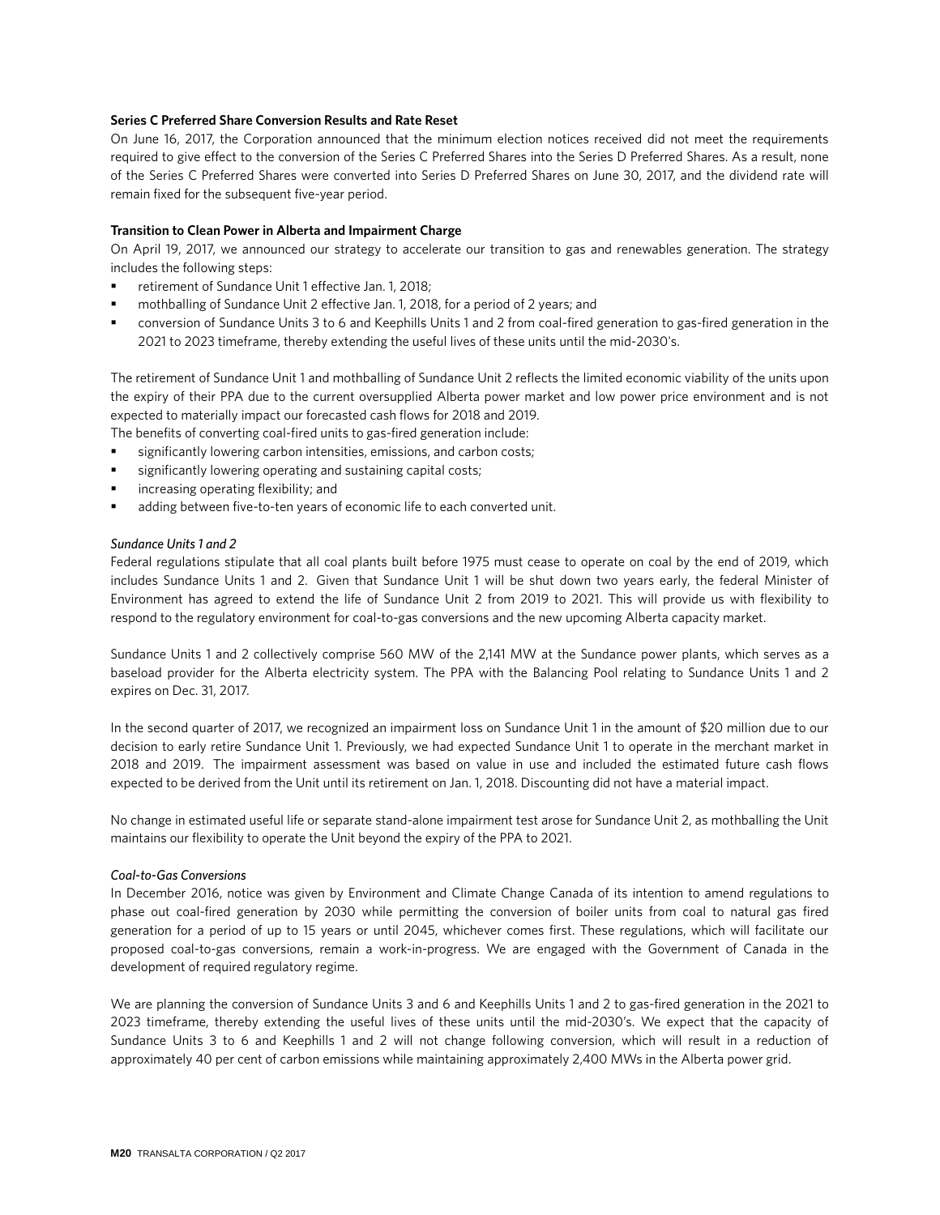**Series C Preferred Share Conversion Results and Rate Reset**

On June 16, 2017, the Corporation announced that the minimum election notices received did not meet the requirements required to give effect to the conversion of the Series C Preferred Shares into the Series D Preferred Shares. As a result, none of the Series C Preferred Shares were converted into Series D Preferred Shares on June 30, 2017, and the dividend rate will remain fixed for the subsequent five-year period.

**Transition to Clean Power in Alberta and Impairment Charge**

On April 19, 2017, we announced our strategy to accelerate our transition to gas and renewables generation. The strategy includes the following steps:

- retirement of Sundance Unit 1 effective Jan. 1, 2018;
- mothballing of Sundance Unit 2 effective Jan. 1, 2018, for a period of 2 years; and
- conversion of Sundance Units 3 to 6 and Keephills Units 1 and 2 from coal-fired generation to gas-fired generation in the 2021 to 2023 timeframe, thereby extending the useful lives of these units until the mid-2030's.

The retirement of Sundance Unit 1 and mothballing of Sundance Unit 2 reflects the limited economic viability of the units upon the expiry of their PPA due to the current oversupplied Alberta power market and low power price environment and is not expected to materially impact our forecasted cash flows for 2018 and 2019.

The benefits of converting coal-fired units to gas-fired generation include:

- significantly lowering carbon intensities, emissions, and carbon costs;
- significantly lowering operating and sustaining capital costs;
- increasing operating flexibility; and
- adding between five-to-ten years of economic life to each converted unit.

*Sundance Units 1 and 2*

Federal regulations stipulate that all coal plants built before 1975 must cease to operate on coal by the end of 2019, which includes Sundance Units 1 and 2. Given that Sundance Unit 1 will be shut down two years early, the federal Minister of Environment has agreed to extend the life of Sundance Unit 2 from 2019 to 2021. This will provide us with flexibility to respond to the regulatory environment for coal-to-gas conversions and the new upcoming Alberta capacity market.

Sundance Units 1 and 2 collectively comprise 560 MW of the 2,141 MW at the Sundance power plants, which serves as a baseload provider for the Alberta electricity system. The PPA with the Balancing Pool relating to Sundance Units 1 and 2 expires on Dec. 31, 2017.

In the second quarter of 2017, we recognized an impairment loss on Sundance Unit 1 in the amount of $20 million due to our decision to early retire Sundance Unit 1. Previously, we had expected Sundance Unit 1 to operate in the merchant market in 2018 and 2019. The impairment assessment was based on value in use and included the estimated future cash flows expected to be derived from the Unit until its retirement on Jan. 1, 2018. Discounting did not have a material impact.

No change in estimated useful life or separate stand-alone impairment test arose for Sundance Unit 2, as mothballing the Unit maintains our flexibility to operate the Unit beyond the expiry of the PPA to 2021.

*Coal-to-Gas Conversions*

In December 2016, notice was given by Environment and Climate Change Canada of its intention to amend regulations to phase out coal-fired generation by 2030 while permitting the conversion of boiler units from coal to natural gas fired generation for a period of up to 15 years or until 2045, whichever comes first. These regulations, which will facilitate our proposed coal-to-gas conversions, remain a work-in-progress. We are engaged with the Government of Canada in the development of required regulatory regime.

We are planning the conversion of Sundance Units 3 and 6 and Keephills Units 1 and 2 to gas-fired generation in the 2021 to 2023 timeframe, thereby extending the useful lives of these units until the mid-2030's. We expect that the capacity of Sundance Units 3 to 6 and Keephills 1 and 2 will not change following conversion, which will result in a reduction of approximately 40 per cent of carbon emissions while maintaining approximately 2,400 MWs in the Alberta power grid.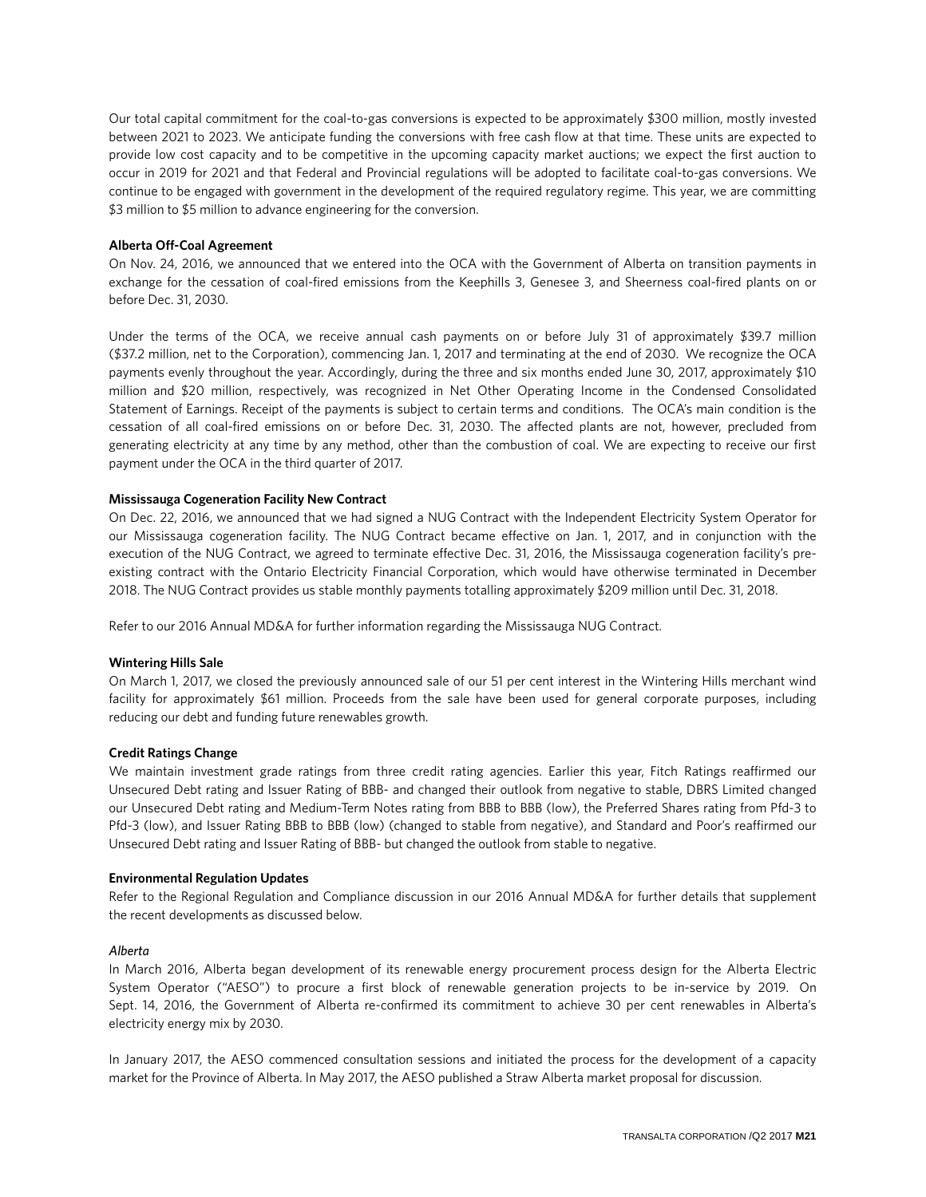Our total capital commitment for the coal-to-gas conversions is expected to be approximately $300 million, mostly invested between 2021 to 2023. We anticipate funding the conversions with free cash flow at that time. These units are expected to provide low cost capacity and to be competitive in the upcoming capacity market auctions; we expect the first auction to occur in 2019 for 2021 and that Federal and Provincial regulations will be adopted to facilitate coal-to-gas conversions. We continue to be engaged with government in the development of the required regulatory regime. This year, we are committing $3 million to $5 million to advance engineering for the conversion.

**Alberta Off-Coal Agreement**

On Nov. 24, 2016, we announced that we entered into the OCA with the Government of Alberta on transition payments in exchange for the cessation of coal-fired emissions from the Keephills 3, Genesee 3, and Sheerness coal-fired plants on or before Dec. 31, 2030.

Under the terms of the OCA, we receive annual cash payments on or before July 31 of approximately $39.7 million ($37.2 million, net to the Corporation), commencing Jan. 1, 2017 and terminating at the end of 2030. We recognize the OCA payments evenly throughout the year. Accordingly, during the three and six months ended June 30, 2017, approximately $10 million and $20 million, respectively, was recognized in Net Other Operating Income in the Condensed Consolidated Statement of Earnings. Receipt of the payments is subject to certain terms and conditions. The OCA's main condition is the cessation of all coal-fired emissions on or before Dec. 31, 2030. The affected plants are not, however, precluded from generating electricity at any time by any method, other than the combustion of coal. We are expecting to receive our first payment under the OCA in the third quarter of 2017.

**Mississauga Cogeneration Facility New Contract**

On Dec. 22, 2016, we announced that we had signed a NUG Contract with the Independent Electricity System Operator for our Mississauga cogeneration facility. The NUG Contract became effective on Jan. 1, 2017, and in conjunction with the execution of the NUG Contract, we agreed to terminate effective Dec. 31, 2016, the Mississauga cogeneration facility's pre-existing contract with the Ontario Electricity Financial Corporation, which would have otherwise terminated in December 2018. The NUG Contract provides us stable monthly payments totalling approximately $209 million until Dec. 31, 2018.

Refer to our 2016 Annual MD&A for further information regarding the Mississauga NUG Contract.

**Wintering Hills Sale**

On March 1, 2017, we closed the previously announced sale of our 51 per cent interest in the Wintering Hills merchant wind facility for approximately $61 million. Proceeds from the sale have been used for general corporate purposes, including reducing our debt and funding future renewables growth.

**Credit Ratings Change**

We maintain investment grade ratings from three credit rating agencies. Earlier this year, Fitch Ratings reaffirmed our Unsecured Debt rating and Issuer Rating of BBB- and changed their outlook from negative to stable, DBRS Limited changed our Unsecured Debt rating and Medium-Term Notes rating from BBB to BBB (low), the Preferred Shares rating from Pfd-3 to Pfd-3 (low), and Issuer Rating BBB to BBB (low) (changed to stable from negative), and Standard and Poor's reaffirmed our Unsecured Debt rating and Issuer Rating of BBB- but changed the outlook from stable to negative.

**Environmental Regulation Updates**

Refer to the Regional Regulation and Compliance discussion in our 2016 Annual MD&A for further details that supplement the recent developments as discussed below.

*Alberta*

In March 2016, Alberta began development of its renewable energy procurement process design for the Alberta Electric System Operator ("AESO") to procure a first block of renewable generation projects to be in-service by 2019. On Sept. 14, 2016, the Government of Alberta re-confirmed its commitment to achieve 30 per cent renewables in Alberta's electricity energy mix by 2030.

In January 2017, the AESO commenced consultation sessions and initiated the process for the development of a capacity market for the Province of Alberta. In May 2017, the AESO published a Straw Alberta market proposal for discussion.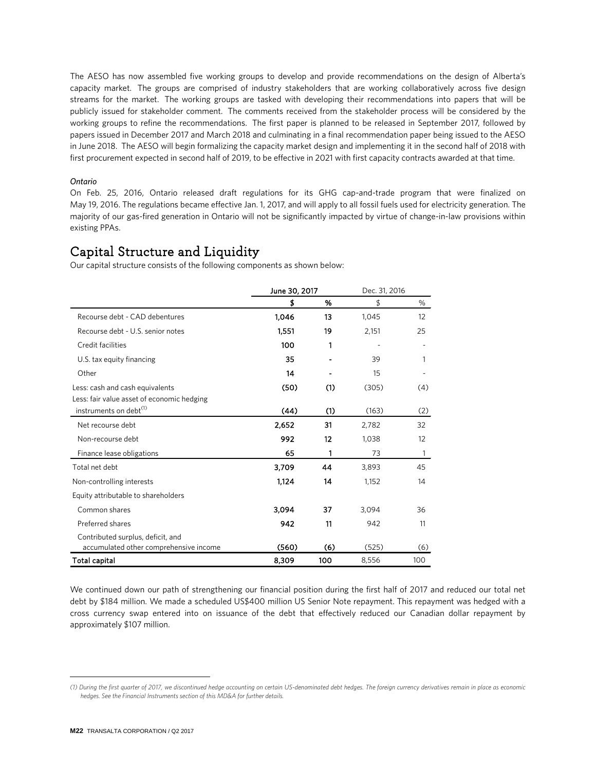The AESO has now assembled five working groups to develop and provide recommendations on the design of Alberta's capacity market. The groups are comprised of industry stakeholders that are working collaboratively across five design streams for the market. The working groups are tasked with developing their recommendations into papers that will be publicly issued for stakeholder comment. The comments received from the stakeholder process will be considered by the working groups to refine the recommendations. The first paper is planned to be released in September 2017, followed by papers issued in December 2017 and March 2018 and culminating in a final recommendation paper being issued to the AESO in June 2018. The AESO will begin formalizing the capacity market design and implementing it in the second half of 2018 with first procurement expected in second half of 2019, to be effective in 2021 with first capacity contracts awarded at that time.

*Ontario*

On Feb. 25, 2016, Ontario released draft regulations for its GHG cap-and-trade program that were finalized on May 19, 2016. The regulations became effective Jan. 1, 2017, and will apply to all fossil fuels used for electricity generation. The majority of our gas-fired generation in Ontario will not be significantly impacted by virtue of change-in-law provisions within existing PPAs.

# Capital Structure and Liquidity

Our capital structure consists of the following components as shown below:

| | **June 30, 2017** | | Dec. 31, 2016 | |
|---|---|---|---|---|
| | **$** | **%** | $ | % |
| Recourse debt - CAD debentures | **1,046** | **13** | 1,045 | 12 |
| Recourse debt - U.S. senior notes | **1,551** | **19** | 2,151 | 25 |
| Credit facilities | **100** | **1** | - | - |
| U.S. tax equity financing | **35** | **-** | 39 | 1 |
| Other | **14** | **-** | 15 | - |
| Less: cash and cash equivalents | **(50)** | **(1)** | (305) | (4) |
| Less: fair value asset of economic hedging instruments on debt[1] | **(44)** | **(1)** | (163) | (2) |
| Net recourse debt | **2,652** | **31** | 2,782 | 32 |
| Non-recourse debt | **992** | **12** | 1,038 | 12 |
| Finance lease obligations | **65** | **1** | 73 | 1 |
| Total net debt | **3,709** | **44** | 3,893 | 45 |
| Non-controlling interests | **1,124** | **14** | 1,152 | 14 |
| Equity attributable to shareholders | | | | |
| Common shares | **3,094** | **37** | 3,094 | 36 |
| Preferred shares | **942** | **11** | 942 | 11 |
| Contributed surplus, deficit, and accumulated other comprehensive income | **(560)** | **(6)** | (525) | (6) |
| **Total capital** | **8,309** | **100** | 8,556 | 100 |

We continued down our path of strengthening our financial position during the first half of 2017 and reduced our total net debt by $184 million. We made a scheduled US$400 million US Senior Note repayment. This repayment was hedged with a cross currency swap entered into on issuance of the debt that effectively reduced our Canadian dollar repayment by approximately $107 million.

*(1) During the first quarter of 2017, we discontinued hedge accounting on certain US-denominated debt hedges. The foreign currency derivatives remain in place as economic hedges. See the Financial Instruments section of this MD&A for further details.*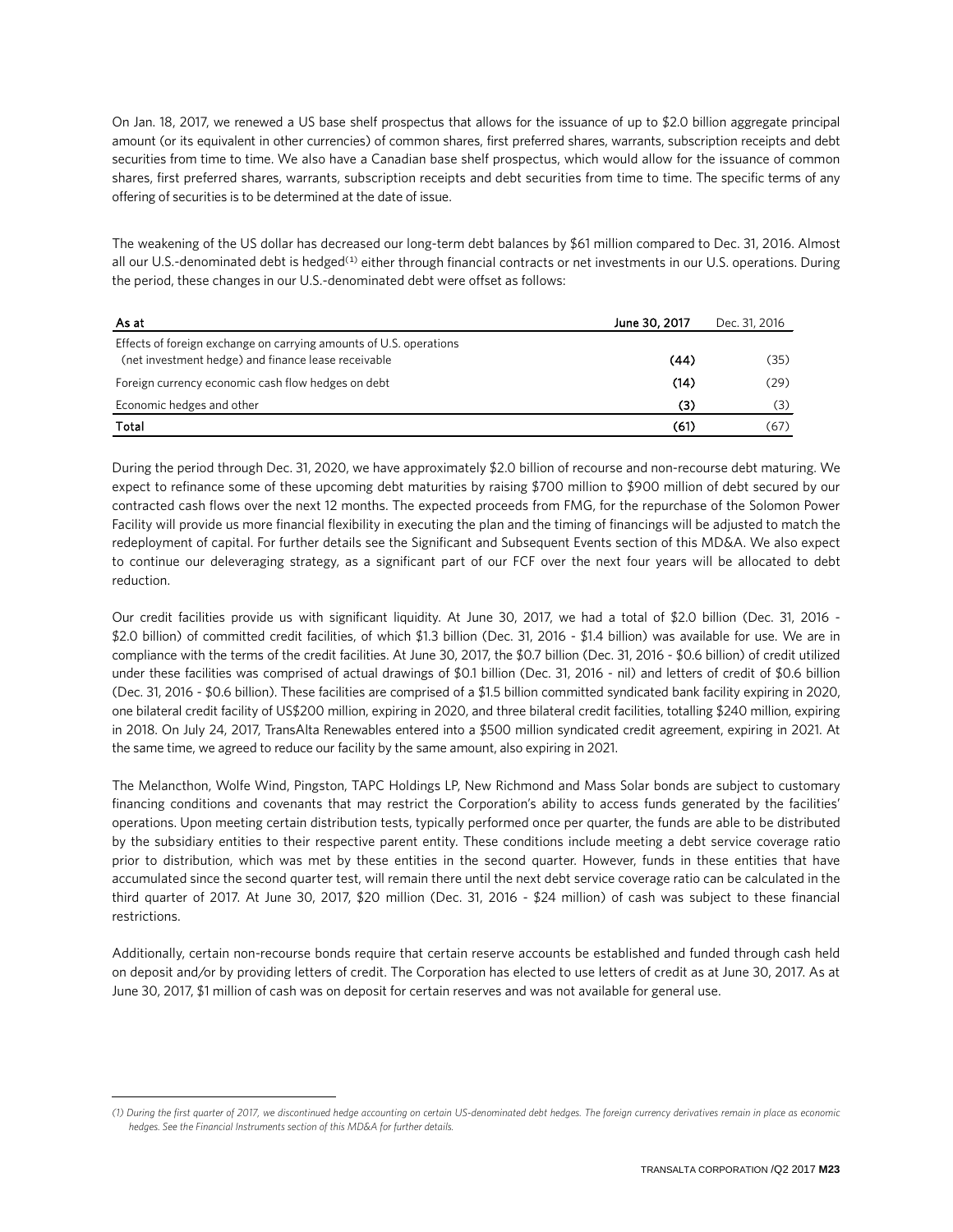On Jan. 18, 2017, we renewed a US base shelf prospectus that allows for the issuance of up to $2.0 billion aggregate principal amount (or its equivalent in other currencies) of common shares, first preferred shares, warrants, subscription receipts and debt securities from time to time. We also have a Canadian base shelf prospectus, which would allow for the issuance of common shares, first preferred shares, warrants, subscription receipts and debt securities from time to time. The specific terms of any offering of securities is to be determined at the date of issue.

The weakening of the US dollar has decreased our long-term debt balances by $61 million compared to Dec. 31, 2016. Almost all our U.S.-denominated debt is hedged[1] either through financial contracts or net investments in our U.S. operations. During the period, these changes in our U.S.-denominated debt were offset as follows:

| As at | June 30, 2017 | Dec. 31, 2016 |
|---|---|---|
| Effects of foreign exchange on carrying amounts of U.S. operations (net investment hedge) and finance lease receivable | **(44)** | (35) |
| Foreign currency economic cash flow hedges on debt | **(14)** | (29) |
| Economic hedges and other | **(3)** | (3) |
| **Total** | **(61)** | (67) |

During the period through Dec. 31, 2020, we have approximately $2.0 billion of recourse and non-recourse debt maturing. We expect to refinance some of these upcoming debt maturities by raising $700 million to $900 million of debt secured by our contracted cash flows over the next 12 months. The expected proceeds from FMG, for the repurchase of the Solomon Power Facility will provide us more financial flexibility in executing the plan and the timing of financings will be adjusted to match the redeployment of capital. For further details see the Significant and Subsequent Events section of this MD&A. We also expect to continue our deleveraging strategy, as a significant part of our FCF over the next four years will be allocated to debt reduction.

Our credit facilities provide us with significant liquidity. At June 30, 2017, we had a total of $2.0 billion (Dec. 31, 2016 - $2.0 billion) of committed credit facilities, of which $1.3 billion (Dec. 31, 2016 - $1.4 billion) was available for use. We are in compliance with the terms of the credit facilities. At June 30, 2017, the $0.7 billion (Dec. 31, 2016 - $0.6 billion) of credit utilized under these facilities was comprised of actual drawings of $0.1 billion (Dec. 31, 2016 - nil) and letters of credit of $0.6 billion (Dec. 31, 2016 - $0.6 billion). These facilities are comprised of a $1.5 billion committed syndicated bank facility expiring in 2020, one bilateral credit facility of US$200 million, expiring in 2020, and three bilateral credit facilities, totalling $240 million, expiring in 2018. On July 24, 2017, TransAlta Renewables entered into a $500 million syndicated credit agreement, expiring in 2021. At the same time, we agreed to reduce our facility by the same amount, also expiring in 2021.

The Melancthon, Wolfe Wind, Pingston, TAPC Holdings LP, New Richmond and Mass Solar bonds are subject to customary financing conditions and covenants that may restrict the Corporation's ability to access funds generated by the facilities' operations. Upon meeting certain distribution tests, typically performed once per quarter, the funds are able to be distributed by the subsidiary entities to their respective parent entity. These conditions include meeting a debt service coverage ratio prior to distribution, which was met by these entities in the second quarter. However, funds in these entities that have accumulated since the second quarter test, will remain there until the next debt service coverage ratio can be calculated in the third quarter of 2017. At June 30, 2017, $20 million (Dec. 31, 2016 - $24 million) of cash was subject to these financial restrictions.

Additionally, certain non-recourse bonds require that certain reserve accounts be established and funded through cash held on deposit and/or by providing letters of credit. The Corporation has elected to use letters of credit as at June 30, 2017. As at June 30, 2017, $1 million of cash was on deposit for certain reserves and was not available for general use.

---

*(1) During the first quarter of 2017, we discontinued hedge accounting on certain US-denominated debt hedges. The foreign currency derivatives remain in place as economic hedges. See the Financial Instruments section of this MD&A for further details.*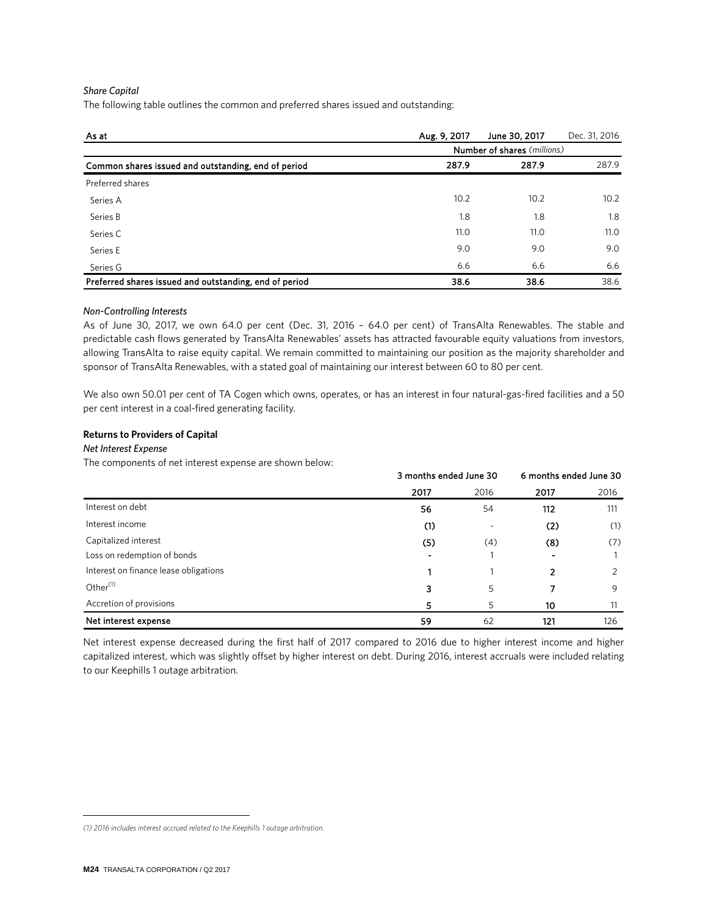*Share Capital*

The following table outlines the common and preferred shares issued and outstanding:

| As at | Aug. 9, 2017 | June 30, 2017 | Dec. 31, 2016 |
|---|---|---|---|
| | Number of shares *(millions)* | | |
| **Common shares issued and outstanding, end of period** | **287.9** | **287.9** | 287.9 |
| Preferred shares | | | |
| Series A | 10.2 | 10.2 | 10.2 |
| Series B | 1.8 | 1.8 | 1.8 |
| Series C | 11.0 | 11.0 | 11.0 |
| Series E | 9.0 | 9.0 | 9.0 |
| Series G | 6.6 | 6.6 | 6.6 |
| **Preferred shares issued and outstanding, end of period** | **38.6** | **38.6** | 38.6 |

*Non-Controlling Interests*

As of June 30, 2017, we own 64.0 per cent (Dec. 31, 2016 – 64.0 per cent) of TransAlta Renewables. The stable and predictable cash flows generated by TransAlta Renewables' assets has attracted favourable equity valuations from investors, allowing TransAlta to raise equity capital. We remain committed to maintaining our position as the majority shareholder and sponsor of TransAlta Renewables, with a stated goal of maintaining our interest between 60 to 80 per cent.

We also own 50.01 per cent of TA Cogen which owns, operates, or has an interest in four natural-gas-fired facilities and a 50 per cent interest in a coal-fired generating facility.

**Returns to Providers of Capital**

*Net Interest Expense*

The components of net interest expense are shown below:

| | 3 months ended June 30 | | 6 months ended June 30 | |
|---|---|---|---|---|
| | **2017** | 2016 | **2017** | 2016 |
| Interest on debt | **56** | 54 | **112** | 111 |
| Interest income | **(1)** | - | **(2)** | (1) |
| Capitalized interest | **(5)** | (4) | **(8)** | (7) |
| Loss on redemption of bonds | **-** | 1 | **-** | 1 |
| Interest on finance lease obligations | **1** | 1 | **2** | 2 |
| Other[1] | **3** | 5 | **7** | 9 |
| Accretion of provisions | **5** | 5 | **10** | 11 |
| **Net interest expense** | **59** | 62 | **121** | 126 |

Net interest expense decreased during the first half of 2017 compared to 2016 due to higher interest income and higher capitalized interest, which was slightly offset by higher interest on debt. During 2016, interest accruals were included relating to our Keephills 1 outage arbitration.

*(1) 2016 includes interest accrued related to the Keephills 1 outage arbitration.*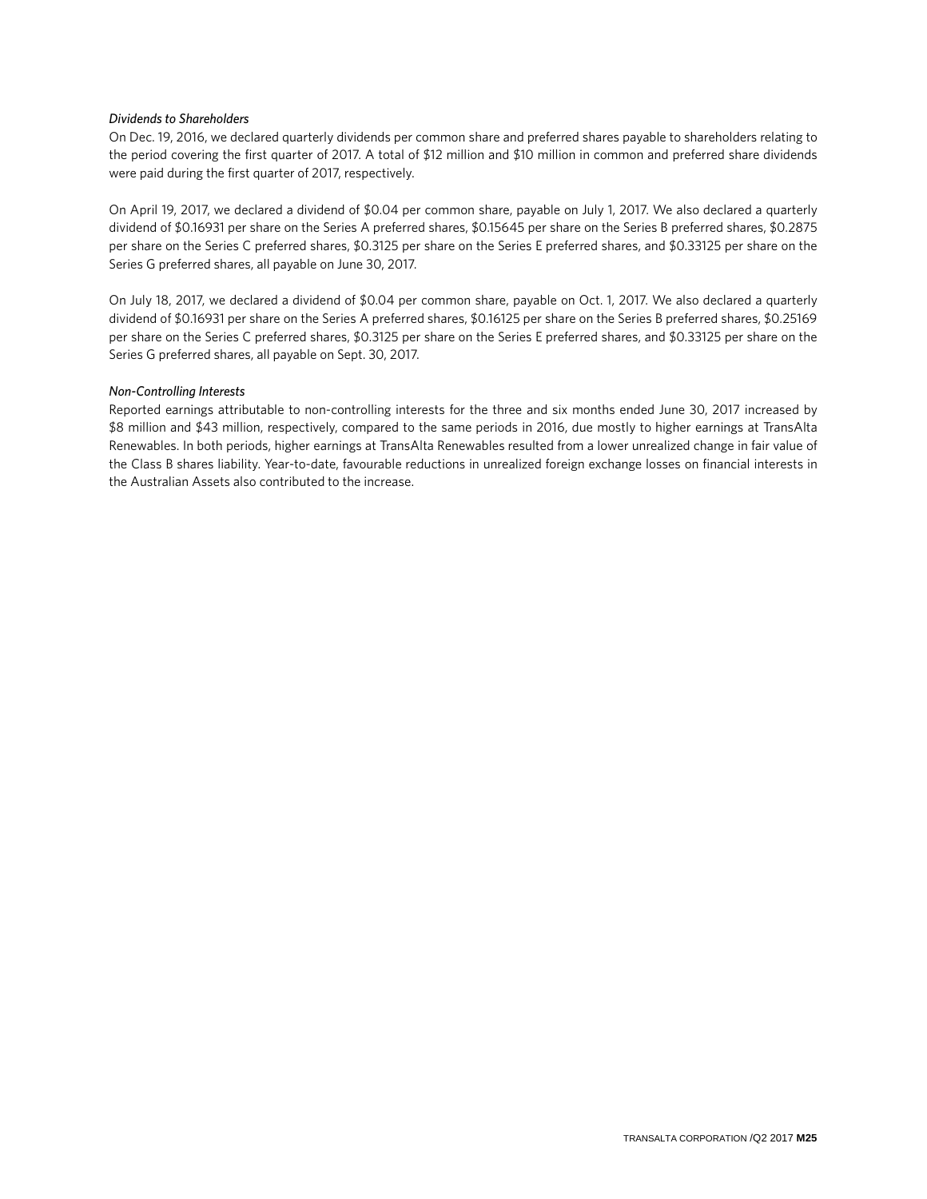*Dividends to Shareholders*

On Dec. 19, 2016, we declared quarterly dividends per common share and preferred shares payable to shareholders relating to the period covering the first quarter of 2017. A total of $12 million and $10 million in common and preferred share dividends were paid during the first quarter of 2017, respectively.

On April 19, 2017, we declared a dividend of $0.04 per common share, payable on July 1, 2017. We also declared a quarterly dividend of $0.16931 per share on the Series A preferred shares, $0.15645 per share on the Series B preferred shares, $0.2875 per share on the Series C preferred shares, $0.3125 per share on the Series E preferred shares, and $0.33125 per share on the Series G preferred shares, all payable on June 30, 2017.

On July 18, 2017, we declared a dividend of $0.04 per common share, payable on Oct. 1, 2017. We also declared a quarterly dividend of $0.16931 per share on the Series A preferred shares, $0.16125 per share on the Series B preferred shares, $0.25169 per share on the Series C preferred shares, $0.3125 per share on the Series E preferred shares, and $0.33125 per share on the Series G preferred shares, all payable on Sept. 30, 2017.

*Non-Controlling Interests*

Reported earnings attributable to non-controlling interests for the three and six months ended June 30, 2017 increased by $8 million and $43 million, respectively, compared to the same periods in 2016, due mostly to higher earnings at TransAlta Renewables. In both periods, higher earnings at TransAlta Renewables resulted from a lower unrealized change in fair value of the Class B shares liability. Year-to-date, favourable reductions in unrealized foreign exchange losses on financial interests in the Australian Assets also contributed to the increase.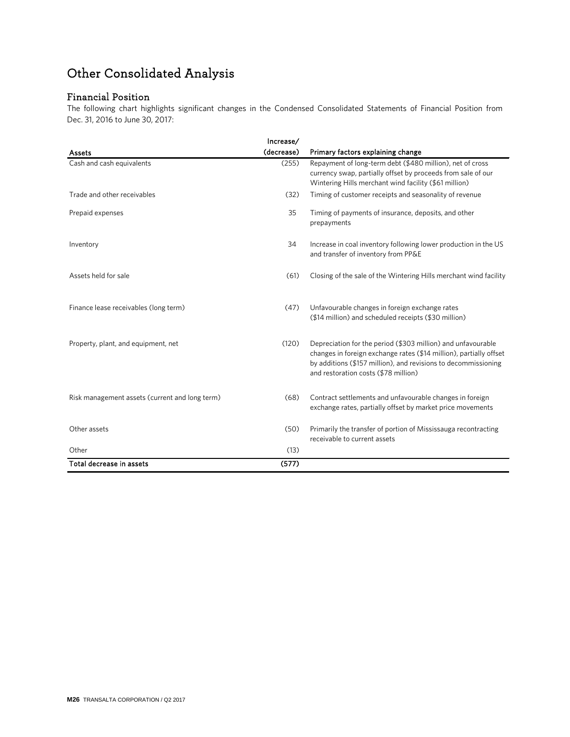# Other Consolidated Analysis

## Financial Position

The following chart highlights significant changes in the Condensed Consolidated Statements of Financial Position from Dec. 31, 2016 to June 30, 2017:

| Assets | Increase/ (decrease) | Primary factors explaining change |
|---|---|---|
| Cash and cash equivalents | (255) | Repayment of long-term debt ($480 million), net of cross currency swap, partially offset by proceeds from sale of our Wintering Hills merchant wind facility ($61 million) |
| Trade and other receivables | (32) | Timing of customer receipts and seasonality of revenue |
| Prepaid expenses | 35 | Timing of payments of insurance, deposits, and other prepayments |
| Inventory | 34 | Increase in coal inventory following lower production in the US and transfer of inventory from PP&E |
| Assets held for sale | (61) | Closing of the sale of the Wintering Hills merchant wind facility |
| Finance lease receivables (long term) | (47) | Unfavourable changes in foreign exchange rates ($14 million) and scheduled receipts ($30 million) |
| Property, plant, and equipment, net | (120) | Depreciation for the period ($303 million) and unfavourable changes in foreign exchange rates ($14 million), partially offset by additions ($157 million), and revisions to decommissioning and restoration costs ($78 million) |
| Risk management assets (current and long term) | (68) | Contract settlements and unfavourable changes in foreign exchange rates, partially offset by market price movements |
| Other assets | (50) | Primarily the transfer of portion of Mississauga recontracting receivable to current assets |
| Other | (13) | |
| **Total decrease in assets** | **(577)** | |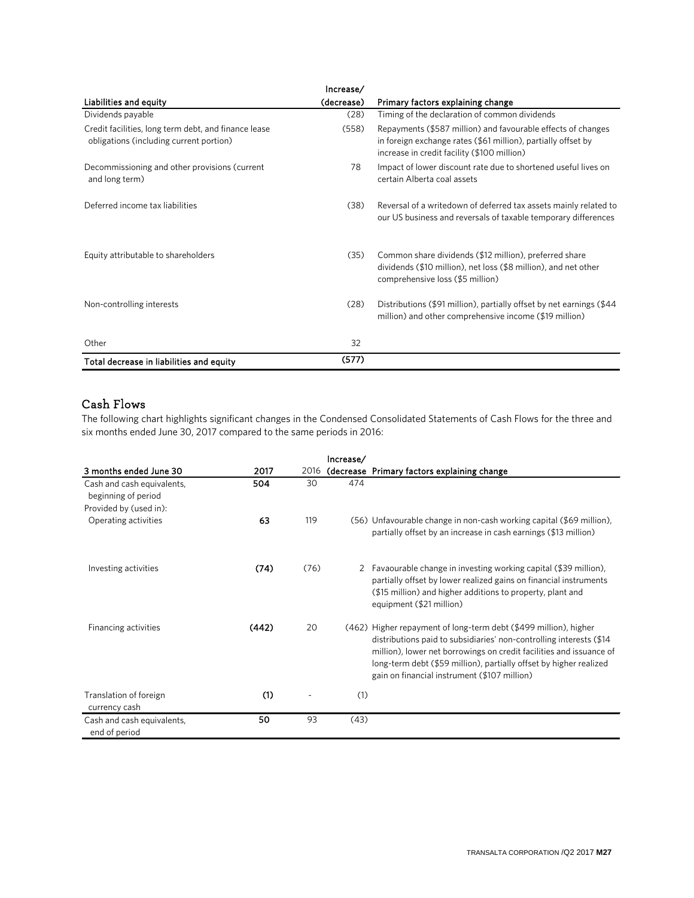| Liabilities and equity | Increase/ (decrease) | Primary factors explaining change |
|---|---|---|
| Dividends payable | (28) | Timing of the declaration of common dividends |
| Credit facilities, long term debt, and finance lease obligations (including current portion) | (558) | Repayments ($587 million) and favourable effects of changes in foreign exchange rates ($61 million), partially offset by increase in credit facility ($100 million) |
| Decommissioning and other provisions (current and long term) | 78 | Impact of lower discount rate due to shortened useful lives on certain Alberta coal assets |
| Deferred income tax liabilities | (38) | Reversal of a writedown of deferred tax assets mainly related to our US business and reversals of taxable temporary differences |
| Equity attributable to shareholders | (35) | Common share dividends ($12 million), preferred share dividends ($10 million), net loss ($8 million), and net other comprehensive loss ($5 million) |
| Non-controlling interests | (28) | Distributions ($91 million), partially offset by net earnings ($44 million) and other comprehensive income ($19 million) |
| Other | 32 | |
| **Total decrease in liabilities and equity** | **(577)** | |

## Cash Flows

The following chart highlights significant changes in the Condensed Consolidated Statements of Cash Flows for the three and six months ended June 30, 2017 compared to the same periods in 2016:

| 3 months ended June 30 | 2017 | 2016 | Increase/ (decrease | Primary factors explaining change |
|---|---|---|---|---|
| Cash and cash equivalents, beginning of period | **504** | 30 | 474 | |
| Provided by (used in): | | | | |
| Operating activities | **63** | 119 | (56) | Unfavourable change in non-cash working capital ($69 million), partially offset by an increase in cash earnings ($13 million) |
| Investing activities | **(74)** | (76) | 2 | Favaourable change in investing working capital ($39 million), partially offset by lower realized gains on financial instruments ($15 million) and higher additions to property, plant and equipment ($21 million) |
| Financing activities | **(442)** | 20 | (462) | Higher repayment of long-term debt ($499 million), higher distributions paid to subsidiaries' non-controlling interests ($14 million), lower net borrowings on credit facilities and issuance of long-term debt ($59 million), partially offset by higher realized gain on financial instrument ($107 million) |
| Translation of foreign currency cash | **(1)** | - | (1) | |
| Cash and cash equivalents, end of period | **50** | 93 | (43) | |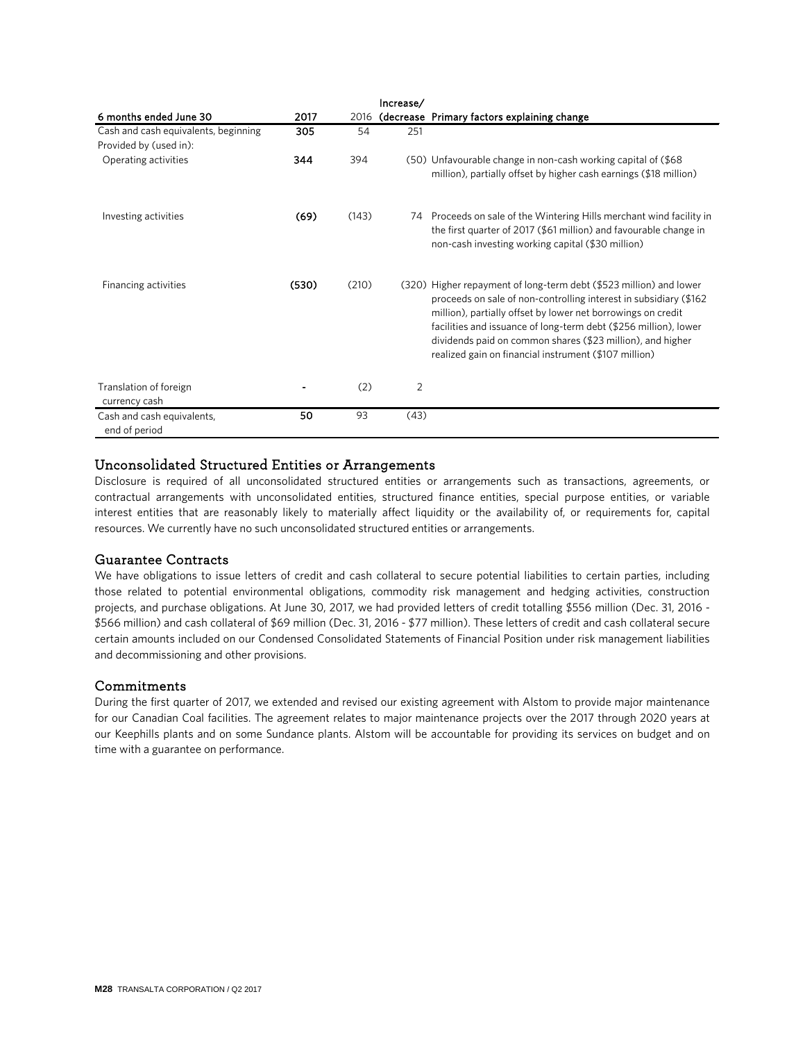| 6 months ended June 30 | 2017 | 2016 | Increase/ (decrease | Primary factors explaining change |
|---|---|---|---|---|
| Cash and cash equivalents, beginning | **305** | 54 | 251 | |
| Provided by (used in): | | | | |
| Operating activities | **344** | 394 | (50) | Unfavourable change in non-cash working capital of ($68 million), partially offset by higher cash earnings ($18 million) |
| Investing activities | **(69)** | (143) | 74 | Proceeds on sale of the Wintering Hills merchant wind facility in the first quarter of 2017 ($61 million) and favourable change in non-cash investing working capital ($30 million) |
| Financing activities | **(530)** | (210) | (320) | Higher repayment of long-term debt ($523 million) and lower proceeds on sale of non-controlling interest in subsidiary ($162 million), partially offset by lower net borrowings on credit facilities and issuance of long-term debt ($256 million), lower dividends paid on common shares ($23 million), and higher realized gain on financial instrument ($107 million) |
| Translation of foreign currency cash | **-** | (2) | 2 | |
| Cash and cash equivalents, end of period | **50** | 93 | (43) | |

## Unconsolidated Structured Entities or Arrangements

Disclosure is required of all unconsolidated structured entities or arrangements such as transactions, agreements, or contractual arrangements with unconsolidated entities, structured finance entities, special purpose entities, or variable interest entities that are reasonably likely to materially affect liquidity or the availability of, or requirements for, capital resources. We currently have no such unconsolidated structured entities or arrangements.

## Guarantee Contracts

We have obligations to issue letters of credit and cash collateral to secure potential liabilities to certain parties, including those related to potential environmental obligations, commodity risk management and hedging activities, construction projects, and purchase obligations. At June 30, 2017, we had provided letters of credit totalling $556 million (Dec. 31, 2016 - $566 million) and cash collateral of $69 million (Dec. 31, 2016 - $77 million). These letters of credit and cash collateral secure certain amounts included on our Condensed Consolidated Statements of Financial Position under risk management liabilities and decommissioning and other provisions.

## Commitments

During the first quarter of 2017, we extended and revised our existing agreement with Alstom to provide major maintenance for our Canadian Coal facilities. The agreement relates to major maintenance projects over the 2017 through 2020 years at our Keephills plants and on some Sundance plants. Alstom will be accountable for providing its services on budget and on time with a guarantee on performance.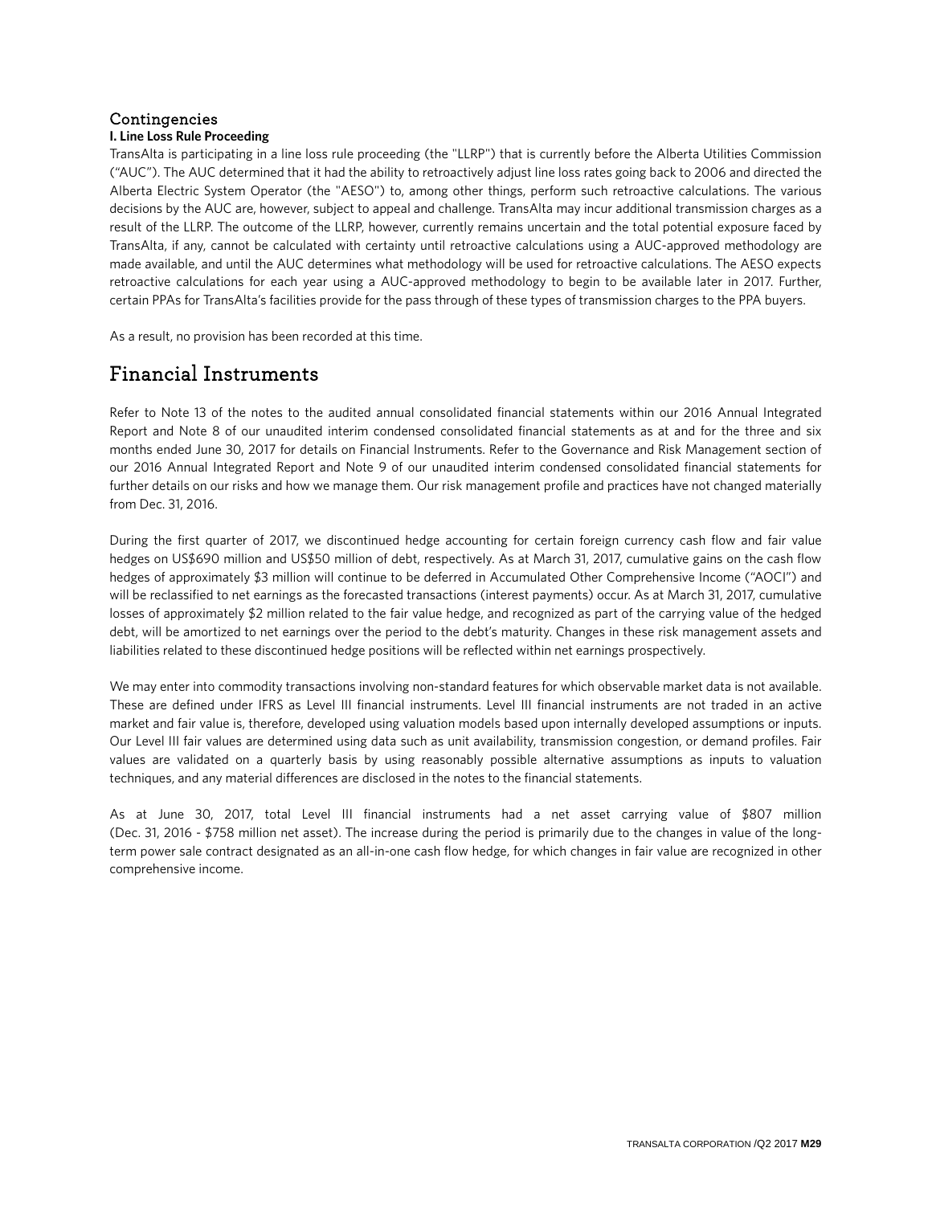### Contingencies

**I. Line Loss Rule Proceeding**

TransAlta is participating in a line loss rule proceeding (the "LLRP") that is currently before the Alberta Utilities Commission ("AUC"). The AUC determined that it had the ability to retroactively adjust line loss rates going back to 2006 and directed the Alberta Electric System Operator (the "AESO") to, among other things, perform such retroactive calculations. The various decisions by the AUC are, however, subject to appeal and challenge. TransAlta may incur additional transmission charges as a result of the LLRP. The outcome of the LLRP, however, currently remains uncertain and the total potential exposure faced by TransAlta, if any, cannot be calculated with certainty until retroactive calculations using a AUC-approved methodology are made available, and until the AUC determines what methodology will be used for retroactive calculations. The AESO expects retroactive calculations for each year using a AUC-approved methodology to begin to be available later in 2017. Further, certain PPAs for TransAlta's facilities provide for the pass through of these types of transmission charges to the PPA buyers.

As a result, no provision has been recorded at this time.

## Financial Instruments

Refer to Note 13 of the notes to the audited annual consolidated financial statements within our 2016 Annual Integrated Report and Note 8 of our unaudited interim condensed consolidated financial statements as at and for the three and six months ended June 30, 2017 for details on Financial Instruments. Refer to the Governance and Risk Management section of our 2016 Annual Integrated Report and Note 9 of our unaudited interim condensed consolidated financial statements for further details on our risks and how we manage them. Our risk management profile and practices have not changed materially from Dec. 31, 2016.

During the first quarter of 2017, we discontinued hedge accounting for certain foreign currency cash flow and fair value hedges on US$690 million and US$50 million of debt, respectively. As at March 31, 2017, cumulative gains on the cash flow hedges of approximately $3 million will continue to be deferred in Accumulated Other Comprehensive Income ("AOCI") and will be reclassified to net earnings as the forecasted transactions (interest payments) occur. As at March 31, 2017, cumulative losses of approximately $2 million related to the fair value hedge, and recognized as part of the carrying value of the hedged debt, will be amortized to net earnings over the period to the debt's maturity. Changes in these risk management assets and liabilities related to these discontinued hedge positions will be reflected within net earnings prospectively.

We may enter into commodity transactions involving non-standard features for which observable market data is not available. These are defined under IFRS as Level III financial instruments. Level III financial instruments are not traded in an active market and fair value is, therefore, developed using valuation models based upon internally developed assumptions or inputs. Our Level III fair values are determined using data such as unit availability, transmission congestion, or demand profiles. Fair values are validated on a quarterly basis by using reasonably possible alternative assumptions as inputs to valuation techniques, and any material differences are disclosed in the notes to the financial statements.

As at June 30, 2017, total Level III financial instruments had a net asset carrying value of $807 million (Dec. 31, 2016 - $758 million net asset). The increase during the period is primarily due to the changes in value of the long-term power sale contract designated as an all-in-one cash flow hedge, for which changes in fair value are recognized in other comprehensive income.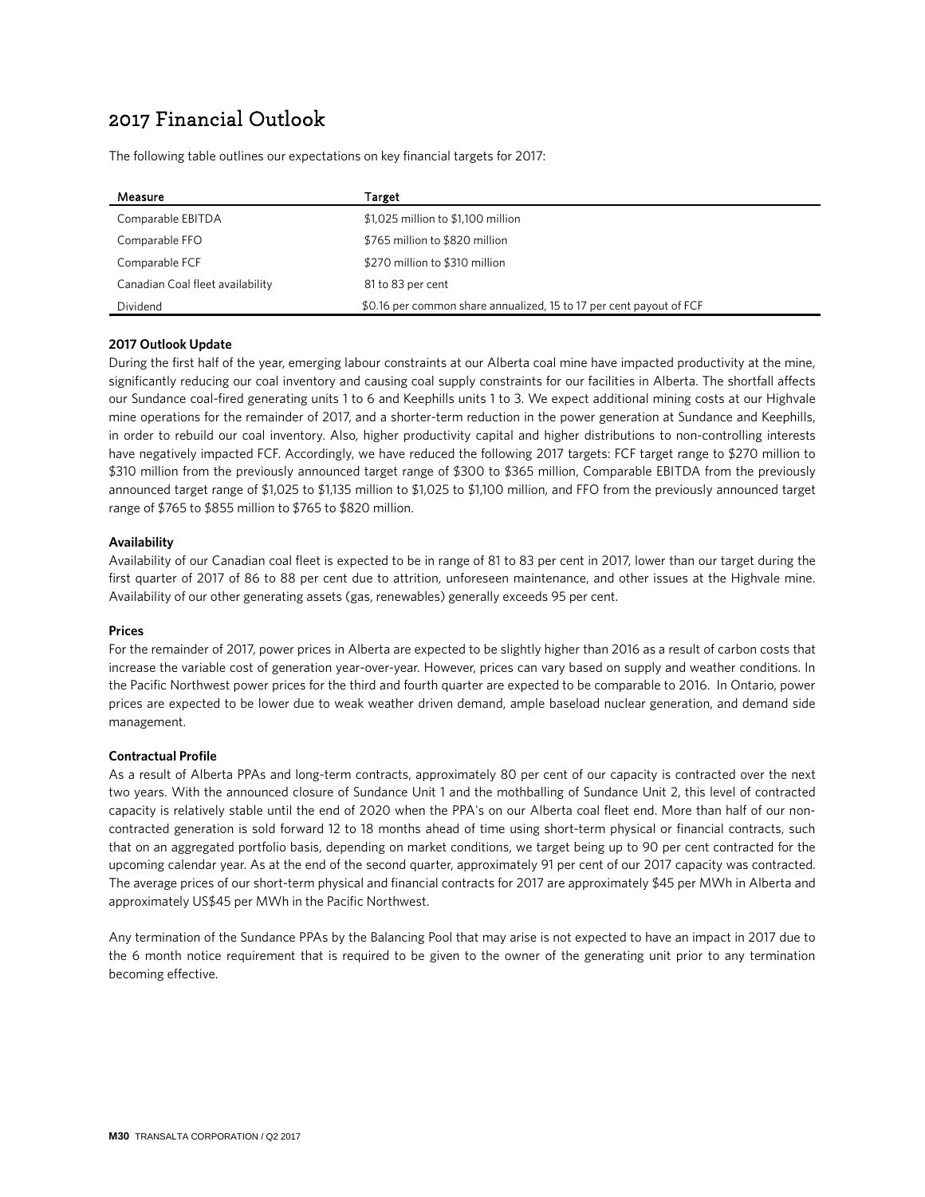# 2017 Financial Outlook

The following table outlines our expectations on key financial targets for 2017:

| Measure | Target |
| --- | --- |
| Comparable EBITDA | $1,025 million to $1,100 million |
| Comparable FFO | $765 million to $820 million |
| Comparable FCF | $270 million to $310 million |
| Canadian Coal fleet availability | 81 to 83 per cent |
| Dividend | $0.16 per common share annualized, 15 to 17 per cent payout of FCF |

**2017 Outlook Update**

During the first half of the year, emerging labour constraints at our Alberta coal mine have impacted productivity at the mine, significantly reducing our coal inventory and causing coal supply constraints for our facilities in Alberta. The shortfall affects our Sundance coal-fired generating units 1 to 6 and Keephills units 1 to 3. We expect additional mining costs at our Highvale mine operations for the remainder of 2017, and a shorter-term reduction in the power generation at Sundance and Keephills, in order to rebuild our coal inventory. Also, higher productivity capital and higher distributions to non-controlling interests have negatively impacted FCF. Accordingly, we have reduced the following 2017 targets: FCF target range to $270 million to $310 million from the previously announced target range of $300 to $365 million, Comparable EBITDA from the previously announced target range of $1,025 to $1,135 million to $1,025 to $1,100 million, and FFO from the previously announced target range of $765 to $855 million to $765 to $820 million.

**Availability**

Availability of our Canadian coal fleet is expected to be in range of 81 to 83 per cent in 2017, lower than our target during the first quarter of 2017 of 86 to 88 per cent due to attrition, unforeseen maintenance, and other issues at the Highvale mine. Availability of our other generating assets (gas, renewables) generally exceeds 95 per cent.

**Prices**

For the remainder of 2017, power prices in Alberta are expected to be slightly higher than 2016 as a result of carbon costs that increase the variable cost of generation year-over-year. However, prices can vary based on supply and weather conditions. In the Pacific Northwest power prices for the third and fourth quarter are expected to be comparable to 2016. In Ontario, power prices are expected to be lower due to weak weather driven demand, ample baseload nuclear generation, and demand side management.

**Contractual Profile**

As a result of Alberta PPAs and long-term contracts, approximately 80 per cent of our capacity is contracted over the next two years. With the announced closure of Sundance Unit 1 and the mothballing of Sundance Unit 2, this level of contracted capacity is relatively stable until the end of 2020 when the PPA's on our Alberta coal fleet end. More than half of our non-contracted generation is sold forward 12 to 18 months ahead of time using short-term physical or financial contracts, such that on an aggregated portfolio basis, depending on market conditions, we target being up to 90 per cent contracted for the upcoming calendar year. As at the end of the second quarter, approximately 91 per cent of our 2017 capacity was contracted. The average prices of our short-term physical and financial contracts for 2017 are approximately $45 per MWh in Alberta and approximately US$45 per MWh in the Pacific Northwest.

Any termination of the Sundance PPAs by the Balancing Pool that may arise is not expected to have an impact in 2017 due to the 6 month notice requirement that is required to be given to the owner of the generating unit prior to any termination becoming effective.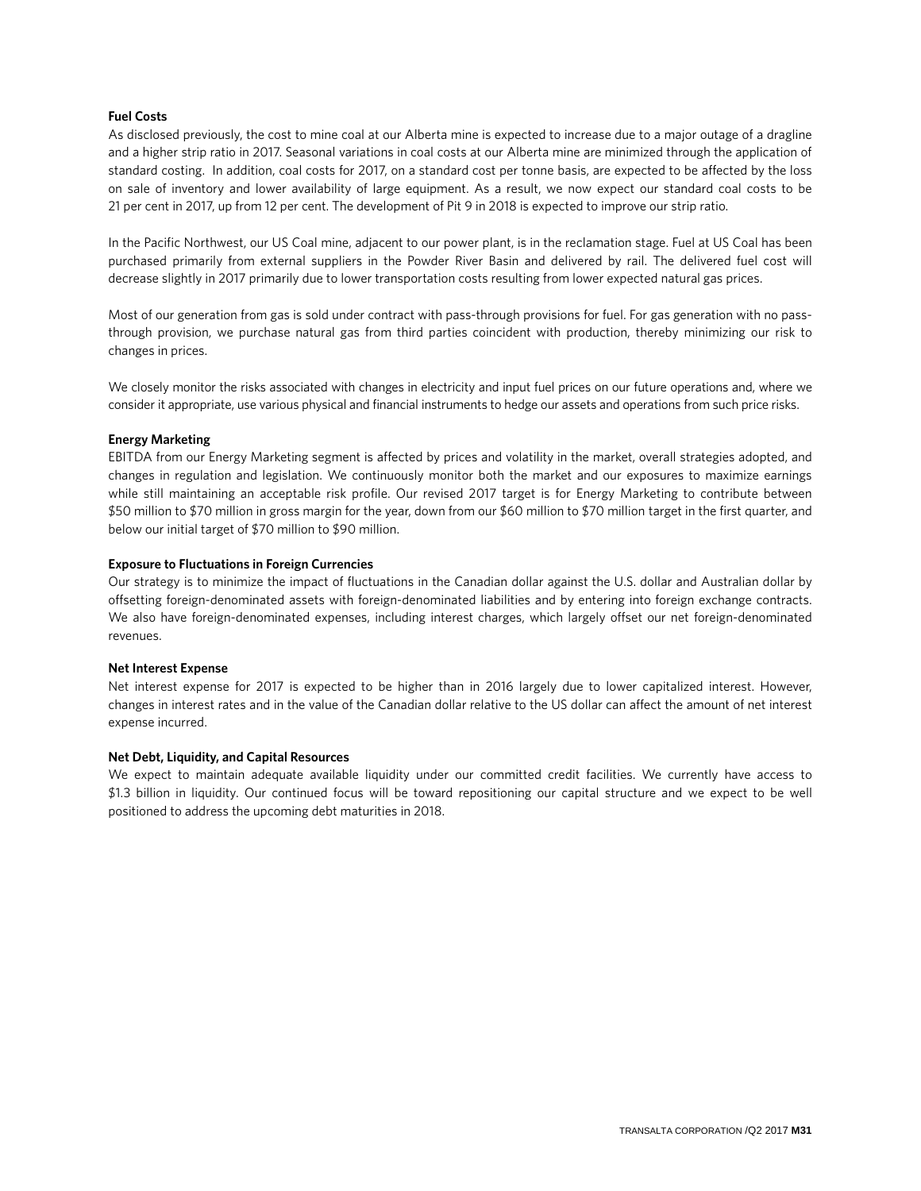**Fuel Costs**

As disclosed previously, the cost to mine coal at our Alberta mine is expected to increase due to a major outage of a dragline and a higher strip ratio in 2017. Seasonal variations in coal costs at our Alberta mine are minimized through the application of standard costing. In addition, coal costs for 2017, on a standard cost per tonne basis, are expected to be affected by the loss on sale of inventory and lower availability of large equipment. As a result, we now expect our standard coal costs to be 21 per cent in 2017, up from 12 per cent. The development of Pit 9 in 2018 is expected to improve our strip ratio.

In the Pacific Northwest, our US Coal mine, adjacent to our power plant, is in the reclamation stage. Fuel at US Coal has been purchased primarily from external suppliers in the Powder River Basin and delivered by rail. The delivered fuel cost will decrease slightly in 2017 primarily due to lower transportation costs resulting from lower expected natural gas prices.

Most of our generation from gas is sold under contract with pass-through provisions for fuel. For gas generation with no pass-through provision, we purchase natural gas from third parties coincident with production, thereby minimizing our risk to changes in prices.

We closely monitor the risks associated with changes in electricity and input fuel prices on our future operations and, where we consider it appropriate, use various physical and financial instruments to hedge our assets and operations from such price risks.

**Energy Marketing**

EBITDA from our Energy Marketing segment is affected by prices and volatility in the market, overall strategies adopted, and changes in regulation and legislation. We continuously monitor both the market and our exposures to maximize earnings while still maintaining an acceptable risk profile. Our revised 2017 target is for Energy Marketing to contribute between $50 million to $70 million in gross margin for the year, down from our $60 million to $70 million target in the first quarter, and below our initial target of $70 million to $90 million.

**Exposure to Fluctuations in Foreign Currencies**

Our strategy is to minimize the impact of fluctuations in the Canadian dollar against the U.S. dollar and Australian dollar by offsetting foreign-denominated assets with foreign-denominated liabilities and by entering into foreign exchange contracts. We also have foreign-denominated expenses, including interest charges, which largely offset our net foreign-denominated revenues.

**Net Interest Expense**

Net interest expense for 2017 is expected to be higher than in 2016 largely due to lower capitalized interest. However, changes in interest rates and in the value of the Canadian dollar relative to the US dollar can affect the amount of net interest expense incurred.

**Net Debt, Liquidity, and Capital Resources**

We expect to maintain adequate available liquidity under our committed credit facilities. We currently have access to $1.3 billion in liquidity. Our continued focus will be toward repositioning our capital structure and we expect to be well positioned to address the upcoming debt maturities in 2018.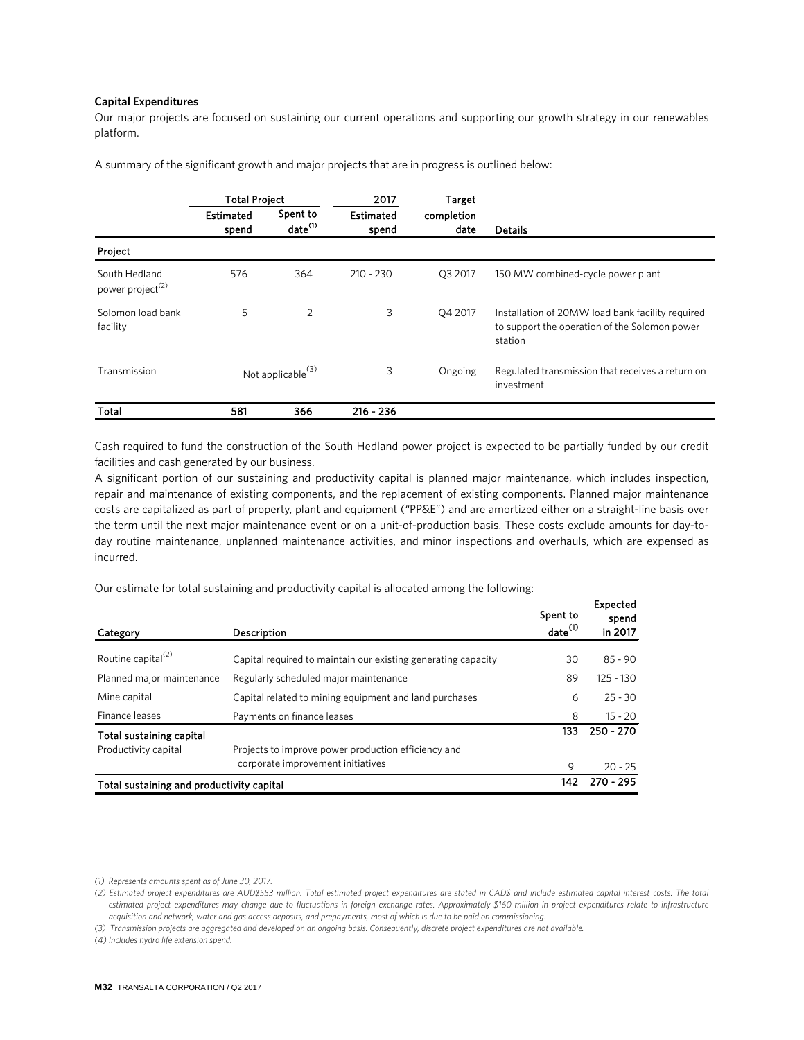**Capital Expenditures**

Our major projects are focused on sustaining our current operations and supporting our growth strategy in our renewables platform.

A summary of the significant growth and major projects that are in progress is outlined below:

| | Total Project | | 2017 | Target | |
|---|---|---|---|---|---|
| | Estimated spend | Spent to date[1] | Estimated spend | completion date | Details |
| **Project** | | | | | |
| South Hedland power project[2] | 576 | 364 | 210 - 230 | Q3 2017 | 150 MW combined-cycle power plant |
| Solomon load bank facility | 5 | 2 | 3 | Q4 2017 | Installation of 20MW load bank facility required to support the operation of the Solomon power station |
| Transmission | Not applicable[3] | | 3 | Ongoing | Regulated transmission that receives a return on investment |
| **Total** | **581** | **366** | **216 - 236** | | |

Cash required to fund the construction of the South Hedland power project is expected to be partially funded by our credit facilities and cash generated by our business.

A significant portion of our sustaining and productivity capital is planned major maintenance, which includes inspection, repair and maintenance of existing components, and the replacement of existing components. Planned major maintenance costs are capitalized as part of property, plant and equipment ("PP&E") and are amortized either on a straight-line basis over the term until the next major maintenance event or on a unit-of-production basis. These costs exclude amounts for day-to-day routine maintenance, unplanned maintenance activities, and minor inspections and overhauls, which are expensed as incurred.

Our estimate for total sustaining and productivity capital is allocated among the following:

| Category | Description | Spent to date[1] | Expected spend in 2017 |
|---|---|---|---|
| Routine capital[2] | Capital required to maintain our existing generating capacity | 30 | 85 - 90 |
| Planned major maintenance | Regularly scheduled major maintenance | 89 | 125 - 130 |
| Mine capital | Capital related to mining equipment and land purchases | 6 | 25 - 30 |
| Finance leases | Payments on finance leases | 8 | 15 - 20 |
| **Total sustaining capital** | | **133** | **250 - 270** |
| Productivity capital | Projects to improve power production efficiency and corporate improvement initiatives | 9 | 20 - 25 |
| **Total sustaining and productivity capital** | | **142** | **270 - 295** |

*(1) Represents amounts spent as of June 30, 2017.*

*(2) Estimated project expenditures are AUD$553 million. Total estimated project expenditures are stated in CAD$ and include estimated capital interest costs. The total estimated project expenditures may change due to fluctuations in foreign exchange rates. Approximately $160 million in project expenditures relate to infrastructure acquisition and network, water and gas access deposits, and prepayments, most of which is due to be paid on commissioning.*

*(3) Transmission projects are aggregated and developed on an ongoing basis. Consequently, discrete project expenditures are not available.*

*(4) Includes hydro life extension spend.*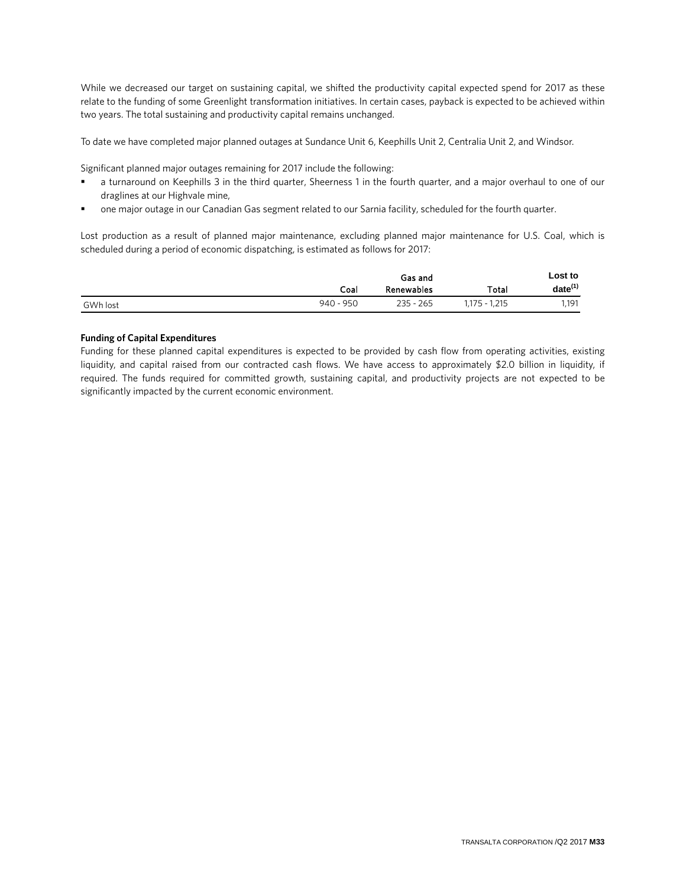While we decreased our target on sustaining capital, we shifted the productivity capital expected spend for 2017 as these relate to the funding of some Greenlight transformation initiatives. In certain cases, payback is expected to be achieved within two years. The total sustaining and productivity capital remains unchanged.

To date we have completed major planned outages at Sundance Unit 6, Keephills Unit 2, Centralia Unit 2, and Windsor.

Significant planned major outages remaining for 2017 include the following:

- a turnaround on Keephills 3 in the third quarter, Sheerness 1 in the fourth quarter, and a major overhaul to one of our draglines at our Highvale mine,
- one major outage in our Canadian Gas segment related to our Sarnia facility, scheduled for the fourth quarter.

Lost production as a result of planned major maintenance, excluding planned major maintenance for U.S. Coal, which is scheduled during a period of economic dispatching, is estimated as follows for 2017:

| | Coal | Gas and Renewables | Total | Lost to date[1] |
|---|---|---|---|---|
| GWh lost | 940 - 950 | 235 - 265 | 1,175 - 1,215 | 1,191 |

**Funding of Capital Expenditures**

Funding for these planned capital expenditures is expected to be provided by cash flow from operating activities, existing liquidity, and capital raised from our contracted cash flows. We have access to approximately $2.0 billion in liquidity, if required. The funds required for committed growth, sustaining capital, and productivity projects are not expected to be significantly impacted by the current economic environment.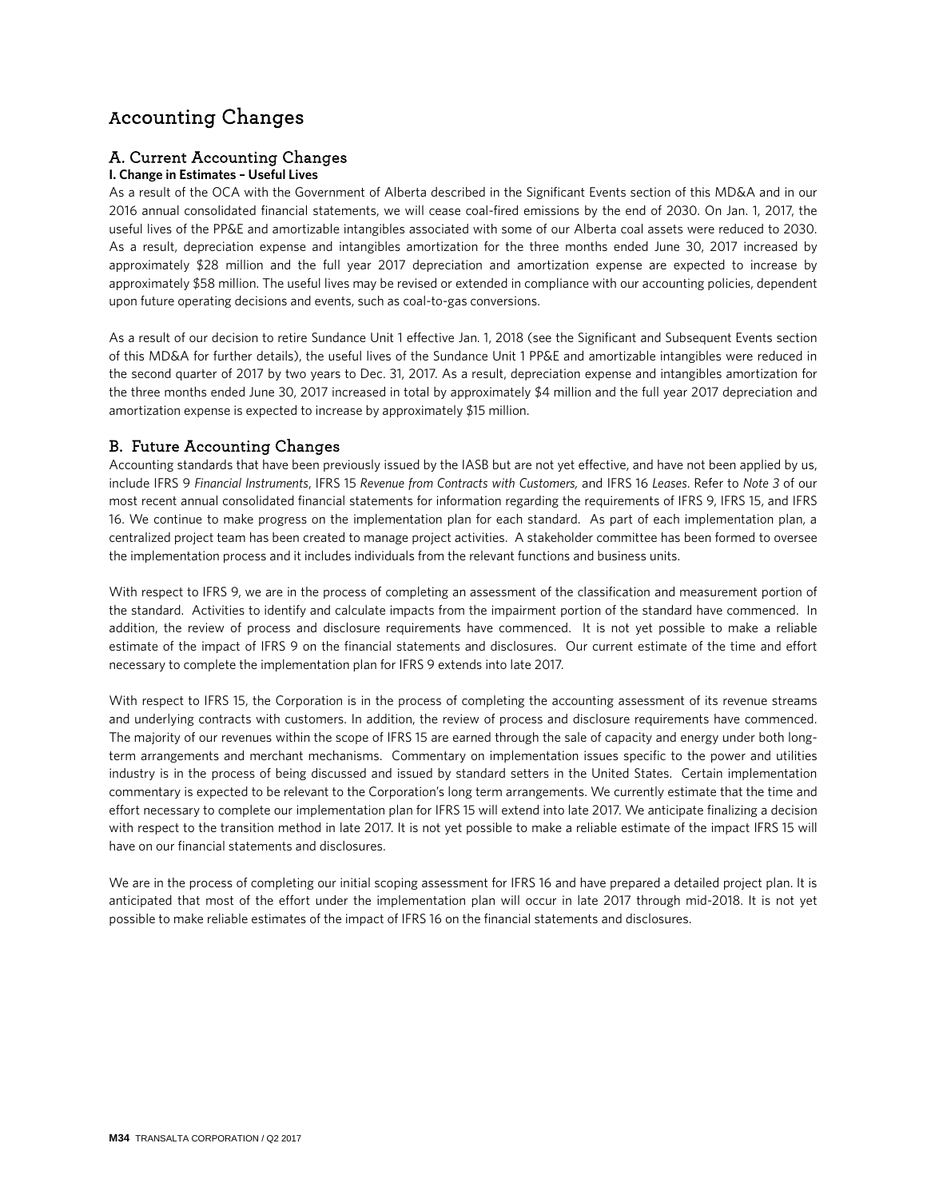# Accounting Changes

## A. Current Accounting Changes

**I. Change in Estimates – Useful Lives**

As a result of the OCA with the Government of Alberta described in the Significant Events section of this MD&A and in our 2016 annual consolidated financial statements, we will cease coal-fired emissions by the end of 2030. On Jan. 1, 2017, the useful lives of the PP&E and amortizable intangibles associated with some of our Alberta coal assets were reduced to 2030. As a result, depreciation expense and intangibles amortization for the three months ended June 30, 2017 increased by approximately $28 million and the full year 2017 depreciation and amortization expense are expected to increase by approximately $58 million. The useful lives may be revised or extended in compliance with our accounting policies, dependent upon future operating decisions and events, such as coal-to-gas conversions.

As a result of our decision to retire Sundance Unit 1 effective Jan. 1, 2018 (see the Significant and Subsequent Events section of this MD&A for further details), the useful lives of the Sundance Unit 1 PP&E and amortizable intangibles were reduced in the second quarter of 2017 by two years to Dec. 31, 2017. As a result, depreciation expense and intangibles amortization for the three months ended June 30, 2017 increased in total by approximately $4 million and the full year 2017 depreciation and amortization expense is expected to increase by approximately $15 million.

## B. Future Accounting Changes

Accounting standards that have been previously issued by the IASB but are not yet effective, and have not been applied by us, include IFRS 9 *Financial Instruments*, IFRS 15 *Revenue from Contracts with Customers,* and IFRS 16 *Leases*. Refer to *Note 3* of our most recent annual consolidated financial statements for information regarding the requirements of IFRS 9, IFRS 15, and IFRS 16. We continue to make progress on the implementation plan for each standard. As part of each implementation plan, a centralized project team has been created to manage project activities. A stakeholder committee has been formed to oversee the implementation process and it includes individuals from the relevant functions and business units.

With respect to IFRS 9, we are in the process of completing an assessment of the classification and measurement portion of the standard. Activities to identify and calculate impacts from the impairment portion of the standard have commenced. In addition, the review of process and disclosure requirements have commenced. It is not yet possible to make a reliable estimate of the impact of IFRS 9 on the financial statements and disclosures. Our current estimate of the time and effort necessary to complete the implementation plan for IFRS 9 extends into late 2017.

With respect to IFRS 15, the Corporation is in the process of completing the accounting assessment of its revenue streams and underlying contracts with customers. In addition, the review of process and disclosure requirements have commenced. The majority of our revenues within the scope of IFRS 15 are earned through the sale of capacity and energy under both long-term arrangements and merchant mechanisms. Commentary on implementation issues specific to the power and utilities industry is in the process of being discussed and issued by standard setters in the United States. Certain implementation commentary is expected to be relevant to the Corporation's long term arrangements. We currently estimate that the time and effort necessary to complete our implementation plan for IFRS 15 will extend into late 2017. We anticipate finalizing a decision with respect to the transition method in late 2017. It is not yet possible to make a reliable estimate of the impact IFRS 15 will have on our financial statements and disclosures.

We are in the process of completing our initial scoping assessment for IFRS 16 and have prepared a detailed project plan. It is anticipated that most of the effort under the implementation plan will occur in late 2017 through mid-2018. It is not yet possible to make reliable estimates of the impact of IFRS 16 on the financial statements and disclosures.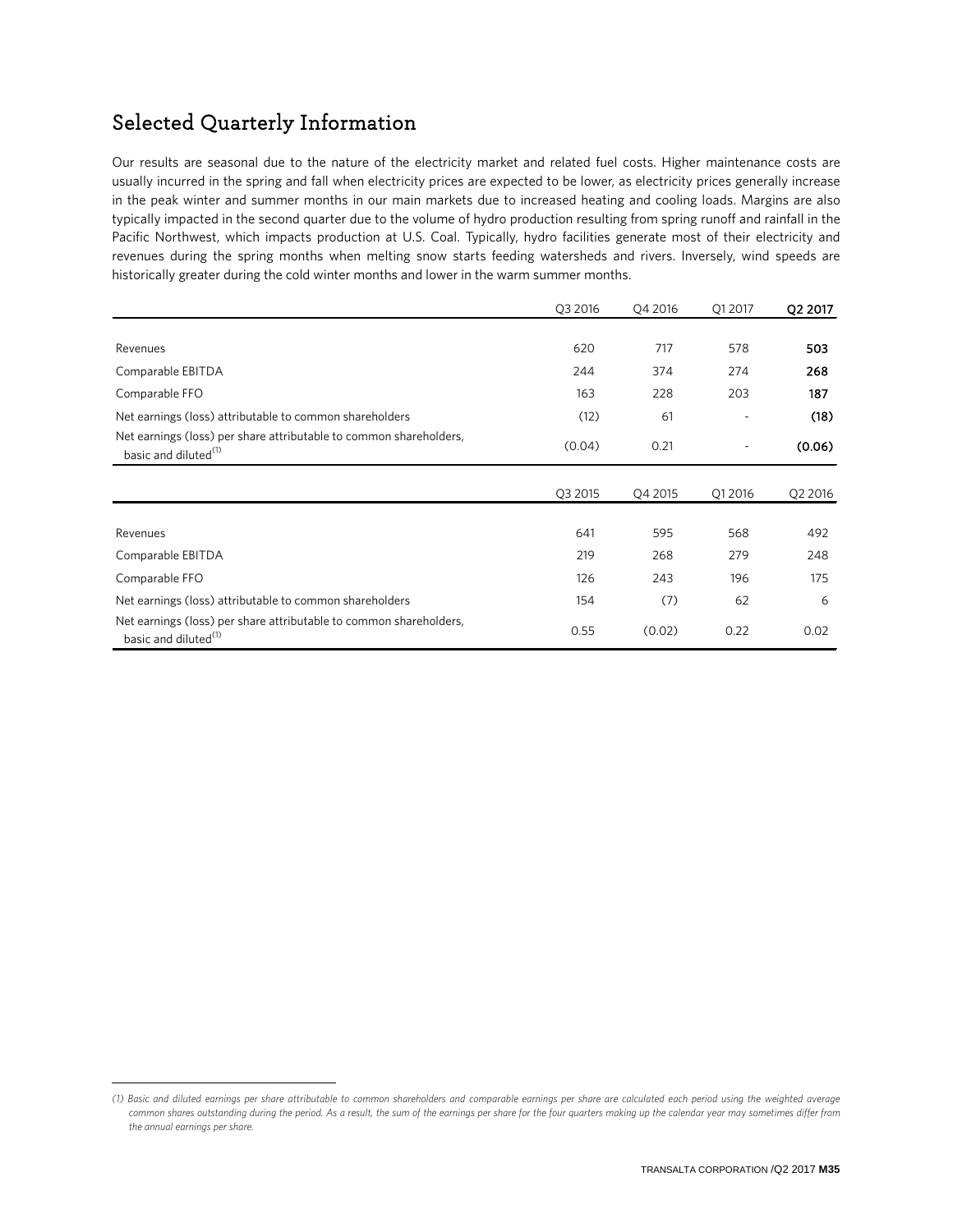# Selected Quarterly Information

Our results are seasonal due to the nature of the electricity market and related fuel costs. Higher maintenance costs are usually incurred in the spring and fall when electricity prices are expected to be lower, as electricity prices generally increase in the peak winter and summer months in our main markets due to increased heating and cooling loads. Margins are also typically impacted in the second quarter due to the volume of hydro production resulting from spring runoff and rainfall in the Pacific Northwest, which impacts production at U.S. Coal. Typically, hydro facilities generate most of their electricity and revenues during the spring months when melting snow starts feeding watersheds and rivers. Inversely, wind speeds are historically greater during the cold winter months and lower in the warm summer months.

| | Q3 2016 | Q4 2016 | Q1 2017 | **Q2 2017** |
|---|---|---|---|---|
| Revenues | 620 | 717 | 578 | **503** |
| Comparable EBITDA | 244 | 374 | 274 | **268** |
| Comparable FFO | 163 | 228 | 203 | **187** |
| Net earnings (loss) attributable to common shareholders | (12) | 61 | - | **(18)** |
| Net earnings (loss) per share attributable to common shareholders, basic and diluted[1] | (0.04) | 0.21 | - | **(0.06)** |

| | Q3 2015 | Q4 2015 | Q1 2016 | Q2 2016 |
|---|---|---|---|---|
| Revenues | 641 | 595 | 568 | 492 |
| Comparable EBITDA | 219 | 268 | 279 | 248 |
| Comparable FFO | 126 | 243 | 196 | 175 |
| Net earnings (loss) attributable to common shareholders | 154 | (7) | 62 | 6 |
| Net earnings (loss) per share attributable to common shareholders, basic and diluted[1] | 0.55 | (0.02) | 0.22 | 0.02 |

*(1) Basic and diluted earnings per share attributable to common shareholders and comparable earnings per share are calculated each period using the weighted average common shares outstanding during the period. As a result, the sum of the earnings per share for the four quarters making up the calendar year may sometimes differ from the annual earnings per share.*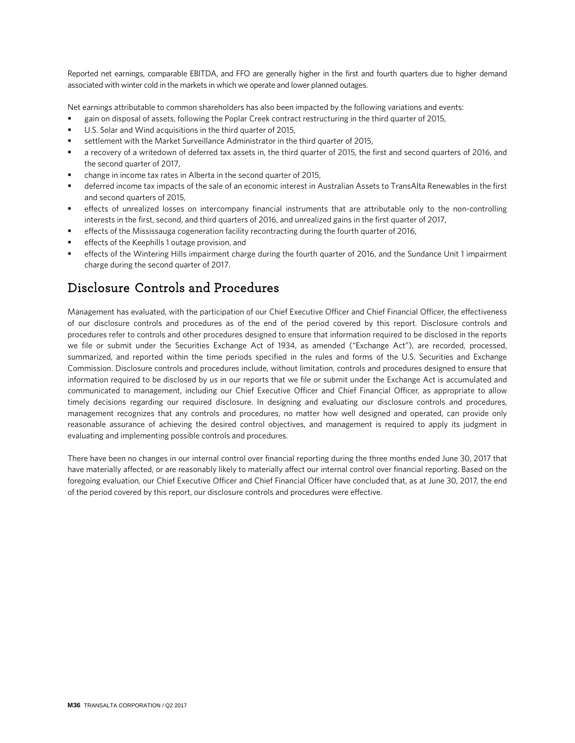Reported net earnings, comparable EBITDA, and FFO are generally higher in the first and fourth quarters due to higher demand associated with winter cold in the markets in which we operate and lower planned outages.

Net earnings attributable to common shareholders has also been impacted by the following variations and events:

- gain on disposal of assets, following the Poplar Creek contract restructuring in the third quarter of 2015,
- U.S. Solar and Wind acquisitions in the third quarter of 2015,
- settlement with the Market Surveillance Administrator in the third quarter of 2015,
- a recovery of a writedown of deferred tax assets in, the third quarter of 2015, the first and second quarters of 2016, and the second quarter of 2017,
- change in income tax rates in Alberta in the second quarter of 2015,
- deferred income tax impacts of the sale of an economic interest in Australian Assets to TransAlta Renewables in the first and second quarters of 2015,
- effects of unrealized losses on intercompany financial instruments that are attributable only to the non-controlling interests in the first, second, and third quarters of 2016, and unrealized gains in the first quarter of 2017,
- effects of the Mississauga cogeneration facility recontracting during the fourth quarter of 2016,
- effects of the Keephills 1 outage provision, and
- effects of the Wintering Hills impairment charge during the fourth quarter of 2016, and the Sundance Unit 1 impairment charge during the second quarter of 2017.

## Disclosure Controls and Procedures

Management has evaluated, with the participation of our Chief Executive Officer and Chief Financial Officer, the effectiveness of our disclosure controls and procedures as of the end of the period covered by this report. Disclosure controls and procedures refer to controls and other procedures designed to ensure that information required to be disclosed in the reports we file or submit under the Securities Exchange Act of 1934, as amended ("Exchange Act"), are recorded, processed, summarized, and reported within the time periods specified in the rules and forms of the U.S. Securities and Exchange Commission. Disclosure controls and procedures include, without limitation, controls and procedures designed to ensure that information required to be disclosed by us in our reports that we file or submit under the Exchange Act is accumulated and communicated to management, including our Chief Executive Officer and Chief Financial Officer, as appropriate to allow timely decisions regarding our required disclosure. In designing and evaluating our disclosure controls and procedures, management recognizes that any controls and procedures, no matter how well designed and operated, can provide only reasonable assurance of achieving the desired control objectives, and management is required to apply its judgment in evaluating and implementing possible controls and procedures.

There have been no changes in our internal control over financial reporting during the three months ended June 30, 2017 that have materially affected, or are reasonably likely to materially affect our internal control over financial reporting. Based on the foregoing evaluation, our Chief Executive Officer and Chief Financial Officer have concluded that, as at June 30, 2017, the end of the period covered by this report, our disclosure controls and procedures were effective.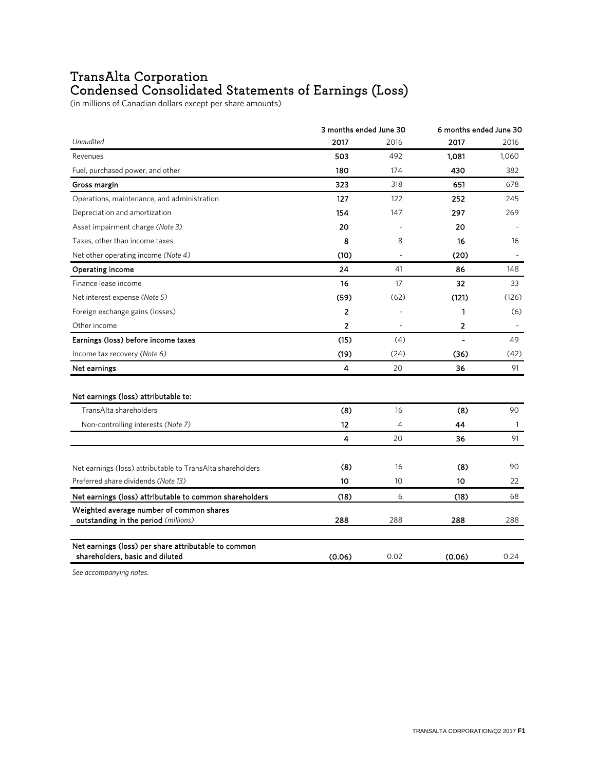# TransAlta Corporation
# Condensed Consolidated Statements of Earnings (Loss)

(in millions of Canadian dollars except per share amounts)

| | 3 months ended June 30 | | 6 months ended June 30 | |
|---|---|---|---|---|
| *Unaudited* | **2017** | 2016 | **2017** | 2016 |
| Revenues | **503** | 492 | **1,081** | 1,060 |
| Fuel, purchased power, and other | **180** | 174 | **430** | 382 |
| **Gross margin** | **323** | 318 | **651** | 678 |
| Operations, maintenance, and administration | **127** | 122 | **252** | 245 |
| Depreciation and amortization | **154** | 147 | **297** | 269 |
| Asset impairment charge *(Note 3)* | **20** | - | **20** | - |
| Taxes, other than income taxes | **8** | 8 | **16** | 16 |
| Net other operating income *(Note 4)* | **(10)** | - | **(20)** | - |
| **Operating income** | **24** | 41 | **86** | 148 |
| Finance lease income | **16** | 17 | **32** | 33 |
| Net interest expense *(Note 5)* | **(59)** | (62) | **(121)** | (126) |
| Foreign exchange gains (losses) | **2** | - | **1** | (6) |
| Other income | **2** | - | **2** | - |
| **Earnings (loss) before income taxes** | **(15)** | (4) | **-** | 49 |
| Income tax recovery *(Note 6)* | **(19)** | (24) | **(36)** | (42) |
| **Net earnings** | **4** | 20 | **36** | 91 |
| | | | | |
| **Net earnings (loss) attributable to:** | | | | |
| TransAlta shareholders | **(8)** | 16 | **(8)** | 90 |
| Non-controlling interests *(Note 7)* | **12** | 4 | **44** | 1 |
| | **4** | 20 | **36** | 91 |
| | | | | |
| Net earnings (loss) attributable to TransAlta shareholders | **(8)** | 16 | **(8)** | 90 |
| Preferred share dividends *(Note 13)* | **10** | 10 | **10** | 22 |
| **Net earnings (loss) attributable to common shareholders** | **(18)** | 6 | **(18)** | 68 |
| **Weighted average number of common shares outstanding in the period** *(millions)* | **288** | 288 | **288** | 288 |
| | | | | |
| **Net earnings (loss) per share attributable to common shareholders, basic and diluted** | **(0.06)** | 0.02 | **(0.06)** | 0.24 |

*See accompanying notes.*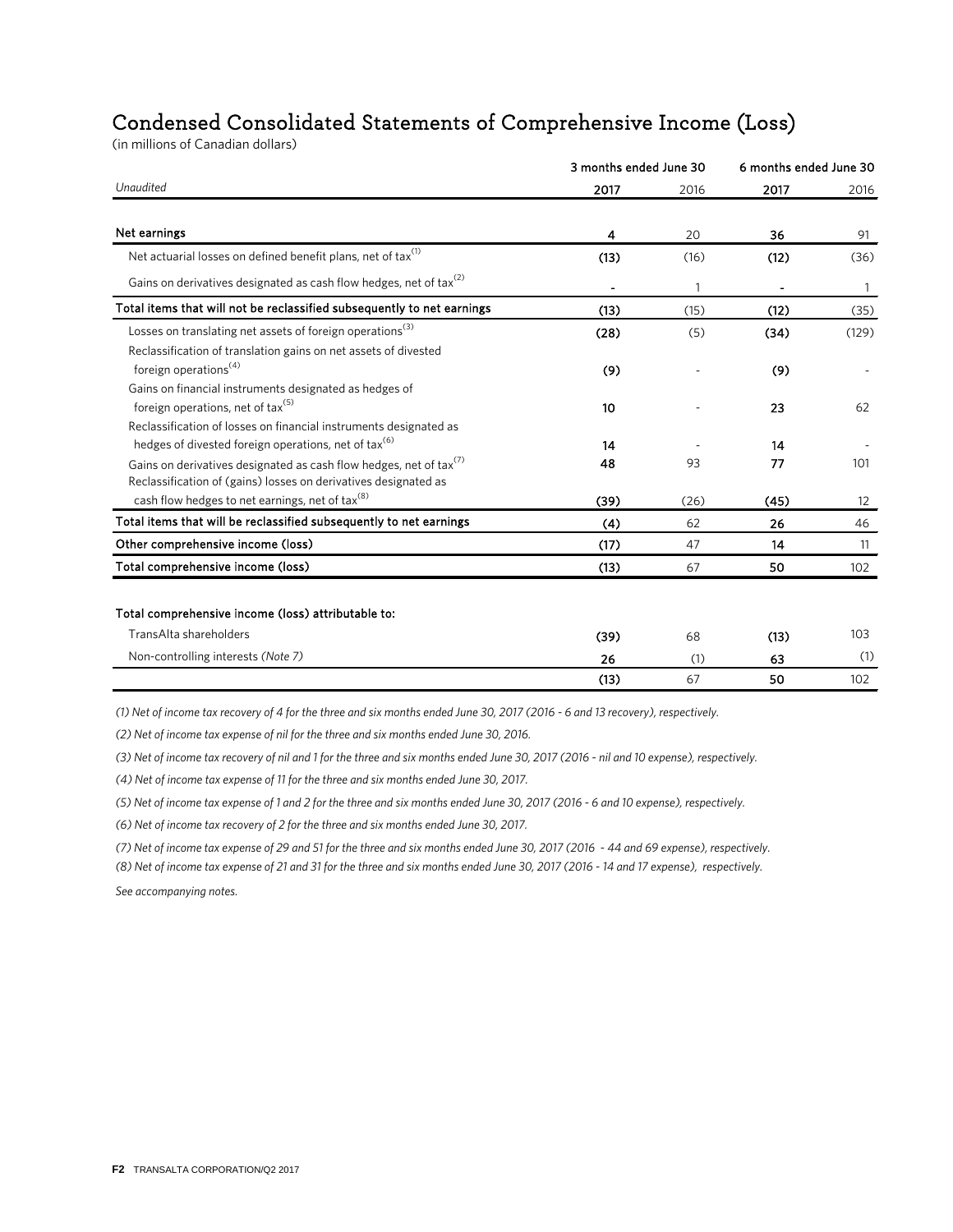# Condensed Consolidated Statements of Comprehensive Income (Loss)

(in millions of Canadian dollars)

| | 3 months ended June 30 | | 6 months ended June 30 | |
|---|---|---|---|---|
| *Unaudited* | **2017** | 2016 | **2017** | 2016 |
| **Net earnings** | **4** | 20 | **36** | 91 |
| Net actuarial losses on defined benefit plans, net of tax[(1)] | **(13)** | (16) | **(12)** | (36) |
| Gains on derivatives designated as cash flow hedges, net of tax[(2)] | **-** | 1 | **-** | 1 |
| **Total items that will not be reclassified subsequently to net earnings** | **(13)** | (15) | **(12)** | (35) |
| Losses on translating net assets of foreign operations[(3)] | **(28)** | (5) | **(34)** | (129) |
| Reclassification of translation gains on net assets of divested foreign operations[(4)] | **(9)** | - | **(9)** | - |
| Gains on financial instruments designated as hedges of foreign operations, net of tax[(5)] | **10** | - | **23** | 62 |
| Reclassification of losses on financial instruments designated as hedges of divested foreign operations, net of tax[(6)] | **14** | - | **14** | - |
| Gains on derivatives designated as cash flow hedges, net of tax[(7)] | **48** | 93 | **77** | 101 |
| Reclassification of (gains) losses on derivatives designated as cash flow hedges to net earnings, net of tax[(8)] | **(39)** | (26) | **(45)** | 12 |
| **Total items that will be reclassified subsequently to net earnings** | **(4)** | 62 | **26** | 46 |
| **Other comprehensive income (loss)** | **(17)** | 47 | **14** | 11 |
| **Total comprehensive income (loss)** | **(13)** | 67 | **50** | 102 |
| | | | | |
| **Total comprehensive income (loss) attributable to:** | | | | |
| TransAlta shareholders | **(39)** | 68 | **(13)** | 103 |
| Non-controlling interests *(Note 7)* | **26** | (1) | **63** | (1) |
| | **(13)** | 67 | **50** | 102 |

*(1) Net of income tax recovery of 4 for the three and six months ended June 30, 2017 (2016 - 6 and 13 recovery), respectively.*

*(2) Net of income tax expense of nil for the three and six months ended June 30, 2016.*

*(3) Net of income tax recovery of nil and 1 for the three and six months ended June 30, 2017 (2016 - nil and 10 expense), respectively.*

*(4) Net of income tax expense of 11 for the three and six months ended June 30, 2017.*

*(5) Net of income tax expense of 1 and 2 for the three and six months ended June 30, 2017 (2016 - 6 and 10 expense), respectively.*

*(6) Net of income tax recovery of 2 for the three and six months ended June 30, 2017.*

*(7) Net of income tax expense of 29 and 51 for the three and six months ended June 30, 2017 (2016 - 44 and 69 expense), respectively.*

*(8) Net of income tax expense of 21 and 31 for the three and six months ended June 30, 2017 (2016 - 14 and 17 expense), respectively.*

*See accompanying notes.*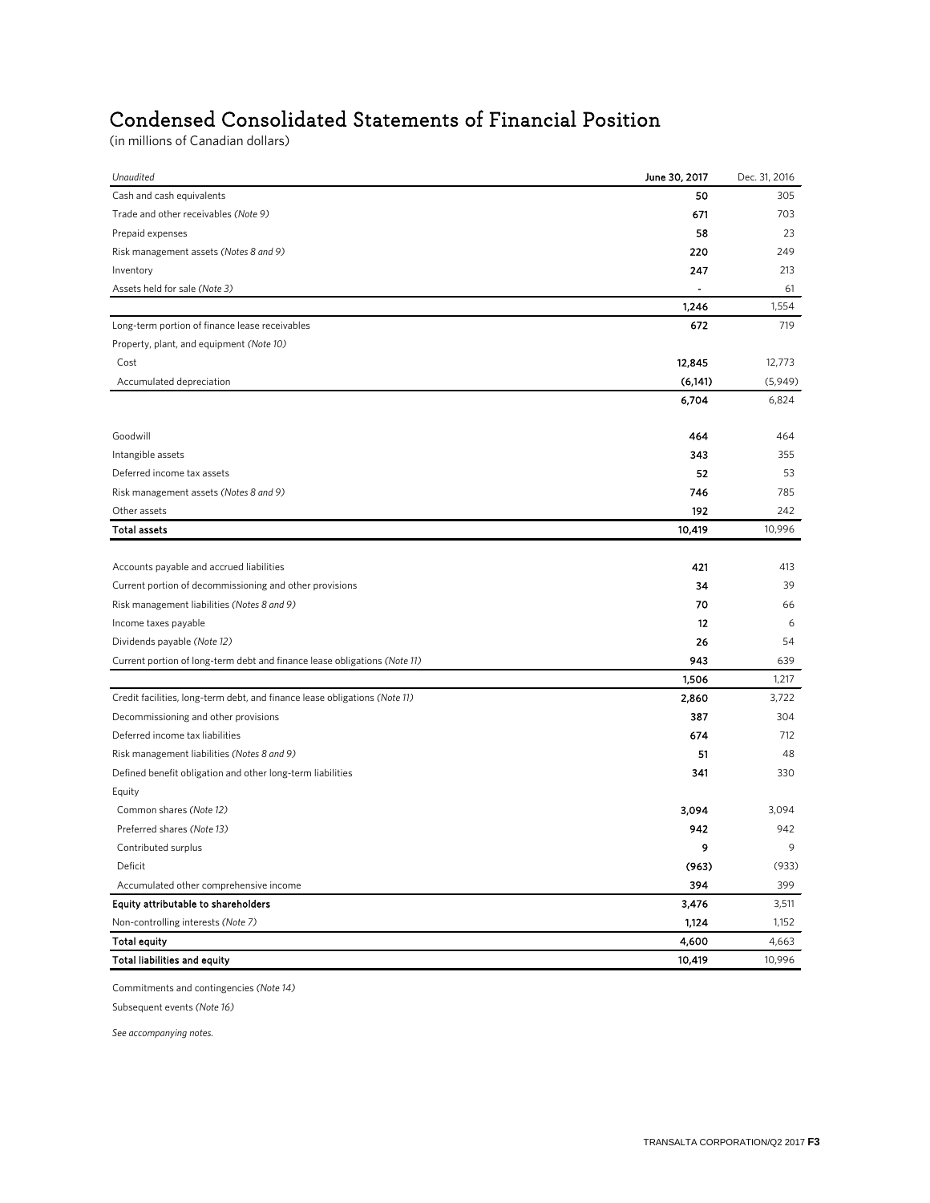# Condensed Consolidated Statements of Financial Position

(in millions of Canadian dollars)

| *Unaudited* | **June 30, 2017** | Dec. 31, 2016 |
|---|---|---|
| Cash and cash equivalents | **50** | 305 |
| Trade and other receivables *(Note 9)* | **671** | 703 |
| Prepaid expenses | **58** | 23 |
| Risk management assets *(Notes 8 and 9)* | **220** | 249 |
| Inventory | **247** | 213 |
| Assets held for sale *(Note 3)* | **-** | 61 |
| | **1,246** | 1,554 |
| Long-term portion of finance lease receivables | **672** | 719 |
| Property, plant, and equipment *(Note 10)* | | |
| Cost | **12,845** | 12,773 |
| Accumulated depreciation | **(6,141)** | (5,949) |
| | **6,704** | 6,824 |
| Goodwill | **464** | 464 |
| Intangible assets | **343** | 355 |
| Deferred income tax assets | **52** | 53 |
| Risk management assets *(Notes 8 and 9)* | **746** | 785 |
| Other assets | **192** | 242 |
| **Total assets** | **10,419** | 10,996 |
| Accounts payable and accrued liabilities | **421** | 413 |
| Current portion of decommissioning and other provisions | **34** | 39 |
| Risk management liabilities *(Notes 8 and 9)* | **70** | 66 |
| Income taxes payable | **12** | 6 |
| Dividends payable *(Note 12)* | **26** | 54 |
| Current portion of long-term debt and finance lease obligations *(Note 11)* | **943** | 639 |
| | **1,506** | 1,217 |
| Credit facilities, long-term debt, and finance lease obligations *(Note 11)* | **2,860** | 3,722 |
| Decommissioning and other provisions | **387** | 304 |
| Deferred income tax liabilities | **674** | 712 |
| Risk management liabilities *(Notes 8 and 9)* | **51** | 48 |
| Defined benefit obligation and other long-term liabilities | **341** | 330 |
| Equity | | |
| Common shares *(Note 12)* | **3,094** | 3,094 |
| Preferred shares *(Note 13)* | **942** | 942 |
| Contributed surplus | **9** | 9 |
| Deficit | **(963)** | (933) |
| Accumulated other comprehensive income | **394** | 399 |
| **Equity attributable to shareholders** | **3,476** | 3,511 |
| Non-controlling interests *(Note 7)* | **1,124** | 1,152 |
| **Total equity** | **4,600** | 4,663 |
| **Total liabilities and equity** | **10,419** | 10,996 |

Commitments and contingencies *(Note 14)*

Subsequent events *(Note 16)*

*See accompanying notes.*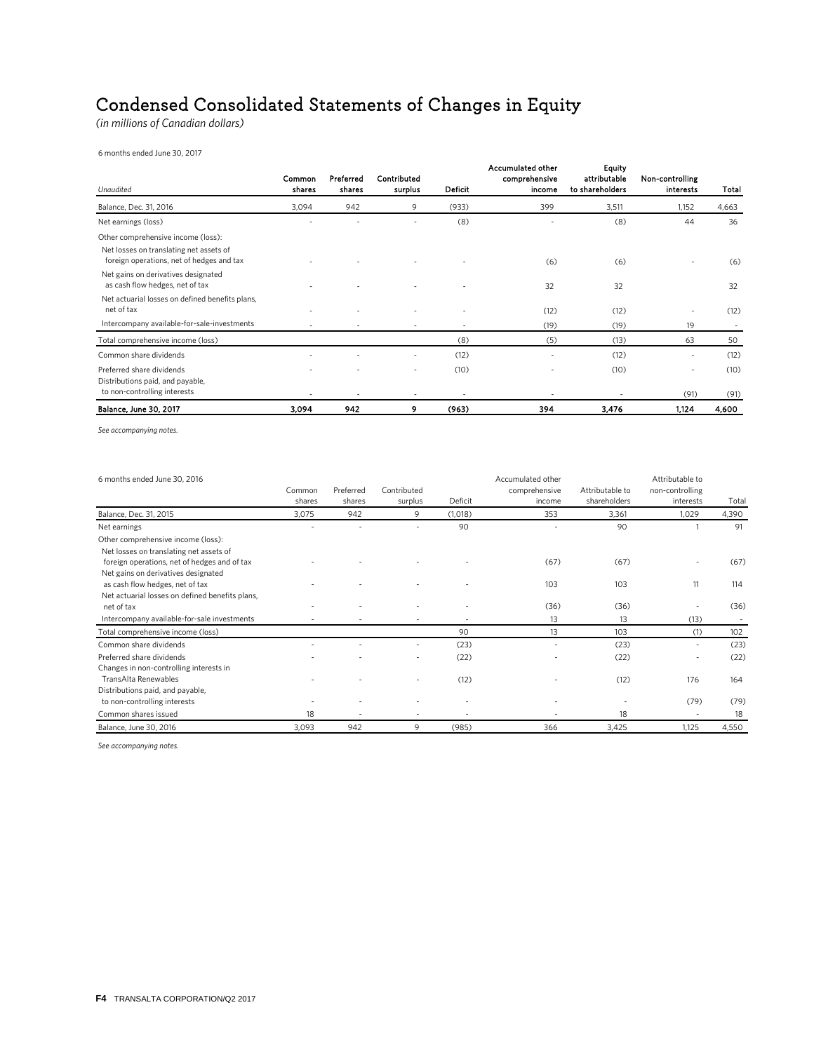# Condensed Consolidated Statements of Changes in Equity

*(in millions of Canadian dollars)*

6 months ended June 30, 2017

| *Unaudited* | Common shares | Preferred shares | Contributed surplus | Deficit | Accumulated other comprehensive income | Equity attributable to shareholders | Non-controlling interests | Total |
|---|---|---|---|---|---|---|---|---|
| Balance, Dec. 31, 2016 | 3,094 | 942 | 9 | (933) | 399 | 3,511 | 1,152 | 4,663 |
| Net earnings (loss) | - | - | - | (8) | - | (8) | 44 | 36 |
| Other comprehensive income (loss): | | | | | | | | |
| Net losses on translating net assets of foreign operations, net of hedges and tax | - | - | - | - | (6) | (6) | - | (6) |
| Net gains on derivatives designated as cash flow hedges, net of tax | - | - | - | - | 32 | 32 | | 32 |
| Net actuarial losses on defined benefits plans, net of tax | - | - | - | - | (12) | (12) | - | (12) |
| Intercompany available-for-sale-investments | - | - | - | - | (19) | (19) | 19 | - |
| Total comprehensive income (loss) | | | | (8) | (5) | (13) | 63 | 50 |
| Common share dividends | - | - | - | (12) | - | (12) | - | (12) |
| Preferred share dividends | - | - | - | (10) | - | (10) | - | (10) |
| Distributions paid, and payable, to non-controlling interests | - | - | - | - | - | - | (91) | (91) |
| **Balance, June 30, 2017** | **3,094** | **942** | **9** | **(963)** | **394** | **3,476** | **1,124** | **4,600** |

*See accompanying notes.*

6 months ended June 30, 2016

| | Common shares | Preferred shares | Contributed surplus | Deficit | Accumulated other comprehensive income | Attributable to shareholders | Attributable to non-controlling interests | Total |
|---|---|---|---|---|---|---|---|---|
| Balance, Dec. 31, 2015 | 3,075 | 942 | 9 | (1,018) | 353 | 3,361 | 1,029 | 4,390 |
| Net earnings | - | - | - | 90 | - | 90 | 1 | 91 |
| Other comprehensive income (loss): | | | | | | | | |
| Net losses on translating net assets of foreign operations, net of hedges and of tax | - | - | - | - | (67) | (67) | - | (67) |
| Net gains on derivatives designated as cash flow hedges, net of tax | - | - | - | - | 103 | 103 | 11 | 114 |
| Net actuarial losses on defined benefits plans, net of tax | - | - | - | - | (36) | (36) | - | (36) |
| Intercompany available-for-sale investments | - | - | - | - | 13 | 13 | (13) | - |
| Total comprehensive income (loss) | | | | 90 | 13 | 103 | (1) | 102 |
| Common share dividends | - | - | - | (23) | - | (23) | - | (23) |
| Preferred share dividends | - | - | - | (22) | - | (22) | - | (22) |
| Changes in non-controlling interests in TransAlta Renewables | - | - | - | (12) | - | (12) | 176 | 164 |
| Distributions paid, and payable, to non-controlling interests | - | - | - | - | - | - | (79) | (79) |
| Common shares issued | 18 | - | - | - | - | 18 | - | 18 |
| Balance, June 30, 2016 | 3,093 | 942 | 9 | (985) | 366 | 3,425 | 1,125 | 4,550 |

*See accompanying notes.*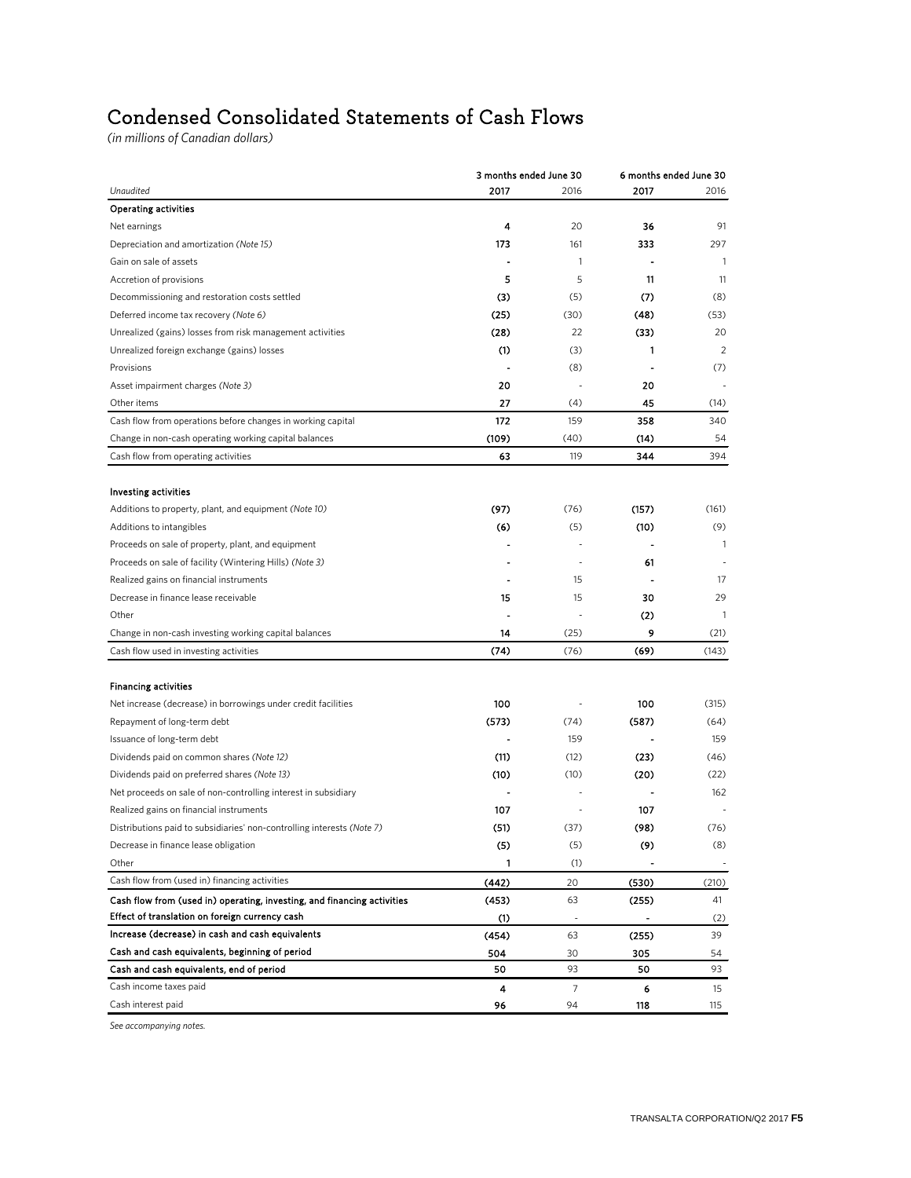# Condensed Consolidated Statements of Cash Flows

*(in millions of Canadian dollars)*

| *Unaudited* | 3 months ended June 30 2017 | 3 months ended June 30 2016 | 6 months ended June 30 2017 | 6 months ended June 30 2016 |
|---|---|---|---|---|
| **Operating activities** | | | | |
| Net earnings | **4** | 20 | **36** | 91 |
| Depreciation and amortization *(Note 15)* | **173** | 161 | **333** | 297 |
| Gain on sale of assets | **-** | 1 | **-** | 1 |
| Accretion of provisions | **5** | 5 | **11** | 11 |
| Decommissioning and restoration costs settled | **(3)** | (5) | **(7)** | (8) |
| Deferred income tax recovery *(Note 6)* | **(25)** | (30) | **(48)** | (53) |
| Unrealized (gains) losses from risk management activities | **(28)** | 22 | **(33)** | 20 |
| Unrealized foreign exchange (gains) losses | **(1)** | (3) | **1** | 2 |
| Provisions | **-** | (8) | **-** | (7) |
| Asset impairment charges *(Note 3)* | **20** | - | **20** | - |
| Other items | **27** | (4) | **45** | (14) |
| Cash flow from operations before changes in working capital | **172** | 159 | **358** | 340 |
| Change in non-cash operating working capital balances | **(109)** | (40) | **(14)** | 54 |
| Cash flow from operating activities | **63** | 119 | **344** | 394 |
| **Investing activities** | | | | |
| Additions to property, plant, and equipment *(Note 10)* | **(97)** | (76) | **(157)** | (161) |
| Additions to intangibles | **(6)** | (5) | **(10)** | (9) |
| Proceeds on sale of property, plant, and equipment | **-** | - | **-** | 1 |
| Proceeds on sale of facility (Wintering Hills) *(Note 3)* | **-** | - | **61** | - |
| Realized gains on financial instruments | **-** | 15 | **-** | 17 |
| Decrease in finance lease receivable | **15** | 15 | **30** | 29 |
| Other | **-** | - | **(2)** | 1 |
| Change in non-cash investing working capital balances | **14** | (25) | **9** | (21) |
| Cash flow used in investing activities | **(74)** | (76) | **(69)** | (143) |
| **Financing activities** | | | | |
| Net increase (decrease) in borrowings under credit facilities | **100** | - | **100** | (315) |
| Repayment of long-term debt | **(573)** | (74) | **(587)** | (64) |
| Issuance of long-term debt | **-** | 159 | **-** | 159 |
| Dividends paid on common shares *(Note 12)* | **(11)** | (12) | **(23)** | (46) |
| Dividends paid on preferred shares *(Note 13)* | **(10)** | (10) | **(20)** | (22) |
| Net proceeds on sale of non-controlling interest in subsidiary | **-** | - | **-** | 162 |
| Realized gains on financial instruments | **107** | - | **107** | - |
| Distributions paid to subsidiaries' non-controlling interests *(Note 7)* | **(51)** | (37) | **(98)** | (76) |
| Decrease in finance lease obligation | **(5)** | (5) | **(9)** | (8) |
| Other | **1** | (1) | **-** | - |
| Cash flow from (used in) financing activities | **(442)** | 20 | **(530)** | (210) |
| **Cash flow from (used in) operating, investing, and financing activities** | **(453)** | 63 | **(255)** | 41 |
| **Effect of translation on foreign currency cash** | **(1)** | - | **-** | (2) |
| **Increase (decrease) in cash and cash equivalents** | **(454)** | 63 | **(255)** | 39 |
| **Cash and cash equivalents, beginning of period** | **504** | 30 | **305** | 54 |
| **Cash and cash equivalents, end of period** | **50** | 93 | **50** | 93 |
| Cash income taxes paid | **4** | 7 | **6** | 15 |
| Cash interest paid | **96** | 94 | **118** | 115 |

*See accompanying notes.*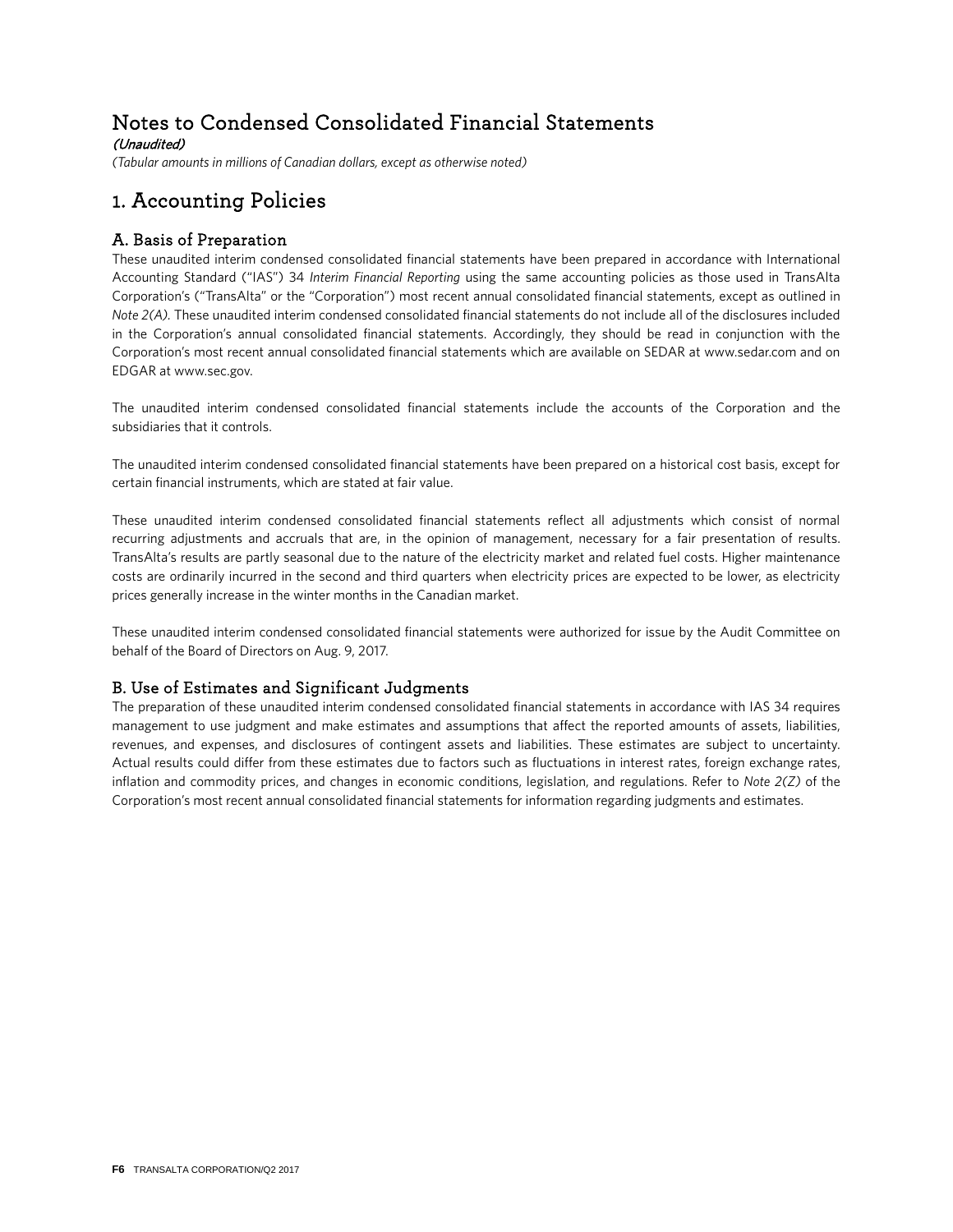# Notes to Condensed Consolidated Financial Statements

***(Unaudited)***

*(Tabular amounts in millions of Canadian dollars, except as otherwise noted)*

## 1. Accounting Policies

### A. Basis of Preparation

These unaudited interim condensed consolidated financial statements have been prepared in accordance with International Accounting Standard ("IAS") 34 *Interim Financial Reporting* using the same accounting policies as those used in TransAlta Corporation's ("TransAlta" or the "Corporation") most recent annual consolidated financial statements, except as outlined in *Note 2(A).* These unaudited interim condensed consolidated financial statements do not include all of the disclosures included in the Corporation's annual consolidated financial statements. Accordingly, they should be read in conjunction with the Corporation's most recent annual consolidated financial statements which are available on SEDAR at www.sedar.com and on EDGAR at www.sec.gov.

The unaudited interim condensed consolidated financial statements include the accounts of the Corporation and the subsidiaries that it controls.

The unaudited interim condensed consolidated financial statements have been prepared on a historical cost basis, except for certain financial instruments, which are stated at fair value.

These unaudited interim condensed consolidated financial statements reflect all adjustments which consist of normal recurring adjustments and accruals that are, in the opinion of management, necessary for a fair presentation of results. TransAlta's results are partly seasonal due to the nature of the electricity market and related fuel costs. Higher maintenance costs are ordinarily incurred in the second and third quarters when electricity prices are expected to be lower, as electricity prices generally increase in the winter months in the Canadian market.

These unaudited interim condensed consolidated financial statements were authorized for issue by the Audit Committee on behalf of the Board of Directors on Aug. 9, 2017.

### B. Use of Estimates and Significant Judgments

The preparation of these unaudited interim condensed consolidated financial statements in accordance with IAS 34 requires management to use judgment and make estimates and assumptions that affect the reported amounts of assets, liabilities, revenues, and expenses, and disclosures of contingent assets and liabilities. These estimates are subject to uncertainty. Actual results could differ from these estimates due to factors such as fluctuations in interest rates, foreign exchange rates, inflation and commodity prices, and changes in economic conditions, legislation, and regulations. Refer to *Note 2(Z)* of the Corporation's most recent annual consolidated financial statements for information regarding judgments and estimates.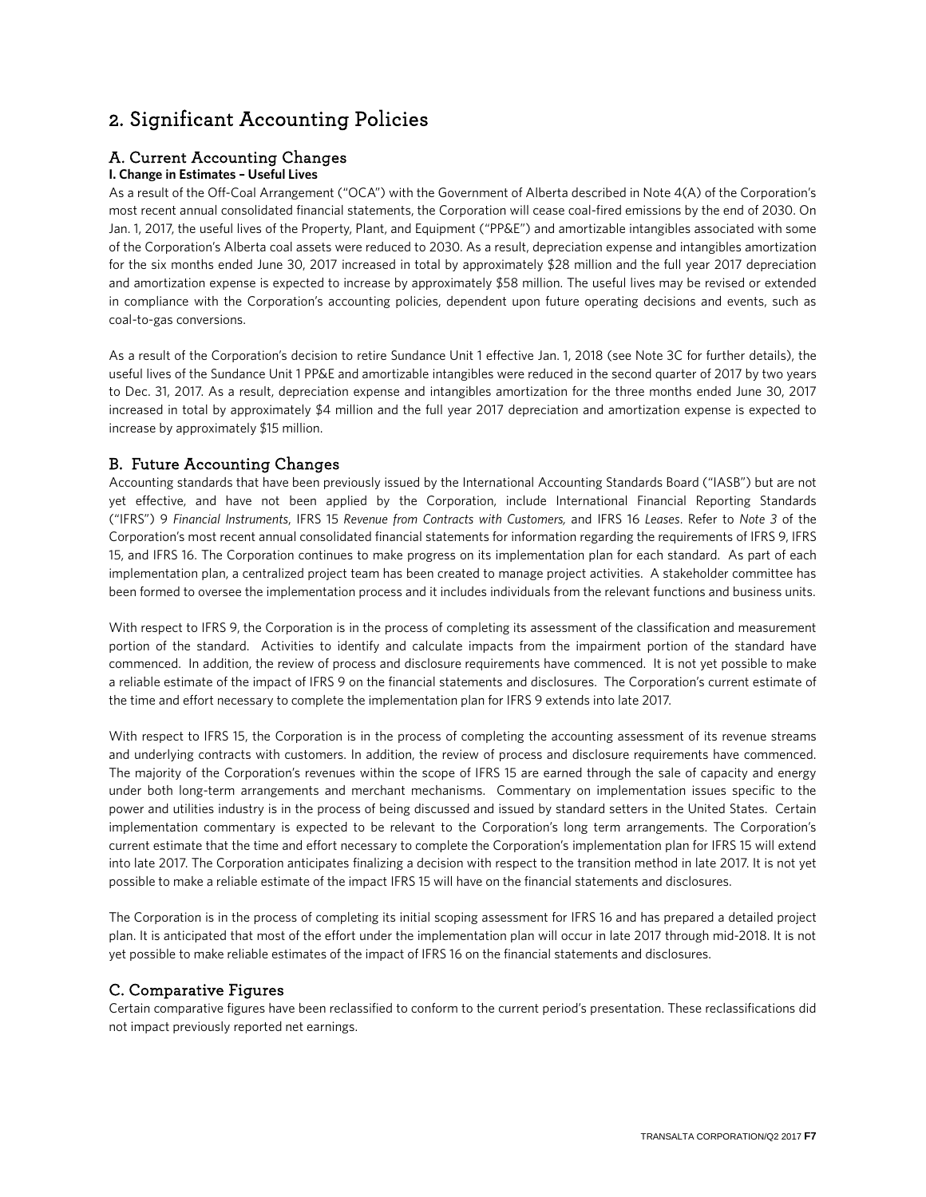# 2. Significant Accounting Policies

## A. Current Accounting Changes

**I. Change in Estimates – Useful Lives**

As a result of the Off-Coal Arrangement ("OCA") with the Government of Alberta described in Note 4(A) of the Corporation's most recent annual consolidated financial statements, the Corporation will cease coal-fired emissions by the end of 2030. On Jan. 1, 2017, the useful lives of the Property, Plant, and Equipment ("PP&E") and amortizable intangibles associated with some of the Corporation's Alberta coal assets were reduced to 2030. As a result, depreciation expense and intangibles amortization for the six months ended June 30, 2017 increased in total by approximately $28 million and the full year 2017 depreciation and amortization expense is expected to increase by approximately $58 million. The useful lives may be revised or extended in compliance with the Corporation's accounting policies, dependent upon future operating decisions and events, such as coal-to-gas conversions.

As a result of the Corporation's decision to retire Sundance Unit 1 effective Jan. 1, 2018 (see Note 3C for further details), the useful lives of the Sundance Unit 1 PP&E and amortizable intangibles were reduced in the second quarter of 2017 by two years to Dec. 31, 2017. As a result, depreciation expense and intangibles amortization for the three months ended June 30, 2017 increased in total by approximately $4 million and the full year 2017 depreciation and amortization expense is expected to increase by approximately $15 million.

## B. Future Accounting Changes

Accounting standards that have been previously issued by the International Accounting Standards Board ("IASB") but are not yet effective, and have not been applied by the Corporation, include International Financial Reporting Standards ("IFRS") 9 *Financial Instruments*, IFRS 15 *Revenue from Contracts with Customers,* and IFRS 16 *Leases*. Refer to *Note 3* of the Corporation's most recent annual consolidated financial statements for information regarding the requirements of IFRS 9, IFRS 15, and IFRS 16. The Corporation continues to make progress on its implementation plan for each standard. As part of each implementation plan, a centralized project team has been created to manage project activities. A stakeholder committee has been formed to oversee the implementation process and it includes individuals from the relevant functions and business units.

With respect to IFRS 9, the Corporation is in the process of completing its assessment of the classification and measurement portion of the standard. Activities to identify and calculate impacts from the impairment portion of the standard have commenced. In addition, the review of process and disclosure requirements have commenced. It is not yet possible to make a reliable estimate of the impact of IFRS 9 on the financial statements and disclosures. The Corporation's current estimate of the time and effort necessary to complete the implementation plan for IFRS 9 extends into late 2017.

With respect to IFRS 15, the Corporation is in the process of completing the accounting assessment of its revenue streams and underlying contracts with customers. In addition, the review of process and disclosure requirements have commenced. The majority of the Corporation's revenues within the scope of IFRS 15 are earned through the sale of capacity and energy under both long-term arrangements and merchant mechanisms. Commentary on implementation issues specific to the power and utilities industry is in the process of being discussed and issued by standard setters in the United States. Certain implementation commentary is expected to be relevant to the Corporation's long term arrangements. The Corporation's current estimate that the time and effort necessary to complete the Corporation's implementation plan for IFRS 15 will extend into late 2017. The Corporation anticipates finalizing a decision with respect to the transition method in late 2017. It is not yet possible to make a reliable estimate of the impact IFRS 15 will have on the financial statements and disclosures.

The Corporation is in the process of completing its initial scoping assessment for IFRS 16 and has prepared a detailed project plan. It is anticipated that most of the effort under the implementation plan will occur in late 2017 through mid-2018. It is not yet possible to make reliable estimates of the impact of IFRS 16 on the financial statements and disclosures.

## C. Comparative Figures

Certain comparative figures have been reclassified to conform to the current period's presentation. These reclassifications did not impact previously reported net earnings.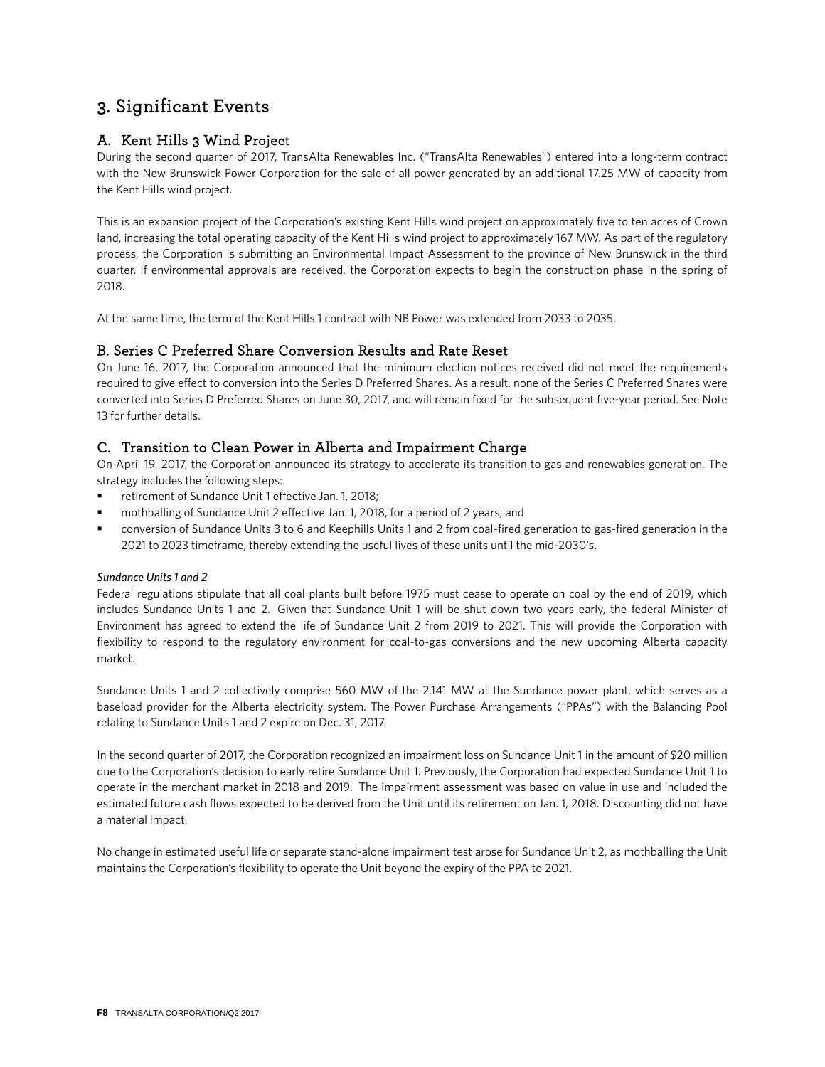# 3. Significant Events

## A. Kent Hills 3 Wind Project

During the second quarter of 2017, TransAlta Renewables Inc. ("TransAlta Renewables") entered into a long-term contract with the New Brunswick Power Corporation for the sale of all power generated by an additional 17.25 MW of capacity from the Kent Hills wind project.

This is an expansion project of the Corporation's existing Kent Hills wind project on approximately five to ten acres of Crown land, increasing the total operating capacity of the Kent Hills wind project to approximately 167 MW. As part of the regulatory process, the Corporation is submitting an Environmental Impact Assessment to the province of New Brunswick in the third quarter. If environmental approvals are received, the Corporation expects to begin the construction phase in the spring of 2018.

At the same time, the term of the Kent Hills 1 contract with NB Power was extended from 2033 to 2035.

## B. Series C Preferred Share Conversion Results and Rate Reset

On June 16, 2017, the Corporation announced that the minimum election notices received did not meet the requirements required to give effect to conversion into the Series D Preferred Shares. As a result, none of the Series C Preferred Shares were converted into Series D Preferred Shares on June 30, 2017, and will remain fixed for the subsequent five-year period. See Note 13 for further details.

## C. Transition to Clean Power in Alberta and Impairment Charge

On April 19, 2017, the Corporation announced its strategy to accelerate its transition to gas and renewables generation. The strategy includes the following steps:

- retirement of Sundance Unit 1 effective Jan. 1, 2018;
- mothballing of Sundance Unit 2 effective Jan. 1, 2018, for a period of 2 years; and
- conversion of Sundance Units 3 to 6 and Keephills Units 1 and 2 from coal-fired generation to gas-fired generation in the 2021 to 2023 timeframe, thereby extending the useful lives of these units until the mid-2030's.

*Sundance Units 1 and 2*

Federal regulations stipulate that all coal plants built before 1975 must cease to operate on coal by the end of 2019, which includes Sundance Units 1 and 2. Given that Sundance Unit 1 will be shut down two years early, the federal Minister of Environment has agreed to extend the life of Sundance Unit 2 from 2019 to 2021. This will provide the Corporation with flexibility to respond to the regulatory environment for coal-to-gas conversions and the new upcoming Alberta capacity market.

Sundance Units 1 and 2 collectively comprise 560 MW of the 2,141 MW at the Sundance power plant, which serves as a baseload provider for the Alberta electricity system. The Power Purchase Arrangements ("PPAs") with the Balancing Pool relating to Sundance Units 1 and 2 expire on Dec. 31, 2017.

In the second quarter of 2017, the Corporation recognized an impairment loss on Sundance Unit 1 in the amount of $20 million due to the Corporation's decision to early retire Sundance Unit 1. Previously, the Corporation had expected Sundance Unit 1 to operate in the merchant market in 2018 and 2019. The impairment assessment was based on value in use and included the estimated future cash flows expected to be derived from the Unit until its retirement on Jan. 1, 2018. Discounting did not have a material impact.

No change in estimated useful life or separate stand-alone impairment test arose for Sundance Unit 2, as mothballing the Unit maintains the Corporation's flexibility to operate the Unit beyond the expiry of the PPA to 2021.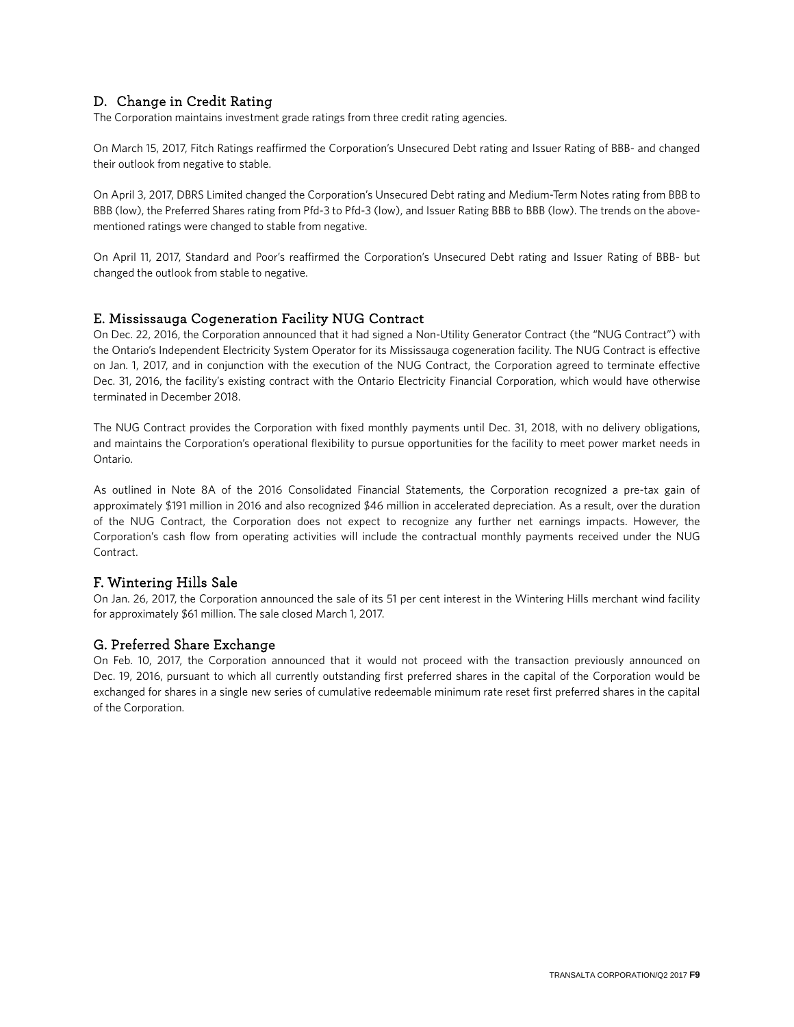## D. Change in Credit Rating

The Corporation maintains investment grade ratings from three credit rating agencies.

On March 15, 2017, Fitch Ratings reaffirmed the Corporation's Unsecured Debt rating and Issuer Rating of BBB- and changed their outlook from negative to stable.

On April 3, 2017, DBRS Limited changed the Corporation's Unsecured Debt rating and Medium-Term Notes rating from BBB to BBB (low), the Preferred Shares rating from Pfd-3 to Pfd-3 (low), and Issuer Rating BBB to BBB (low). The trends on the above-mentioned ratings were changed to stable from negative.

On April 11, 2017, Standard and Poor's reaffirmed the Corporation's Unsecured Debt rating and Issuer Rating of BBB- but changed the outlook from stable to negative.

## E. Mississauga Cogeneration Facility NUG Contract

On Dec. 22, 2016, the Corporation announced that it had signed a Non-Utility Generator Contract (the "NUG Contract") with the Ontario's Independent Electricity System Operator for its Mississauga cogeneration facility. The NUG Contract is effective on Jan. 1, 2017, and in conjunction with the execution of the NUG Contract, the Corporation agreed to terminate effective Dec. 31, 2016, the facility's existing contract with the Ontario Electricity Financial Corporation, which would have otherwise terminated in December 2018.

The NUG Contract provides the Corporation with fixed monthly payments until Dec. 31, 2018, with no delivery obligations, and maintains the Corporation's operational flexibility to pursue opportunities for the facility to meet power market needs in Ontario.

As outlined in Note 8A of the 2016 Consolidated Financial Statements, the Corporation recognized a pre-tax gain of approximately $191 million in 2016 and also recognized $46 million in accelerated depreciation. As a result, over the duration of the NUG Contract, the Corporation does not expect to recognize any further net earnings impacts. However, the Corporation's cash flow from operating activities will include the contractual monthly payments received under the NUG Contract.

## F. Wintering Hills Sale

On Jan. 26, 2017, the Corporation announced the sale of its 51 per cent interest in the Wintering Hills merchant wind facility for approximately $61 million. The sale closed March 1, 2017.

## G. Preferred Share Exchange

On Feb. 10, 2017, the Corporation announced that it would not proceed with the transaction previously announced on Dec. 19, 2016, pursuant to which all currently outstanding first preferred shares in the capital of the Corporation would be exchanged for shares in a single new series of cumulative redeemable minimum rate reset first preferred shares in the capital of the Corporation.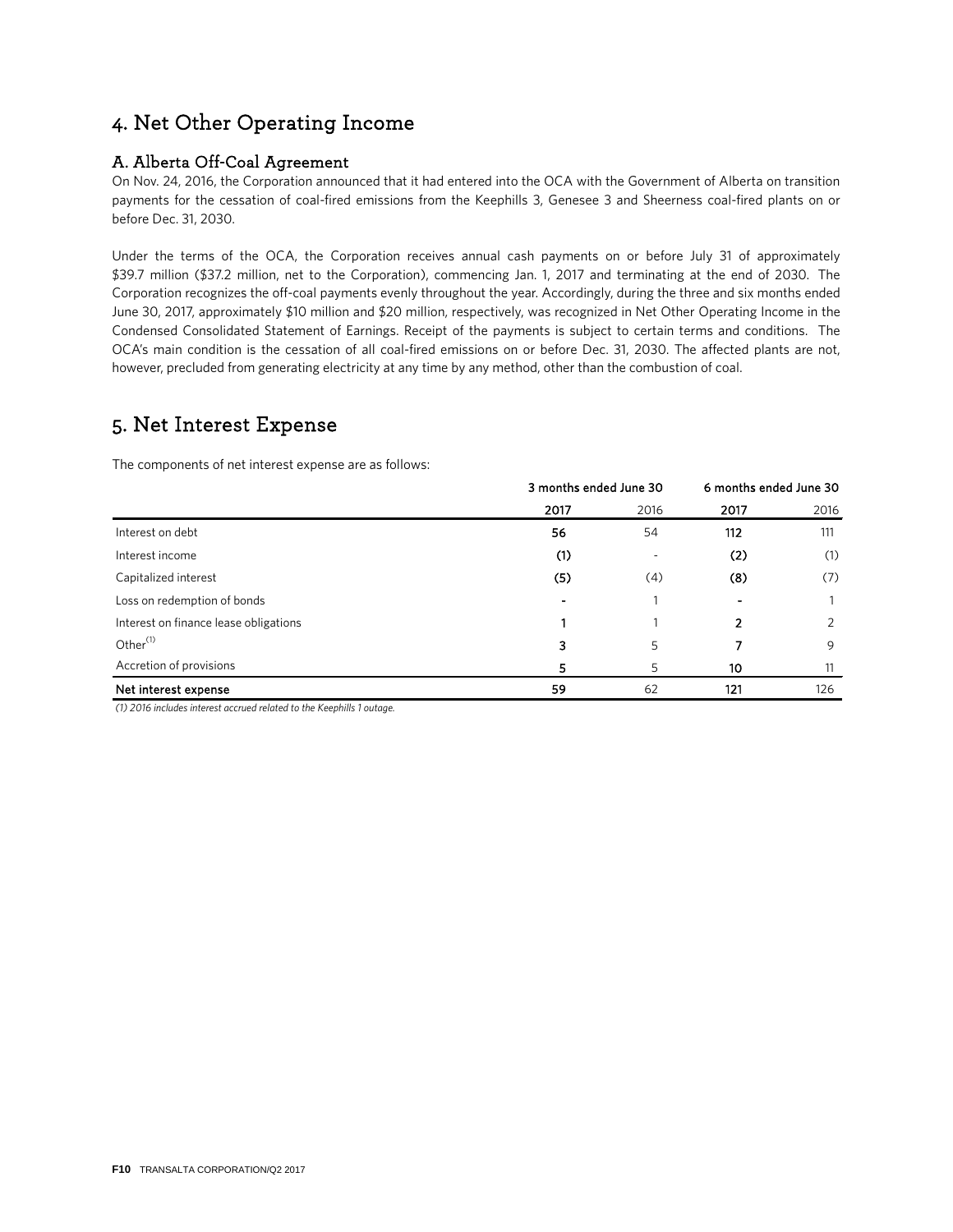# 4. Net Other Operating Income

## A. Alberta Off-Coal Agreement

On Nov. 24, 2016, the Corporation announced that it had entered into the OCA with the Government of Alberta on transition payments for the cessation of coal-fired emissions from the Keephills 3, Genesee 3 and Sheerness coal-fired plants on or before Dec. 31, 2030.

Under the terms of the OCA, the Corporation receives annual cash payments on or before July 31 of approximately $39.7 million ($37.2 million, net to the Corporation), commencing Jan. 1, 2017 and terminating at the end of 2030. The Corporation recognizes the off-coal payments evenly throughout the year. Accordingly, during the three and six months ended June 30, 2017, approximately $10 million and $20 million, respectively, was recognized in Net Other Operating Income in the Condensed Consolidated Statement of Earnings. Receipt of the payments is subject to certain terms and conditions. The OCA's main condition is the cessation of all coal-fired emissions on or before Dec. 31, 2030. The affected plants are not, however, precluded from generating electricity at any time by any method, other than the combustion of coal.

# 5. Net Interest Expense

The components of net interest expense are as follows:

| | 3 months ended June 30 | | 6 months ended June 30 | |
|---|---|---|---|---|
| | **2017** | 2016 | **2017** | 2016 |
| Interest on debt | **56** | 54 | **112** | 111 |
| Interest income | **(1)** | - | **(2)** | (1) |
| Capitalized interest | **(5)** | (4) | **(8)** | (7) |
| Loss on redemption of bonds | **-** | 1 | **-** | 1 |
| Interest on finance lease obligations | **1** | 1 | **2** | 2 |
| Other[(1)] | **3** | 5 | **7** | 9 |
| Accretion of provisions | **5** | 5 | **10** | 11 |
| **Net interest expense** | **59** | 62 | **121** | 126 |

*(1) 2016 includes interest accrued related to the Keephills 1 outage.*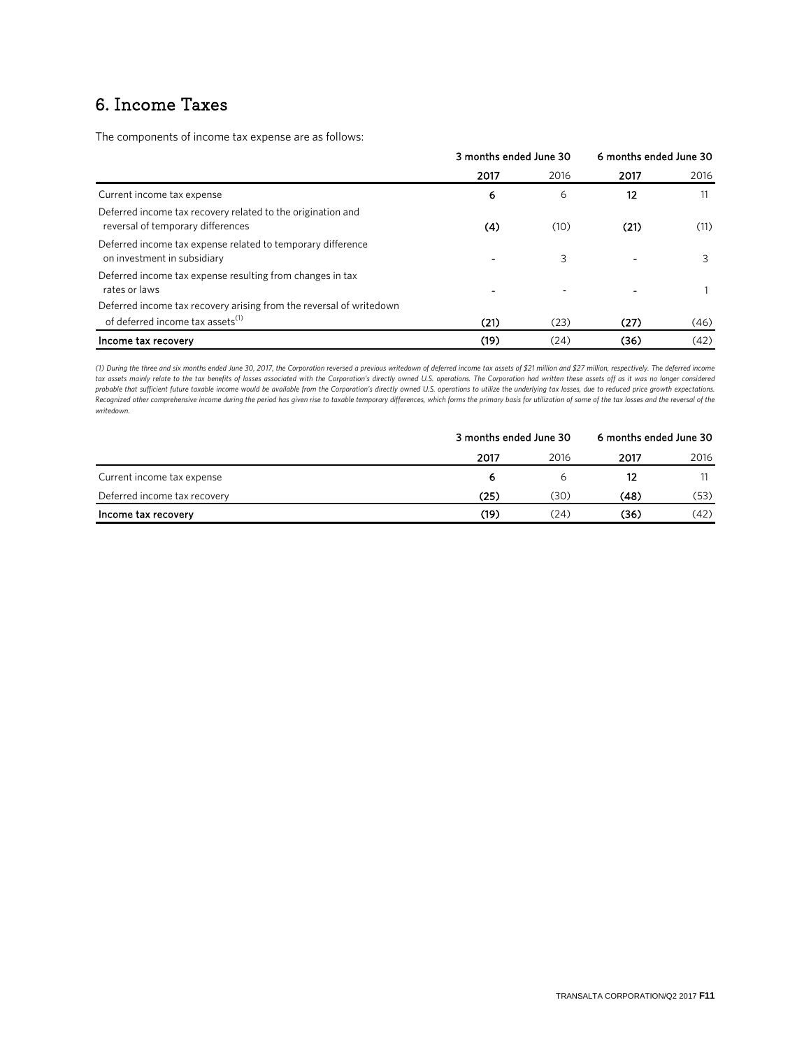## 6. Income Taxes

The components of income tax expense are as follows:

| | 3 months ended June 30 | | 6 months ended June 30 | |
|---|---|---|---|---|
| | **2017** | 2016 | **2017** | 2016 |
| Current income tax expense | **6** | 6 | **12** | 11 |
| Deferred income tax recovery related to the origination and reversal of temporary differences | **(4)** | (10) | **(21)** | (11) |
| Deferred income tax expense related to temporary difference on investment in subsidiary | **-** | 3 | **-** | 3 |
| Deferred income tax expense resulting from changes in tax rates or laws | **-** | - | **-** | 1 |
| Deferred income tax recovery arising from the reversal of writedown of deferred income tax assets[1] | **(21)** | (23) | **(27)** | (46) |
| **Income tax recovery** | **(19)** | (24) | **(36)** | (42) |

*(1) During the three and six months ended June 30, 2017, the Corporation reversed a previous writedown of deferred income tax assets of $21 million and $27 million, respectively. The deferred income tax assets mainly relate to the tax benefits of losses associated with the Corporation's directly owned U.S. operations. The Corporation had written these assets off as it was no longer considered probable that sufficient future taxable income would be available from the Corporation's directly owned U.S. operations to utilize the underlying tax losses, due to reduced price growth expectations. Recognized other comprehensive income during the period has given rise to taxable temporary differences, which forms the primary basis for utilization of some of the tax losses and the reversal of the writedown.*

| | 3 months ended June 30 | | 6 months ended June 30 | |
|---|---|---|---|---|
| | **2017** | 2016 | **2017** | 2016 |
| Current income tax expense | **6** | 6 | **12** | 11 |
| Deferred income tax recovery | **(25)** | (30) | **(48)** | (53) |
| **Income tax recovery** | **(19)** | (24) | **(36)** | (42) |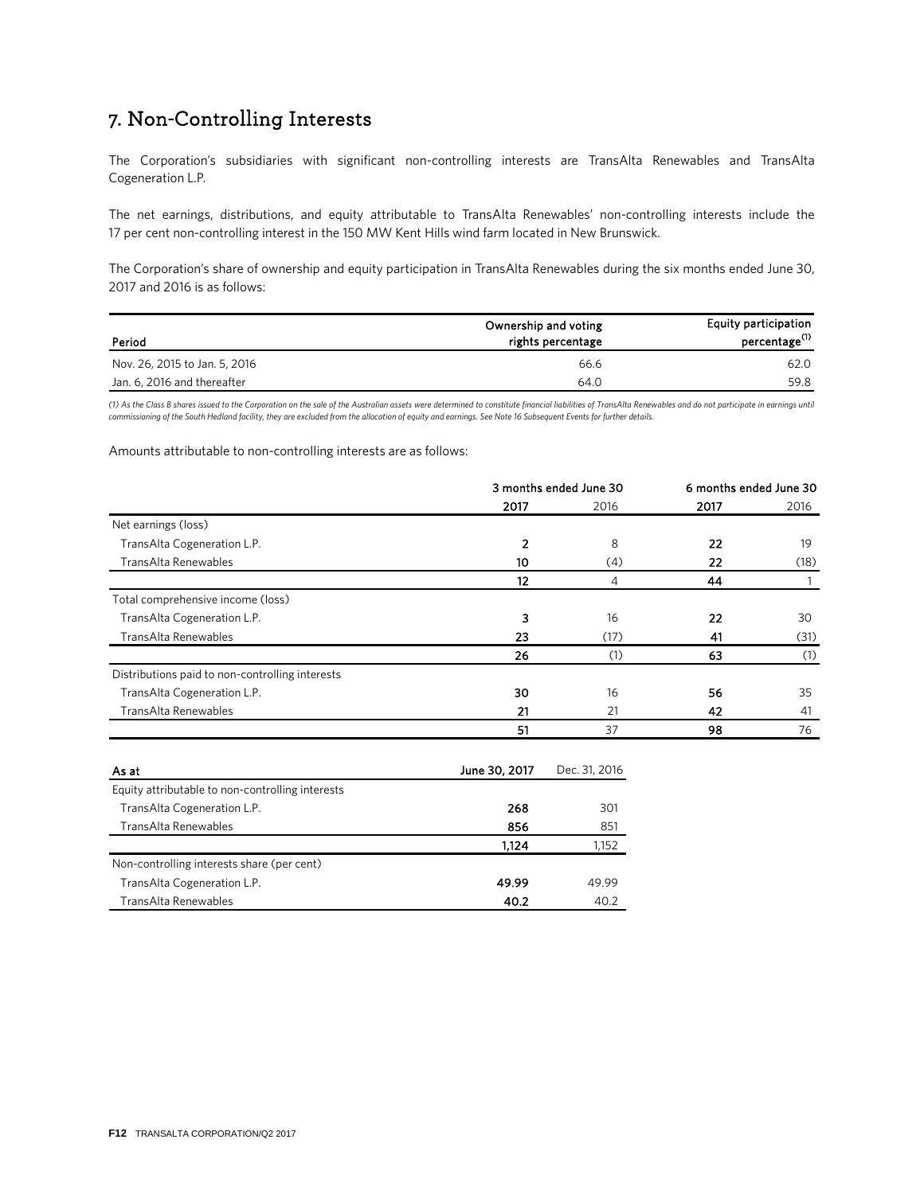## 7. Non-Controlling Interests

The Corporation's subsidiaries with significant non-controlling interests are TransAlta Renewables and TransAlta Cogeneration L.P.

The net earnings, distributions, and equity attributable to TransAlta Renewables' non-controlling interests include the 17 per cent non-controlling interest in the 150 MW Kent Hills wind farm located in New Brunswick.

The Corporation's share of ownership and equity participation in TransAlta Renewables during the six months ended June 30, 2017 and 2016 is as follows:

| Period | Ownership and voting rights percentage | Equity participation percentage[(1)] |
|---|---|---|
| Nov. 26, 2015 to Jan. 5, 2016 | 66.6 | 62.0 |
| Jan. 6, 2016 and thereafter | 64.0 | 59.8 |

*(1) As the Class B shares issued to the Corporation on the sale of the Australian assets were determined to constitute financial liabilities of TransAlta Renewables and do not participate in earnings until commissioning of the South Hedland facility, they are excluded from the allocation of equity and earnings. See Note 16 Subsequent Events for further details.*

Amounts attributable to non-controlling interests are as follows:

| | 3 months ended June 30 | | 6 months ended June 30 | |
|---|---|---|---|---|
| | **2017** | 2016 | **2017** | 2016 |
| Net earnings (loss) | | | | |
| TransAlta Cogeneration L.P. | **2** | 8 | **22** | 19 |
| TransAlta Renewables | **10** | (4) | **22** | (18) |
| | **12** | 4 | **44** | 1 |
| Total comprehensive income (loss) | | | | |
| TransAlta Cogeneration L.P. | **3** | 16 | **22** | 30 |
| TransAlta Renewables | **23** | (17) | **41** | (31) |
| | **26** | (1) | **63** | (1) |
| Distributions paid to non-controlling interests | | | | |
| TransAlta Cogeneration L.P. | **30** | 16 | **56** | 35 |
| TransAlta Renewables | **21** | 21 | **42** | 41 |
| | **51** | 37 | **98** | 76 |

| As at | June 30, 2017 | Dec. 31, 2016 |
|---|---|---|
| Equity attributable to non-controlling interests | | |
| TransAlta Cogeneration L.P. | **268** | 301 |
| TransAlta Renewables | **856** | 851 |
| | **1,124** | 1,152 |
| Non-controlling interests share (per cent) | | |
| TransAlta Cogeneration L.P. | **49.99** | 49.99 |
| TransAlta Renewables | **40.2** | 40.2 |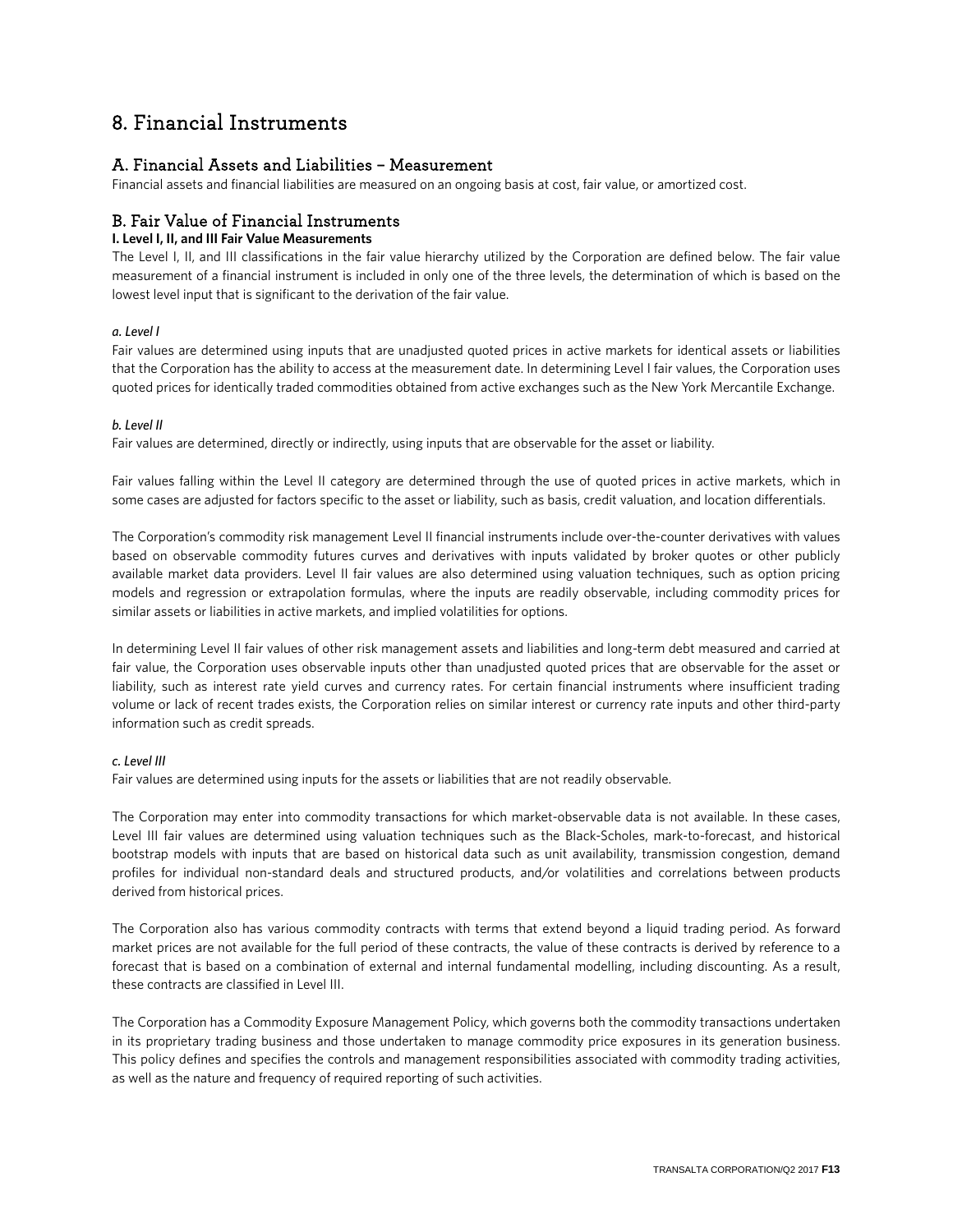# 8. Financial Instruments

## A. Financial Assets and Liabilities – Measurement

Financial assets and financial liabilities are measured on an ongoing basis at cost, fair value, or amortized cost.

## B. Fair Value of Financial Instruments

**I. Level I, II, and III Fair Value Measurements**

The Level I, II, and III classifications in the fair value hierarchy utilized by the Corporation are defined below. The fair value measurement of a financial instrument is included in only one of the three levels, the determination of which is based on the lowest level input that is significant to the derivation of the fair value.

***a. Level I***

Fair values are determined using inputs that are unadjusted quoted prices in active markets for identical assets or liabilities that the Corporation has the ability to access at the measurement date. In determining Level I fair values, the Corporation uses quoted prices for identically traded commodities obtained from active exchanges such as the New York Mercantile Exchange.

***b. Level II***

Fair values are determined, directly or indirectly, using inputs that are observable for the asset or liability.

Fair values falling within the Level II category are determined through the use of quoted prices in active markets, which in some cases are adjusted for factors specific to the asset or liability, such as basis, credit valuation, and location differentials.

The Corporation's commodity risk management Level II financial instruments include over-the-counter derivatives with values based on observable commodity futures curves and derivatives with inputs validated by broker quotes or other publicly available market data providers. Level II fair values are also determined using valuation techniques, such as option pricing models and regression or extrapolation formulas, where the inputs are readily observable, including commodity prices for similar assets or liabilities in active markets, and implied volatilities for options.

In determining Level II fair values of other risk management assets and liabilities and long-term debt measured and carried at fair value, the Corporation uses observable inputs other than unadjusted quoted prices that are observable for the asset or liability, such as interest rate yield curves and currency rates. For certain financial instruments where insufficient trading volume or lack of recent trades exists, the Corporation relies on similar interest or currency rate inputs and other third-party information such as credit spreads.

***c. Level III***

Fair values are determined using inputs for the assets or liabilities that are not readily observable.

The Corporation may enter into commodity transactions for which market-observable data is not available. In these cases, Level III fair values are determined using valuation techniques such as the Black-Scholes, mark-to-forecast, and historical bootstrap models with inputs that are based on historical data such as unit availability, transmission congestion, demand profiles for individual non-standard deals and structured products, and/or volatilities and correlations between products derived from historical prices.

The Corporation also has various commodity contracts with terms that extend beyond a liquid trading period. As forward market prices are not available for the full period of these contracts, the value of these contracts is derived by reference to a forecast that is based on a combination of external and internal fundamental modelling, including discounting. As a result, these contracts are classified in Level III.

The Corporation has a Commodity Exposure Management Policy, which governs both the commodity transactions undertaken in its proprietary trading business and those undertaken to manage commodity price exposures in its generation business. This policy defines and specifies the controls and management responsibilities associated with commodity trading activities, as well as the nature and frequency of required reporting of such activities.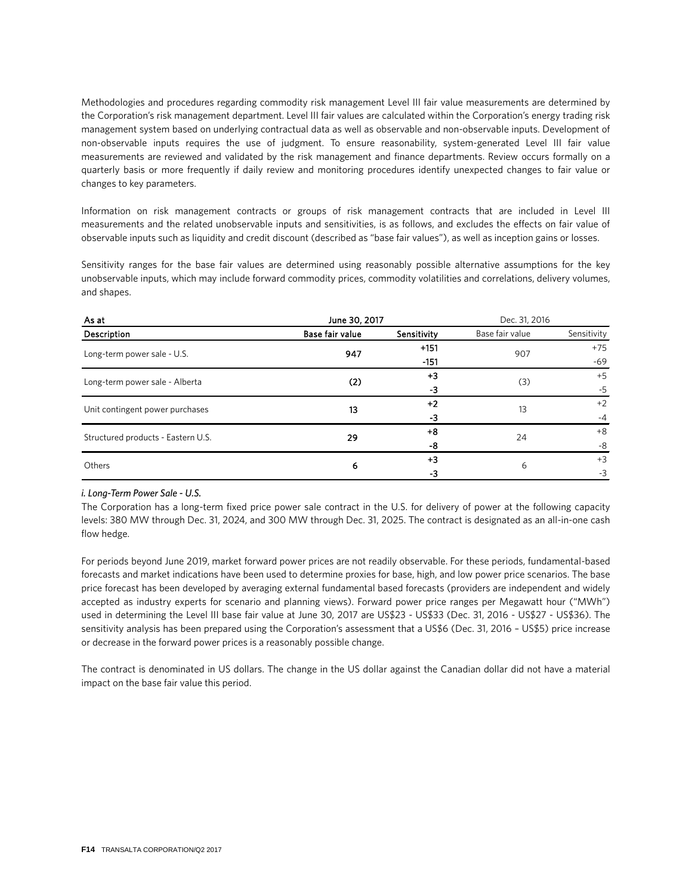Methodologies and procedures regarding commodity risk management Level III fair value measurements are determined by the Corporation's risk management department. Level III fair values are calculated within the Corporation's energy trading risk management system based on underlying contractual data as well as observable and non-observable inputs. Development of non-observable inputs requires the use of judgment. To ensure reasonability, system-generated Level III fair value measurements are reviewed and validated by the risk management and finance departments. Review occurs formally on a quarterly basis or more frequently if daily review and monitoring procedures identify unexpected changes to fair value or changes to key parameters.

Information on risk management contracts or groups of risk management contracts that are included in Level III measurements and the related unobservable inputs and sensitivities, is as follows, and excludes the effects on fair value of observable inputs such as liquidity and credit discount (described as "base fair values"), as well as inception gains or losses.

Sensitivity ranges for the base fair values are determined using reasonably possible alternative assumptions for the key unobservable inputs, which may include forward commodity prices, commodity volatilities and correlations, delivery volumes, and shapes.

| As at | June 30, 2017 | | Dec. 31, 2016 | |
|---|---|---|---|---|
| **Description** | **Base fair value** | **Sensitivity** | Base fair value | Sensitivity |
| Long-term power sale - U.S. | **947** | **+151<br>-151** | 907 | +75<br>-69 |
| Long-term power sale - Alberta | **(2)** | **+3<br>-3** | (3) | +5<br>-5 |
| Unit contingent power purchases | **13** | **+2<br>-3** | 13 | +2<br>-4 |
| Structured products - Eastern U.S. | **29** | **+8<br>-8** | 24 | +8<br>-8 |
| Others | **6** | **+3<br>-3** | 6 | +3<br>-3 |

***i. Long-Term Power Sale - U.S.***

The Corporation has a long-term fixed price power sale contract in the U.S. for delivery of power at the following capacity levels: 380 MW through Dec. 31, 2024, and 300 MW through Dec. 31, 2025. The contract is designated as an all-in-one cash flow hedge.

For periods beyond June 2019, market forward power prices are not readily observable. For these periods, fundamental-based forecasts and market indications have been used to determine proxies for base, high, and low power price scenarios. The base price forecast has been developed by averaging external fundamental based forecasts (providers are independent and widely accepted as industry experts for scenario and planning views). Forward power price ranges per Megawatt hour ("MWh") used in determining the Level III base fair value at June 30, 2017 are US$23 - US$33 (Dec. 31, 2016 - US$27 - US$36). The sensitivity analysis has been prepared using the Corporation's assessment that a US$6 (Dec. 31, 2016 – US$5) price increase or decrease in the forward power prices is a reasonably possible change.

The contract is denominated in US dollars. The change in the US dollar against the Canadian dollar did not have a material impact on the base fair value this period.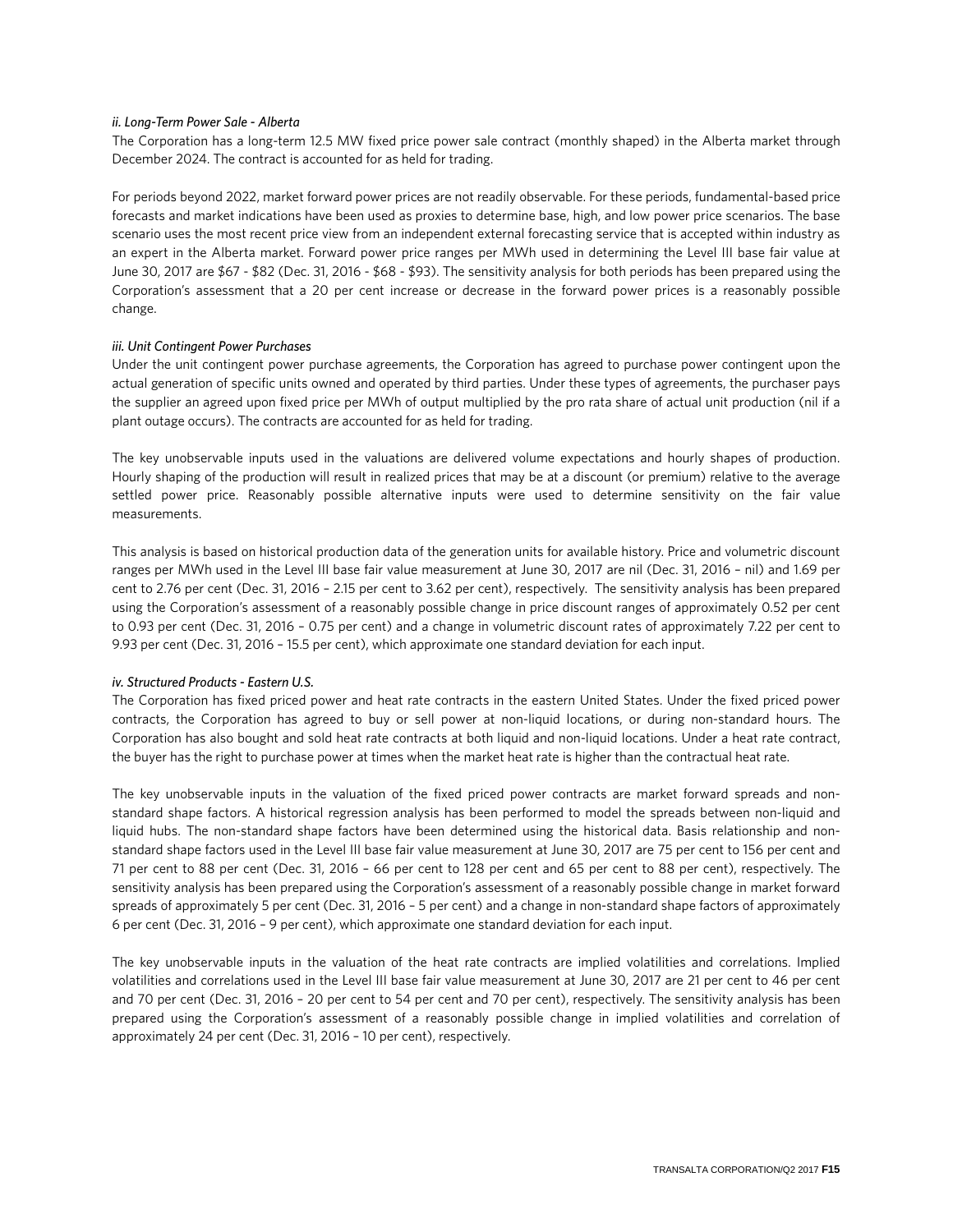*ii. Long-Term Power Sale - Alberta*

The Corporation has a long-term 12.5 MW fixed price power sale contract (monthly shaped) in the Alberta market through December 2024. The contract is accounted for as held for trading.

For periods beyond 2022, market forward power prices are not readily observable. For these periods, fundamental-based price forecasts and market indications have been used as proxies to determine base, high, and low power price scenarios. The base scenario uses the most recent price view from an independent external forecasting service that is accepted within industry as an expert in the Alberta market. Forward power price ranges per MWh used in determining the Level III base fair value at June 30, 2017 are $67 - $82 (Dec. 31, 2016 - $68 - $93). The sensitivity analysis for both periods has been prepared using the Corporation's assessment that a 20 per cent increase or decrease in the forward power prices is a reasonably possible change.

*iii. Unit Contingent Power Purchases*

Under the unit contingent power purchase agreements, the Corporation has agreed to purchase power contingent upon the actual generation of specific units owned and operated by third parties. Under these types of agreements, the purchaser pays the supplier an agreed upon fixed price per MWh of output multiplied by the pro rata share of actual unit production (nil if a plant outage occurs). The contracts are accounted for as held for trading.

The key unobservable inputs used in the valuations are delivered volume expectations and hourly shapes of production. Hourly shaping of the production will result in realized prices that may be at a discount (or premium) relative to the average settled power price. Reasonably possible alternative inputs were used to determine sensitivity on the fair value measurements.

This analysis is based on historical production data of the generation units for available history. Price and volumetric discount ranges per MWh used in the Level III base fair value measurement at June 30, 2017 are nil (Dec. 31, 2016 – nil) and 1.69 per cent to 2.76 per cent (Dec. 31, 2016 – 2.15 per cent to 3.62 per cent), respectively. The sensitivity analysis has been prepared using the Corporation's assessment of a reasonably possible change in price discount ranges of approximately 0.52 per cent to 0.93 per cent (Dec. 31, 2016 – 0.75 per cent) and a change in volumetric discount rates of approximately 7.22 per cent to 9.93 per cent (Dec. 31, 2016 – 15.5 per cent), which approximate one standard deviation for each input.

*iv. Structured Products - Eastern U.S.*

The Corporation has fixed priced power and heat rate contracts in the eastern United States. Under the fixed priced power contracts, the Corporation has agreed to buy or sell power at non-liquid locations, or during non-standard hours. The Corporation has also bought and sold heat rate contracts at both liquid and non-liquid locations. Under a heat rate contract, the buyer has the right to purchase power at times when the market heat rate is higher than the contractual heat rate.

The key unobservable inputs in the valuation of the fixed priced power contracts are market forward spreads and non-standard shape factors. A historical regression analysis has been performed to model the spreads between non-liquid and liquid hubs. The non-standard shape factors have been determined using the historical data. Basis relationship and non-standard shape factors used in the Level III base fair value measurement at June 30, 2017 are 75 per cent to 156 per cent and 71 per cent to 88 per cent (Dec. 31, 2016 – 66 per cent to 128 per cent and 65 per cent to 88 per cent), respectively. The sensitivity analysis has been prepared using the Corporation's assessment of a reasonably possible change in market forward spreads of approximately 5 per cent (Dec. 31, 2016 – 5 per cent) and a change in non-standard shape factors of approximately 6 per cent (Dec. 31, 2016 – 9 per cent), which approximate one standard deviation for each input.

The key unobservable inputs in the valuation of the heat rate contracts are implied volatilities and correlations. Implied volatilities and correlations used in the Level III base fair value measurement at June 30, 2017 are 21 per cent to 46 per cent and 70 per cent (Dec. 31, 2016 – 20 per cent to 54 per cent and 70 per cent), respectively. The sensitivity analysis has been prepared using the Corporation's assessment of a reasonably possible change in implied volatilities and correlation of approximately 24 per cent (Dec. 31, 2016 – 10 per cent), respectively.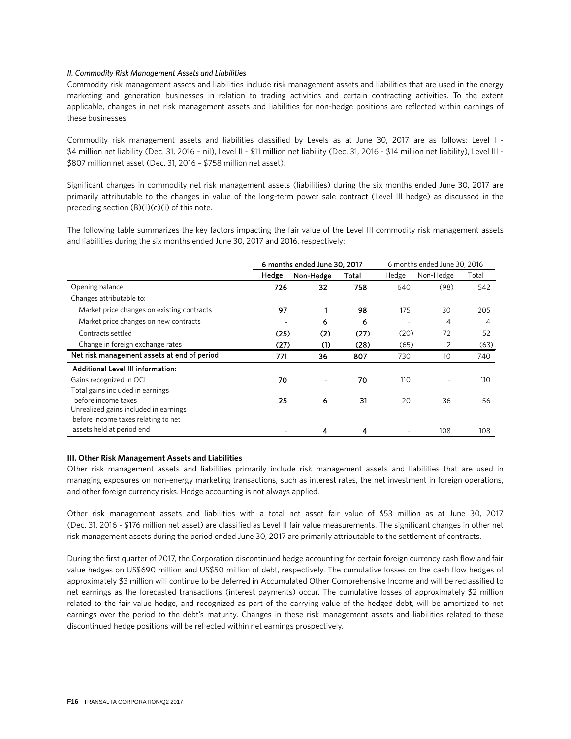*II. Commodity Risk Management Assets and Liabilities*

Commodity risk management assets and liabilities include risk management assets and liabilities that are used in the energy marketing and generation businesses in relation to trading activities and certain contracting activities. To the extent applicable, changes in net risk management assets and liabilities for non-hedge positions are reflected within earnings of these businesses.

Commodity risk management assets and liabilities classified by Levels as at June 30, 2017 are as follows: Level I - $4 million net liability (Dec. 31, 2016 – nil), Level II - $11 million net liability (Dec. 31, 2016 - $14 million net liability), Level III - $807 million net asset (Dec. 31, 2016 – $758 million net asset).

Significant changes in commodity net risk management assets (liabilities) during the six months ended June 30, 2017 are primarily attributable to the changes in value of the long-term power sale contract (Level III hedge) as discussed in the preceding section (B)(I)(c)(i) of this note.

The following table summarizes the key factors impacting the fair value of the Level III commodity risk management assets and liabilities during the six months ended June 30, 2017 and 2016, respectively:

| | 6 months ended June 30, 2017 | | | 6 months ended June 30, 2016 | | |
|---|---|---|---|---|---|---|
| | **Hedge** | **Non-Hedge** | **Total** | Hedge | Non-Hedge | Total |
| Opening balance | **726** | **32** | **758** | 640 | (98) | 542 |
| Changes attributable to: | | | | | | |
| Market price changes on existing contracts | **97** | **1** | **98** | 175 | 30 | 205 |
| Market price changes on new contracts | **-** | **6** | **6** | - | 4 | 4 |
| Contracts settled | **(25)** | **(2)** | **(27)** | (20) | 72 | 52 |
| Change in foreign exchange rates | **(27)** | **(1)** | **(28)** | (65) | 2 | (63) |
| Net risk management assets at end of period | **771** | **36** | **807** | 730 | 10 | 740 |
| **Additional Level III information:** | | | | | | |
| Gains recognized in OCI | **70** | **-** | **70** | 110 | - | 110 |
| Total gains included in earnings before income taxes | **25** | **6** | **31** | 20 | 36 | 56 |
| Unrealized gains included in earnings before income taxes relating to net assets held at period end | **-** | **4** | **4** | - | 108 | 108 |

**III. Other Risk Management Assets and Liabilities**

Other risk management assets and liabilities primarily include risk management assets and liabilities that are used in managing exposures on non-energy marketing transactions, such as interest rates, the net investment in foreign operations, and other foreign currency risks. Hedge accounting is not always applied.

Other risk management assets and liabilities with a total net asset fair value of $53 million as at June 30, 2017 (Dec. 31, 2016 - $176 million net asset) are classified as Level II fair value measurements. The significant changes in other net risk management assets during the period ended June 30, 2017 are primarily attributable to the settlement of contracts.

During the first quarter of 2017, the Corporation discontinued hedge accounting for certain foreign currency cash flow and fair value hedges on US$690 million and US$50 million of debt, respectively. The cumulative losses on the cash flow hedges of approximately $3 million will continue to be deferred in Accumulated Other Comprehensive Income and will be reclassified to net earnings as the forecasted transactions (interest payments) occur. The cumulative losses of approximately $2 million related to the fair value hedge, and recognized as part of the carrying value of the hedged debt, will be amortized to net earnings over the period to the debt's maturity. Changes in these risk management assets and liabilities related to these discontinued hedge positions will be reflected within net earnings prospectively.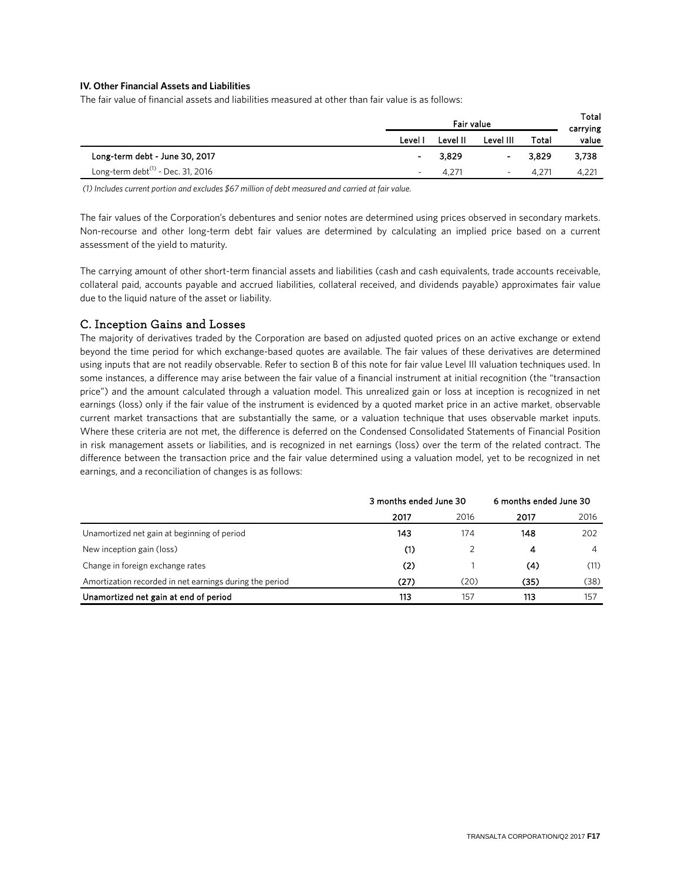**IV. Other Financial Assets and Liabilities**

The fair value of financial assets and liabilities measured at other than fair value is as follows:

| | Fair value | | | | Total carrying |
|---|---|---|---|---|---|
| | Level I | Level II | Level III | Total | value |
| **Long-term debt - June 30, 2017** | **-** | **3,829** | **-** | **3,829** | **3,738** |
| Long-term debt[(1)] - Dec. 31, 2016 | - | 4,271 | - | 4,271 | 4,221 |

*(1) Includes current portion and excludes $67 million of debt measured and carried at fair value.*

The fair values of the Corporation's debentures and senior notes are determined using prices observed in secondary markets. Non-recourse and other long-term debt fair values are determined by calculating an implied price based on a current assessment of the yield to maturity.

The carrying amount of other short-term financial assets and liabilities (cash and cash equivalents, trade accounts receivable, collateral paid, accounts payable and accrued liabilities, collateral received, and dividends payable) approximates fair value due to the liquid nature of the asset or liability.

## C. Inception Gains and Losses

The majority of derivatives traded by the Corporation are based on adjusted quoted prices on an active exchange or extend beyond the time period for which exchange-based quotes are available. The fair values of these derivatives are determined using inputs that are not readily observable. Refer to section B of this note for fair value Level III valuation techniques used. In some instances, a difference may arise between the fair value of a financial instrument at initial recognition (the "transaction price") and the amount calculated through a valuation model. This unrealized gain or loss at inception is recognized in net earnings (loss) only if the fair value of the instrument is evidenced by a quoted market price in an active market, observable current market transactions that are substantially the same, or a valuation technique that uses observable market inputs. Where these criteria are not met, the difference is deferred on the Condensed Consolidated Statements of Financial Position in risk management assets or liabilities, and is recognized in net earnings (loss) over the term of the related contract. The difference between the transaction price and the fair value determined using a valuation model, yet to be recognized in net earnings, and a reconciliation of changes is as follows:

| | 3 months ended June 30 | | 6 months ended June 30 | |
|---|---|---|---|---|
| | **2017** | 2016 | **2017** | 2016 |
| Unamortized net gain at beginning of period | **143** | 174 | **148** | 202 |
| New inception gain (loss) | **(1)** | 2 | **4** | 4 |
| Change in foreign exchange rates | **(2)** | 1 | **(4)** | (11) |
| Amortization recorded in net earnings during the period | **(27)** | (20) | **(35)** | (38) |
| **Unamortized net gain at end of period** | **113** | 157 | **113** | 157 |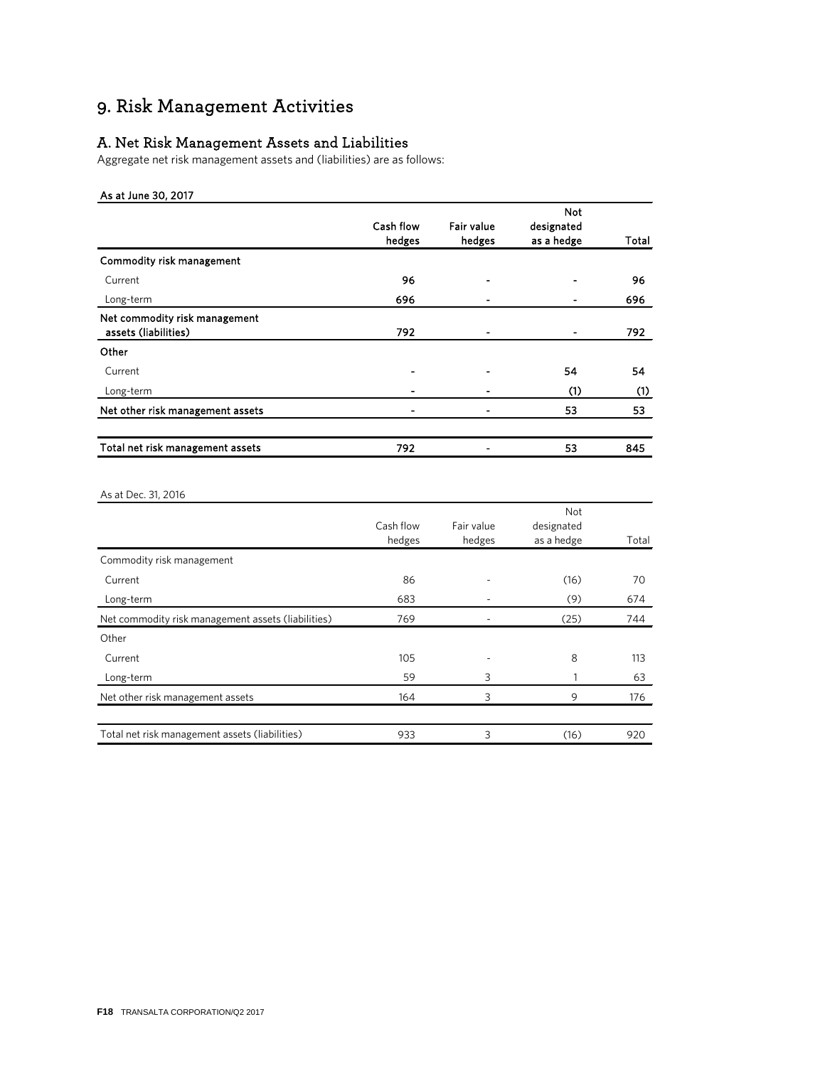# 9. Risk Management Activities

## A. Net Risk Management Assets and Liabilities

Aggregate net risk management assets and (liabilities) are as follows:

**As at June 30, 2017**

| | **Cash flow hedges** | **Fair value hedges** | **Not designated as a hedge** | **Total** |
|---|---|---|---|---|
| **Commodity risk management** | | | | |
| Current | **96** | **-** | **-** | **96** |
| Long-term | **696** | **-** | **-** | **696** |
| **Net commodity risk management assets (liabilities)** | **792** | **-** | **-** | **792** |
| **Other** | | | | |
| Current | **-** | **-** | **54** | **54** |
| Long-term | **-** | **-** | **(1)** | **(1)** |
| **Net other risk management assets** | **-** | **-** | **53** | **53** |
| **Total net risk management assets** | **792** | **-** | **53** | **845** |

As at Dec. 31, 2016

| | Cash flow hedges | Fair value hedges | Not designated as a hedge | Total |
|---|---|---|---|---|
| Commodity risk management | | | | |
| Current | 86 | - | (16) | 70 |
| Long-term | 683 | - | (9) | 674 |
| Net commodity risk management assets (liabilities) | 769 | - | (25) | 744 |
| Other | | | | |
| Current | 105 | - | 8 | 113 |
| Long-term | 59 | 3 | 1 | 63 |
| Net other risk management assets | 164 | 3 | 9 | 176 |
| Total net risk management assets (liabilities) | 933 | 3 | (16) | 920 |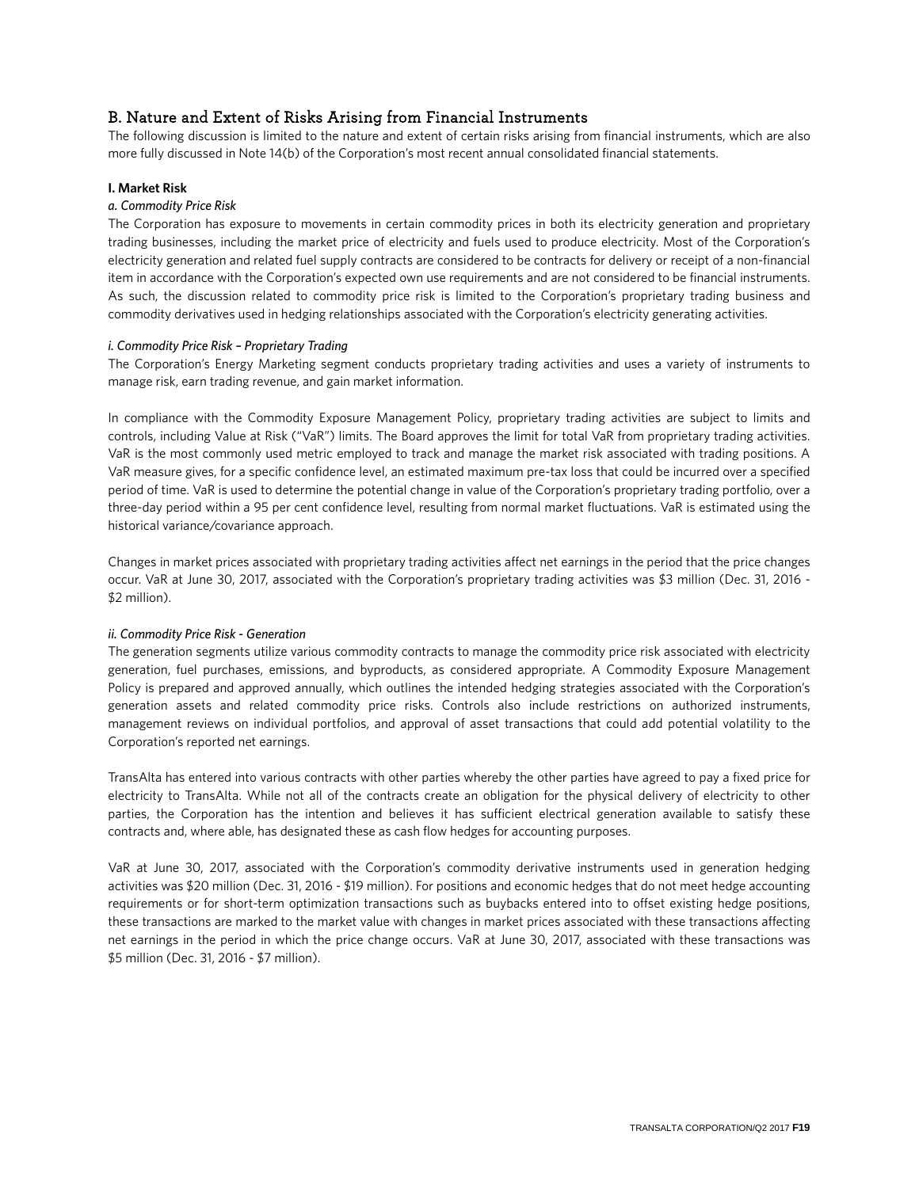## B. Nature and Extent of Risks Arising from Financial Instruments

The following discussion is limited to the nature and extent of certain risks arising from financial instruments, which are also more fully discussed in Note 14(b) of the Corporation's most recent annual consolidated financial statements.

**I. Market Risk**

*a. Commodity Price Risk*

The Corporation has exposure to movements in certain commodity prices in both its electricity generation and proprietary trading businesses, including the market price of electricity and fuels used to produce electricity. Most of the Corporation's electricity generation and related fuel supply contracts are considered to be contracts for delivery or receipt of a non-financial item in accordance with the Corporation's expected own use requirements and are not considered to be financial instruments. As such, the discussion related to commodity price risk is limited to the Corporation's proprietary trading business and commodity derivatives used in hedging relationships associated with the Corporation's electricity generating activities.

*i. Commodity Price Risk – Proprietary Trading*

The Corporation's Energy Marketing segment conducts proprietary trading activities and uses a variety of instruments to manage risk, earn trading revenue, and gain market information.

In compliance with the Commodity Exposure Management Policy, proprietary trading activities are subject to limits and controls, including Value at Risk ("VaR") limits. The Board approves the limit for total VaR from proprietary trading activities. VaR is the most commonly used metric employed to track and manage the market risk associated with trading positions. A VaR measure gives, for a specific confidence level, an estimated maximum pre-tax loss that could be incurred over a specified period of time. VaR is used to determine the potential change in value of the Corporation's proprietary trading portfolio, over a three-day period within a 95 per cent confidence level, resulting from normal market fluctuations. VaR is estimated using the historical variance/covariance approach.

Changes in market prices associated with proprietary trading activities affect net earnings in the period that the price changes occur. VaR at June 30, 2017, associated with the Corporation's proprietary trading activities was $3 million (Dec. 31, 2016 - $2 million).

*ii. Commodity Price Risk - Generation*

The generation segments utilize various commodity contracts to manage the commodity price risk associated with electricity generation, fuel purchases, emissions, and byproducts, as considered appropriate. A Commodity Exposure Management Policy is prepared and approved annually, which outlines the intended hedging strategies associated with the Corporation's generation assets and related commodity price risks. Controls also include restrictions on authorized instruments, management reviews on individual portfolios, and approval of asset transactions that could add potential volatility to the Corporation's reported net earnings.

TransAlta has entered into various contracts with other parties whereby the other parties have agreed to pay a fixed price for electricity to TransAlta. While not all of the contracts create an obligation for the physical delivery of electricity to other parties, the Corporation has the intention and believes it has sufficient electrical generation available to satisfy these contracts and, where able, has designated these as cash flow hedges for accounting purposes.

VaR at June 30, 2017, associated with the Corporation's commodity derivative instruments used in generation hedging activities was $20 million (Dec. 31, 2016 - $19 million). For positions and economic hedges that do not meet hedge accounting requirements or for short-term optimization transactions such as buybacks entered into to offset existing hedge positions, these transactions are marked to the market value with changes in market prices associated with these transactions affecting net earnings in the period in which the price change occurs. VaR at June 30, 2017, associated with these transactions was $5 million (Dec. 31, 2016 - $7 million).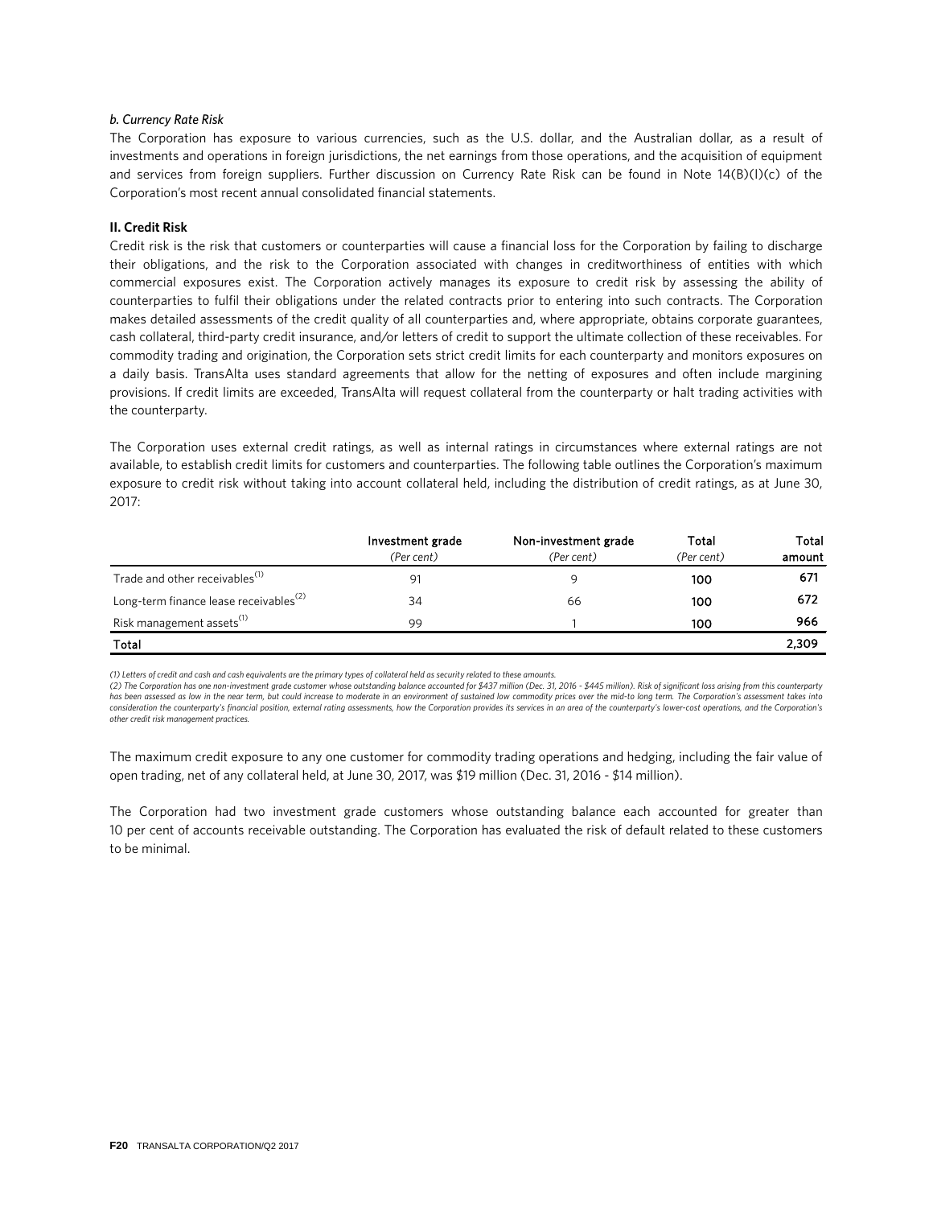*b. Currency Rate Risk*

The Corporation has exposure to various currencies, such as the U.S. dollar, and the Australian dollar, as a result of investments and operations in foreign jurisdictions, the net earnings from those operations, and the acquisition of equipment and services from foreign suppliers. Further discussion on Currency Rate Risk can be found in Note 14(B)(I)(c) of the Corporation's most recent annual consolidated financial statements.

**II. Credit Risk**

Credit risk is the risk that customers or counterparties will cause a financial loss for the Corporation by failing to discharge their obligations, and the risk to the Corporation associated with changes in creditworthiness of entities with which commercial exposures exist. The Corporation actively manages its exposure to credit risk by assessing the ability of counterparties to fulfil their obligations under the related contracts prior to entering into such contracts. The Corporation makes detailed assessments of the credit quality of all counterparties and, where appropriate, obtains corporate guarantees, cash collateral, third-party credit insurance, and/or letters of credit to support the ultimate collection of these receivables. For commodity trading and origination, the Corporation sets strict credit limits for each counterparty and monitors exposures on a daily basis. TransAlta uses standard agreements that allow for the netting of exposures and often include margining provisions. If credit limits are exceeded, TransAlta will request collateral from the counterparty or halt trading activities with the counterparty.

The Corporation uses external credit ratings, as well as internal ratings in circumstances where external ratings are not available, to establish credit limits for customers and counterparties. The following table outlines the Corporation's maximum exposure to credit risk without taking into account collateral held, including the distribution of credit ratings, as at June 30, 2017:

| | Investment grade *(Per cent)* | Non-investment grade *(Per cent)* | Total *(Per cent)* | Total amount |
|---|---|---|---|---|
| Trade and other receivables[1] | 91 | 9 | 100 | 671 |
| Long-term finance lease receivables[2] | 34 | 66 | 100 | 672 |
| Risk management assets[1] | 99 | 1 | 100 | 966 |
| **Total** | | | | **2,309** |

*(1) Letters of credit and cash and cash equivalents are the primary types of collateral held as security related to these amounts.*

*(2) The Corporation has one non-investment grade customer whose outstanding balance accounted for $437 million (Dec. 31, 2016 - $445 million). Risk of significant loss arising from this counterparty has been assessed as low in the near term, but could increase to moderate in an environment of sustained low commodity prices over the mid-to long term. The Corporation's assessment takes into consideration the counterparty's financial position, external rating assessments, how the Corporation provides its services in an area of the counterparty's lower-cost operations, and the Corporation's other credit risk management practices.*

The maximum credit exposure to any one customer for commodity trading operations and hedging, including the fair value of open trading, net of any collateral held, at June 30, 2017, was $19 million (Dec. 31, 2016 - $14 million).

The Corporation had two investment grade customers whose outstanding balance each accounted for greater than 10 per cent of accounts receivable outstanding. The Corporation has evaluated the risk of default related to these customers to be minimal.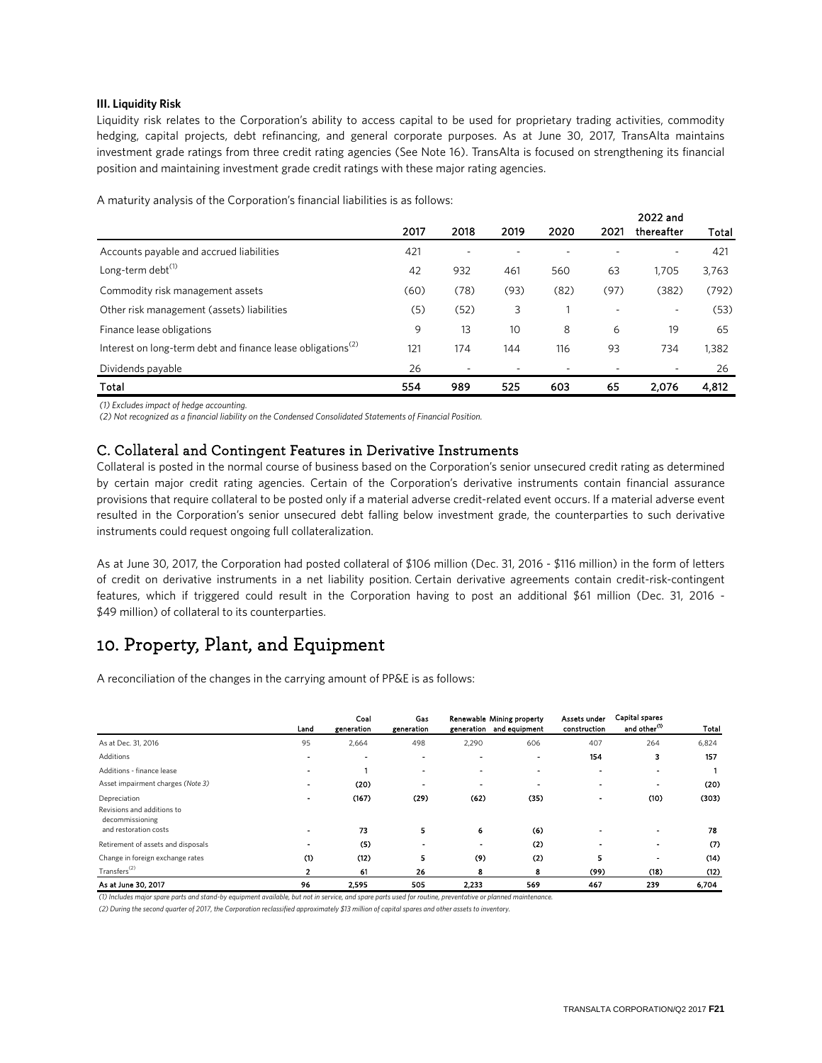**III. Liquidity Risk**

Liquidity risk relates to the Corporation's ability to access capital to be used for proprietary trading activities, commodity hedging, capital projects, debt refinancing, and general corporate purposes. As at June 30, 2017, TransAlta maintains investment grade ratings from three credit rating agencies (See Note 16). TransAlta is focused on strengthening its financial position and maintaining investment grade credit ratings with these major rating agencies.

A maturity analysis of the Corporation's financial liabilities is as follows:

| | 2017 | 2018 | 2019 | 2020 | 2021 | 2022 and thereafter | Total |
|---|---|---|---|---|---|---|---|
| Accounts payable and accrued liabilities | 421 | - | - | - | - | - | 421 |
| Long-term debt[(1)] | 42 | 932 | 461 | 560 | 63 | 1,705 | 3,763 |
| Commodity risk management assets | (60) | (78) | (93) | (82) | (97) | (382) | (792) |
| Other risk management (assets) liabilities | (5) | (52) | 3 | 1 | - | - | (53) |
| Finance lease obligations | 9 | 13 | 10 | 8 | 6 | 19 | 65 |
| Interest on long-term debt and finance lease obligations[(2)] | 121 | 174 | 144 | 116 | 93 | 734 | 1,382 |
| Dividends payable | 26 | - | - | - | - | - | 26 |
| **Total** | **554** | **989** | **525** | **603** | **65** | **2,076** | **4,812** |

*(1) Excludes impact of hedge accounting.*

*(2) Not recognized as a financial liability on the Condensed Consolidated Statements of Financial Position.*

## C. Collateral and Contingent Features in Derivative Instruments

Collateral is posted in the normal course of business based on the Corporation's senior unsecured credit rating as determined by certain major credit rating agencies. Certain of the Corporation's derivative instruments contain financial assurance provisions that require collateral to be posted only if a material adverse credit-related event occurs. If a material adverse event resulted in the Corporation's senior unsecured debt falling below investment grade, the counterparties to such derivative instruments could request ongoing full collateralization.

As at June 30, 2017, the Corporation had posted collateral of $106 million (Dec. 31, 2016 - $116 million) in the form of letters of credit on derivative instruments in a net liability position. Certain derivative agreements contain credit-risk-contingent features, which if triggered could result in the Corporation having to post an additional $61 million (Dec. 31, 2016 - $49 million) of collateral to its counterparties.

# 10. Property, Plant, and Equipment

A reconciliation of the changes in the carrying amount of PP&E is as follows:

| | Land | Coal generation | Gas generation | Renewable generation | Mining property and equipment | Assets under construction | Capital spares and other[(1)] | Total |
|---|---|---|---|---|---|---|---|---|
| As at Dec. 31, 2016 | 95 | 2,664 | 498 | 2,290 | 606 | 407 | 264 | 6,824 |
| Additions | - | - | - | - | - | 154 | 3 | 157 |
| Additions - finance lease | - | 1 | - | - | - | - | - | 1 |
| Asset impairment charges (*Note 3*) | - | (20) | - | - | - | - | - | (20) |
| Depreciation | - | (167) | (29) | (62) | (35) | - | (10) | (303) |
| Revisions and additions to decommissioning and restoration costs | - | 73 | 5 | 6 | (6) | - | - | 78 |
| Retirement of assets and disposals | - | (5) | - | - | (2) | - | - | (7) |
| Change in foreign exchange rates | (1) | (12) | 5 | (9) | (2) | 5 | - | (14) |
| Transfers[(2)] | 2 | 61 | 26 | 8 | 8 | (99) | (18) | (12) |
| **As at June 30, 2017** | **96** | **2,595** | **505** | **2,233** | **569** | **467** | **239** | **6,704** |

*(1) Includes major spare parts and stand-by equipment available, but not in service, and spare parts used for routine, preventative or planned maintenance.*

*(2) During the second quarter of 2017, the Corporation reclassified approximately $13 million of capital spares and other assets to inventory.*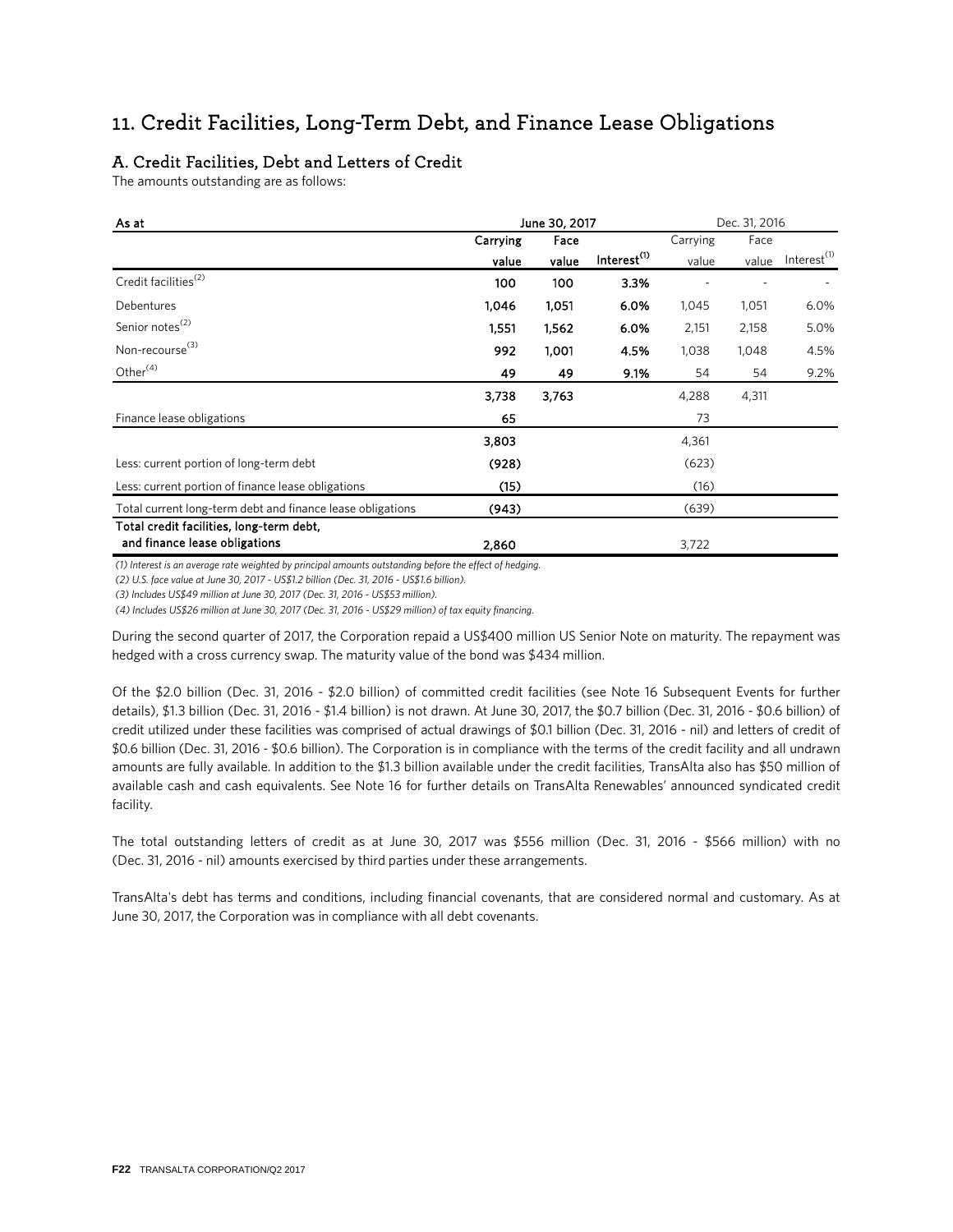# 11. Credit Facilities, Long-Term Debt, and Finance Lease Obligations

## A. Credit Facilities, Debt and Letters of Credit

The amounts outstanding are as follows:

| As at | June 30, 2017 | | | Dec. 31, 2016 | | |
|---|---|---|---|---|---|---|
| | Carrying value | Face value | Interest[(1)] | Carrying value | Face value | Interest[(1)] |
| Credit facilities[(2)] | 100 | 100 | 3.3% | - | - | - |
| Debentures | 1,046 | 1,051 | 6.0% | 1,045 | 1,051 | 6.0% |
| Senior notes[(2)] | 1,551 | 1,562 | 6.0% | 2,151 | 2,158 | 5.0% |
| Non-recourse[(3)] | 992 | 1,001 | 4.5% | 1,038 | 1,048 | 4.5% |
| Other[(4)] | 49 | 49 | 9.1% | 54 | 54 | 9.2% |
| | 3,738 | 3,763 | | 4,288 | 4,311 | |
| Finance lease obligations | 65 | | | 73 | | |
| | 3,803 | | | 4,361 | | |
| Less: current portion of long-term debt | (928) | | | (623) | | |
| Less: current portion of finance lease obligations | (15) | | | (16) | | |
| Total current long-term debt and finance lease obligations | (943) | | | (639) | | |
| **Total credit facilities, long-term debt, and finance lease obligations** | **2,860** | | | 3,722 | | |

*(1) Interest is an average rate weighted by principal amounts outstanding before the effect of hedging.*

*(2) U.S. face value at June 30, 2017 - US$1.2 billion (Dec. 31, 2016 - US$1.6 billion).*

*(3) Includes US$49 million at June 30, 2017 (Dec. 31, 2016 - US$53 million).*

*(4) Includes US$26 million at June 30, 2017 (Dec. 31, 2016 - US$29 million) of tax equity financing.*

During the second quarter of 2017, the Corporation repaid a US$400 million US Senior Note on maturity. The repayment was hedged with a cross currency swap. The maturity value of the bond was $434 million.

Of the $2.0 billion (Dec. 31, 2016 - $2.0 billion) of committed credit facilities (see Note 16 Subsequent Events for further details), $1.3 billion (Dec. 31, 2016 - $1.4 billion) is not drawn. At June 30, 2017, the $0.7 billion (Dec. 31, 2016 - $0.6 billion) of credit utilized under these facilities was comprised of actual drawings of $0.1 billion (Dec. 31, 2016 - nil) and letters of credit of $0.6 billion (Dec. 31, 2016 - $0.6 billion). The Corporation is in compliance with the terms of the credit facility and all undrawn amounts are fully available. In addition to the $1.3 billion available under the credit facilities, TransAlta also has $50 million of available cash and cash equivalents. See Note 16 for further details on TransAlta Renewables' announced syndicated credit facility.

The total outstanding letters of credit as at June 30, 2017 was $556 million (Dec. 31, 2016 - $566 million) with no (Dec. 31, 2016 - nil) amounts exercised by third parties under these arrangements.

TransAlta's debt has terms and conditions, including financial covenants, that are considered normal and customary. As at June 30, 2017, the Corporation was in compliance with all debt covenants.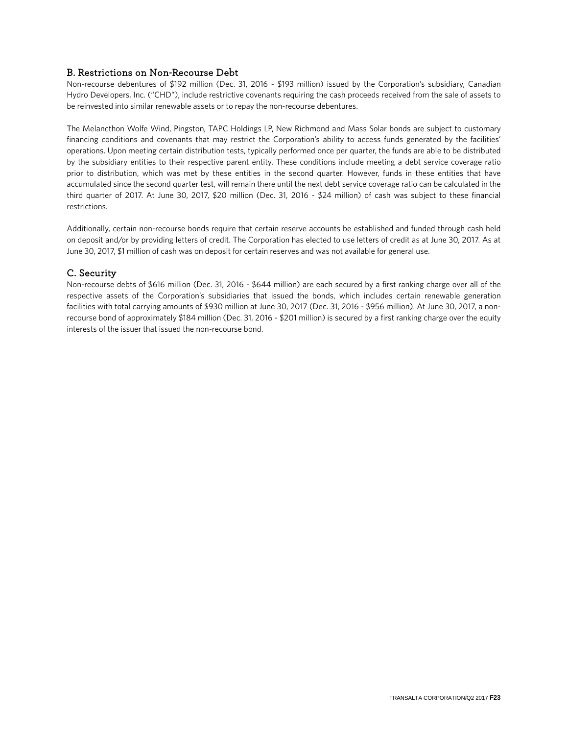### B. Restrictions on Non-Recourse Debt

Non-recourse debentures of $192 million (Dec. 31, 2016 - $193 million) issued by the Corporation's subsidiary, Canadian Hydro Developers, Inc. ("CHD"), include restrictive covenants requiring the cash proceeds received from the sale of assets to be reinvested into similar renewable assets or to repay the non-recourse debentures.

The Melancthon Wolfe Wind, Pingston, TAPC Holdings LP, New Richmond and Mass Solar bonds are subject to customary financing conditions and covenants that may restrict the Corporation's ability to access funds generated by the facilities' operations. Upon meeting certain distribution tests, typically performed once per quarter, the funds are able to be distributed by the subsidiary entities to their respective parent entity. These conditions include meeting a debt service coverage ratio prior to distribution, which was met by these entities in the second quarter. However, funds in these entities that have accumulated since the second quarter test, will remain there until the next debt service coverage ratio can be calculated in the third quarter of 2017. At June 30, 2017, $20 million (Dec. 31, 2016 - $24 million) of cash was subject to these financial restrictions.

Additionally, certain non-recourse bonds require that certain reserve accounts be established and funded through cash held on deposit and/or by providing letters of credit. The Corporation has elected to use letters of credit as at June 30, 2017. As at June 30, 2017, $1 million of cash was on deposit for certain reserves and was not available for general use.

### C. Security

Non-recourse debts of $616 million (Dec. 31, 2016 - $644 million) are each secured by a first ranking charge over all of the respective assets of the Corporation's subsidiaries that issued the bonds, which includes certain renewable generation facilities with total carrying amounts of $930 million at June 30, 2017 (Dec. 31, 2016 - $956 million). At June 30, 2017, a non-recourse bond of approximately $184 million (Dec. 31, 2016 - $201 million) is secured by a first ranking charge over the equity interests of the issuer that issued the non-recourse bond.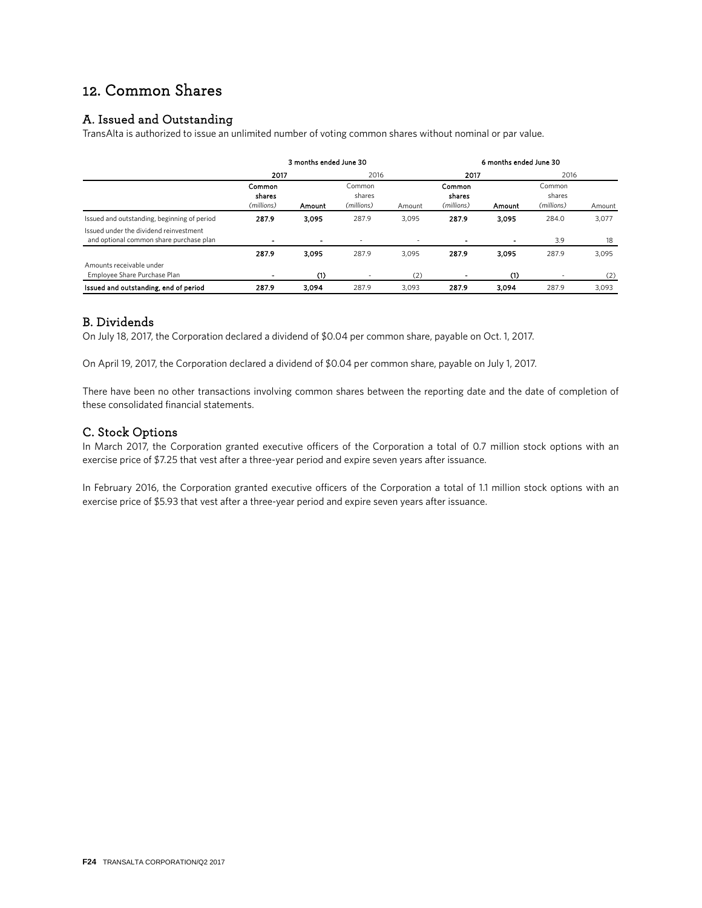# 12. Common Shares

## A. Issued and Outstanding

TransAlta is authorized to issue an unlimited number of voting common shares without nominal or par value.

| | 3 months ended June 30 | | | | 6 months ended June 30 | | | |
|---|---|---|---|---|---|---|---|---|
| | 2017 | | 2016 | | 2017 | | 2016 | |
| | Common shares (millions) | Amount | Common shares (millions) | Amount | Common shares (millions) | Amount | Common shares (millions) | Amount |
| Issued and outstanding, beginning of period | 287.9 | 3,095 | 287.9 | 3,095 | 287.9 | 3,095 | 284.0 | 3,077 |
| Issued under the dividend reinvestment and optional common share purchase plan | - | - | - | - | - | - | 3.9 | 18 |
| | 287.9 | 3,095 | 287.9 | 3,095 | 287.9 | 3,095 | 287.9 | 3,095 |
| Amounts receivable under Employee Share Purchase Plan | - | (1) | - | (2) | - | (1) | - | (2) |
| **Issued and outstanding, end of period** | 287.9 | 3,094 | 287.9 | 3,093 | 287.9 | 3,094 | 287.9 | 3,093 |

## B. Dividends

On July 18, 2017, the Corporation declared a dividend of $0.04 per common share, payable on Oct. 1, 2017.

On April 19, 2017, the Corporation declared a dividend of $0.04 per common share, payable on July 1, 2017.

There have been no other transactions involving common shares between the reporting date and the date of completion of these consolidated financial statements.

## C. Stock Options

In March 2017, the Corporation granted executive officers of the Corporation a total of 0.7 million stock options with an exercise price of $7.25 that vest after a three-year period and expire seven years after issuance.

In February 2016, the Corporation granted executive officers of the Corporation a total of 1.1 million stock options with an exercise price of $5.93 that vest after a three-year period and expire seven years after issuance.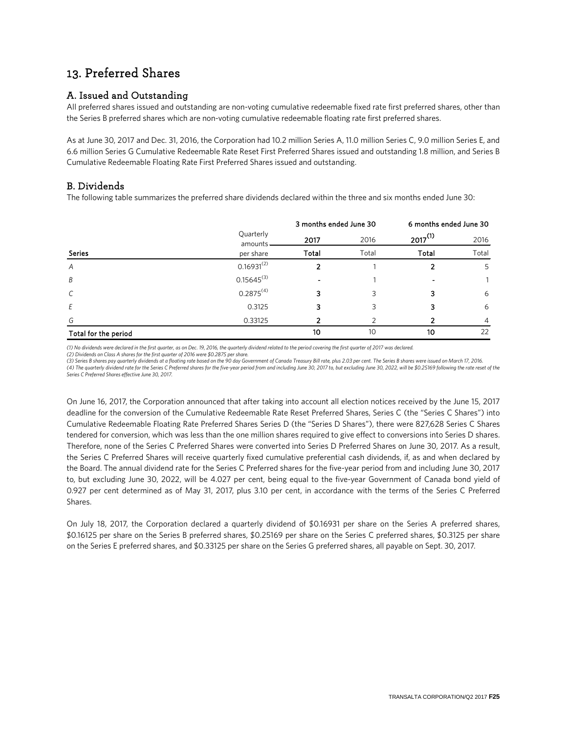# 13. Preferred Shares

## A. Issued and Outstanding

All preferred shares issued and outstanding are non-voting cumulative redeemable fixed rate first preferred shares, other than the Series B preferred shares which are non-voting cumulative redeemable floating rate first preferred shares.

As at June 30, 2017 and Dec. 31, 2016, the Corporation had 10.2 million Series A, 11.0 million Series C, 9.0 million Series E, and 6.6 million Series G Cumulative Redeemable Rate Reset First Preferred Shares issued and outstanding 1.8 million, and Series B Cumulative Redeemable Floating Rate First Preferred Shares issued and outstanding.

## B. Dividends

The following table summarizes the preferred share dividends declared within the three and six months ended June 30:

| | | 3 months ended June 30 | | 6 months ended June 30 | |
|---|---|---|---|---|---|
| | Quarterly amounts | **2017** | 2016 | **2017[(1)]** | 2016 |
| **Series** | per share | **Total** | Total | **Total** | Total |
| *A* | 0.16931[(2)] | **2** | 1 | **2** | 5 |
| *B* | 0.15645[(3)] | **-** | 1 | **-** | 1 |
| *C* | 0.2875[(4)] | **3** | 3 | **3** | 6 |
| *E* | 0.3125 | **3** | 3 | **3** | 6 |
| *G* | 0.33125 | **2** | 2 | **2** | 4 |
| **Total for the period** | | **10** | 10 | **10** | 22 |

*(1) No dividends were declared in the first quarter, as on Dec. 19, 2016, the quarterly dividend related to the period covering the first quarter of 2017 was declared.*
*(2) Dividends on Class A shares for the first quarter of 2016 were $0.2875 per share.*
*(3) Series B shares pay quarterly dividends at a floating rate based on the 90 day Government of Canada Treasury Bill rate, plus 2.03 per cent. The Series B shares were issued on March 17, 2016.*
*(4) The quarterly dividend rate for the Series C Preferred shares for the five-year period from and including June 30, 2017 to, but excluding June 30, 2022, will be $0.25169 following the rate reset of the Series C Preferred Shares effective June 30, 2017.*

On June 16, 2017, the Corporation announced that after taking into account all election notices received by the June 15, 2017 deadline for the conversion of the Cumulative Redeemable Rate Reset Preferred Shares, Series C (the "Series C Shares") into Cumulative Redeemable Floating Rate Preferred Shares Series D (the "Series D Shares"), there were 827,628 Series C Shares tendered for conversion, which was less than the one million shares required to give effect to conversions into Series D shares. Therefore, none of the Series C Preferred Shares were converted into Series D Preferred Shares on June 30, 2017. As a result, the Series C Preferred Shares will receive quarterly fixed cumulative preferential cash dividends, if, as and when declared by the Board. The annual dividend rate for the Series C Preferred shares for the five-year period from and including June 30, 2017 to, but excluding June 30, 2022, will be 4.027 per cent, being equal to the five-year Government of Canada bond yield of 0.927 per cent determined as of May 31, 2017, plus 3.10 per cent, in accordance with the terms of the Series C Preferred Shares.

On July 18, 2017, the Corporation declared a quarterly dividend of $0.16931 per share on the Series A preferred shares, $0.16125 per share on the Series B preferred shares, $0.25169 per share on the Series C preferred shares, $0.3125 per share on the Series E preferred shares, and $0.33125 per share on the Series G preferred shares, all payable on Sept. 30, 2017.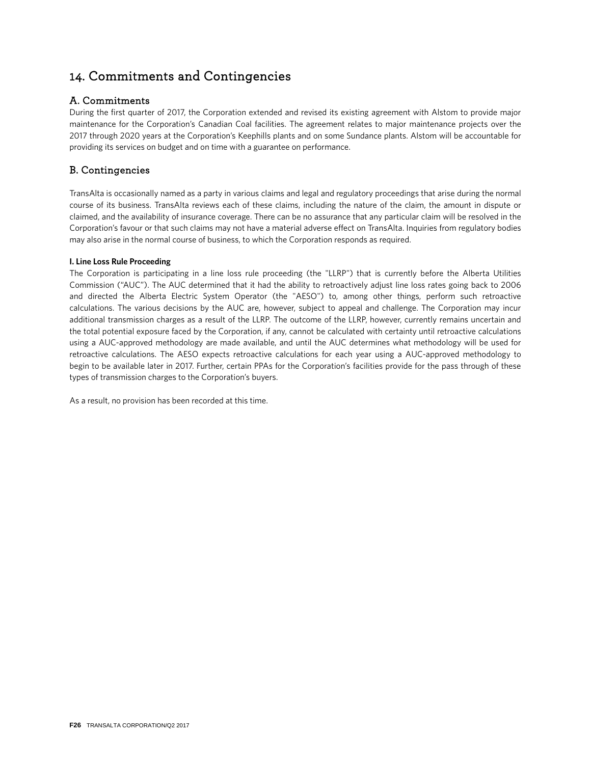# 14. Commitments and Contingencies

## A. Commitments

During the first quarter of 2017, the Corporation extended and revised its existing agreement with Alstom to provide major maintenance for the Corporation's Canadian Coal facilities. The agreement relates to major maintenance projects over the 2017 through 2020 years at the Corporation's Keephills plants and on some Sundance plants. Alstom will be accountable for providing its services on budget and on time with a guarantee on performance.

## B. Contingencies

TransAlta is occasionally named as a party in various claims and legal and regulatory proceedings that arise during the normal course of its business. TransAlta reviews each of these claims, including the nature of the claim, the amount in dispute or claimed, and the availability of insurance coverage. There can be no assurance that any particular claim will be resolved in the Corporation's favour or that such claims may not have a material adverse effect on TransAlta. Inquiries from regulatory bodies may also arise in the normal course of business, to which the Corporation responds as required.

**I. Line Loss Rule Proceeding**

The Corporation is participating in a line loss rule proceeding (the "LLRP") that is currently before the Alberta Utilities Commission ("AUC"). The AUC determined that it had the ability to retroactively adjust line loss rates going back to 2006 and directed the Alberta Electric System Operator (the "AESO") to, among other things, perform such retroactive calculations. The various decisions by the AUC are, however, subject to appeal and challenge. The Corporation may incur additional transmission charges as a result of the LLRP. The outcome of the LLRP, however, currently remains uncertain and the total potential exposure faced by the Corporation, if any, cannot be calculated with certainty until retroactive calculations using a AUC-approved methodology are made available, and until the AUC determines what methodology will be used for retroactive calculations. The AESO expects retroactive calculations for each year using a AUC-approved methodology to begin to be available later in 2017. Further, certain PPAs for the Corporation's facilities provide for the pass through of these types of transmission charges to the Corporation's buyers.

As a result, no provision has been recorded at this time.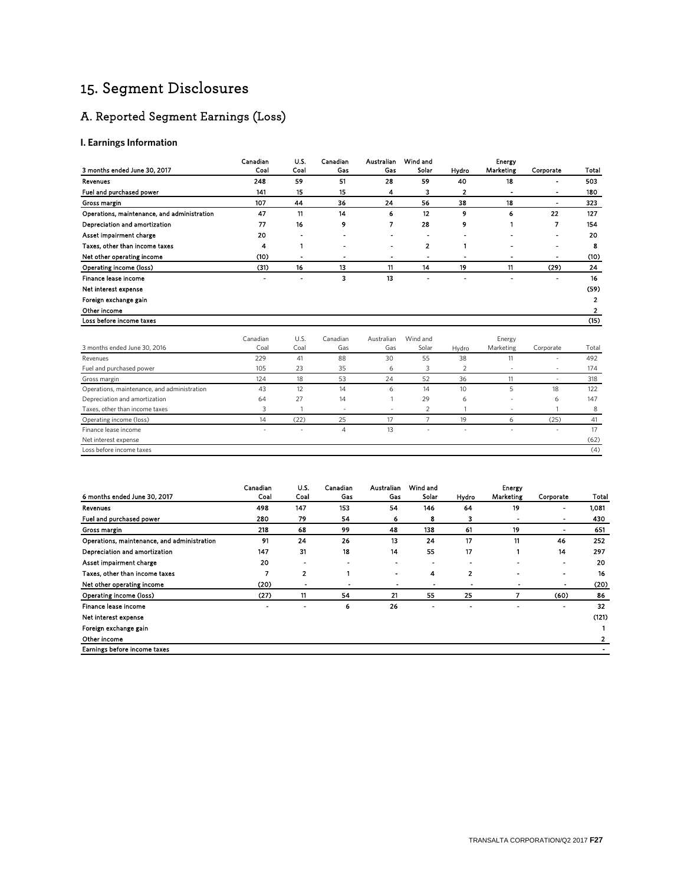# 15. Segment Disclosures

## A. Reported Segment Earnings (Loss)

### I. Earnings Information

| 3 months ended June 30, 2017 | Canadian Coal | U.S. Coal | Canadian Gas | Australian Gas | Wind and Solar | Hydro | Energy Marketing | Corporate | Total |
|---|---|---|---|---|---|---|---|---|---|
| Revenues | 248 | 59 | 51 | 28 | 59 | 40 | 18 | - | 503 |
| Fuel and purchased power | 141 | 15 | 15 | 4 | 3 | 2 | - | - | 180 |
| Gross margin | 107 | 44 | 36 | 24 | 56 | 38 | 18 | - | 323 |
| Operations, maintenance, and administration | 47 | 11 | 14 | 6 | 12 | 9 | 6 | 22 | 127 |
| Depreciation and amortization | 77 | 16 | 9 | 7 | 28 | 9 | 1 | 7 | 154 |
| Asset impairment charge | 20 | - | - | - | - | - | - | - | 20 |
| Taxes, other than income taxes | 4 | 1 | - | - | 2 | 1 | - | - | 8 |
| Net other operating income | (10) | - | - | - | - | - | - | - | (10) |
| Operating income (loss) | (31) | 16 | 13 | 11 | 14 | 19 | 11 | (29) | 24 |
| Finance lease income | - | - | 3 | 13 | - | - | - | - | 16 |
| Net interest expense | | | | | | | | | (59) |
| Foreign exchange gain | | | | | | | | | 2 |
| Other income | | | | | | | | | 2 |
| Loss before income taxes | | | | | | | | | (15) |

| 3 months ended June 30, 2016 | Canadian Coal | U.S. Coal | Canadian Gas | Australian Gas | Wind and Solar | Hydro | Energy Marketing | Corporate | Total |
|---|---|---|---|---|---|---|---|---|---|
| Revenues | 229 | 41 | 88 | 30 | 55 | 38 | 11 | - | 492 |
| Fuel and purchased power | 105 | 23 | 35 | 6 | 3 | 2 | - | - | 174 |
| Gross margin | 124 | 18 | 53 | 24 | 52 | 36 | 11 | - | 318 |
| Operations, maintenance, and administration | 43 | 12 | 14 | 6 | 14 | 10 | 5 | 18 | 122 |
| Depreciation and amortization | 64 | 27 | 14 | 1 | 29 | 6 | - | 6 | 147 |
| Taxes, other than income taxes | 3 | 1 | - | - | 2 | 1 | - | 1 | 8 |
| Operating income (loss) | 14 | (22) | 25 | 17 | 7 | 19 | 6 | (25) | 41 |
| Finance lease income | - | - | 4 | 13 | - | - | - | - | 17 |
| Net interest expense | | | | | | | | | (62) |
| Loss before income taxes | | | | | | | | | (4) |

| 6 months ended June 30, 2017 | Canadian Coal | U.S. Coal | Canadian Gas | Australian Gas | Wind and Solar | Hydro | Energy Marketing | Corporate | Total |
|---|---|---|---|---|---|---|---|---|---|
| Revenues | 498 | 147 | 153 | 54 | 146 | 64 | 19 | - | 1,081 |
| Fuel and purchased power | 280 | 79 | 54 | 6 | 8 | 3 | - | - | 430 |
| Gross margin | 218 | 68 | 99 | 48 | 138 | 61 | 19 | - | 651 |
| Operations, maintenance, and administration | 91 | 24 | 26 | 13 | 24 | 17 | 11 | 46 | 252 |
| Depreciation and amortization | 147 | 31 | 18 | 14 | 55 | 17 | 1 | 14 | 297 |
| Asset impairment charge | 20 | - | - | - | - | - | - | - | 20 |
| Taxes, other than income taxes | 7 | 2 | 1 | - | 4 | 2 | - | - | 16 |
| Net other operating income | (20) | - | - | - | - | - | - | - | (20) |
| Operating income (loss) | (27) | 11 | 54 | 21 | 55 | 25 | 7 | (60) | 86 |
| Finance lease income | - | - | 6 | 26 | - | - | - | - | 32 |
| Net interest expense | | | | | | | | | (121) |
| Foreign exchange gain | | | | | | | | | 1 |
| Other income | | | | | | | | | 2 |
| Earnings before income taxes | | | | | | | | | - |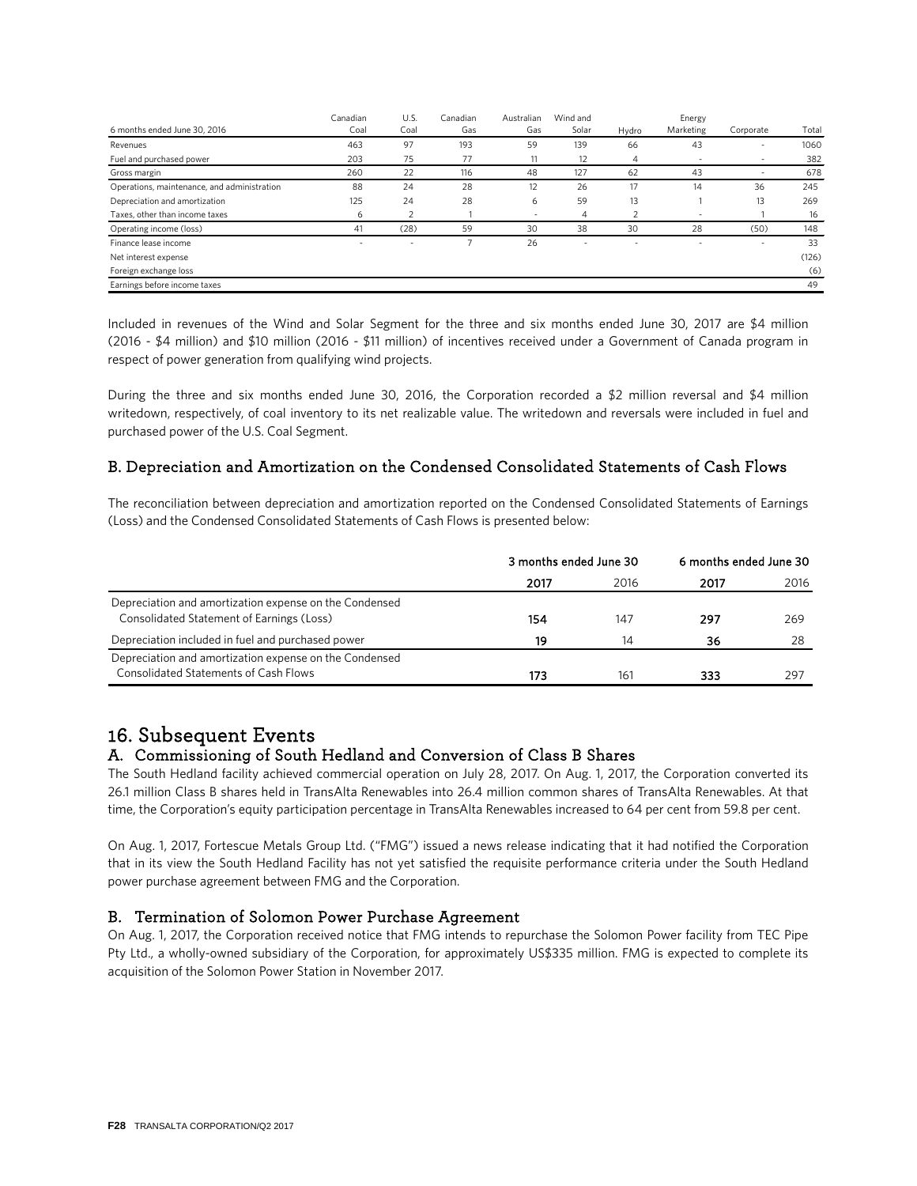| 6 months ended June 30, 2016 | Canadian Coal | U.S. Coal | Canadian Gas | Australian Gas | Wind and Solar | Hydro | Energy Marketing | Corporate | Total |
|---|---|---|---|---|---|---|---|---|---|
| Revenues | 463 | 97 | 193 | 59 | 139 | 66 | 43 | - | 1060 |
| Fuel and purchased power | 203 | 75 | 77 | 11 | 12 | 4 | - | - | 382 |
| Gross margin | 260 | 22 | 116 | 48 | 127 | 62 | 43 | - | 678 |
| Operations, maintenance, and administration | 88 | 24 | 28 | 12 | 26 | 17 | 14 | 36 | 245 |
| Depreciation and amortization | 125 | 24 | 28 | 6 | 59 | 13 | 1 | 13 | 269 |
| Taxes, other than income taxes | 6 | 2 | 1 | - | 4 | 2 | - | 1 | 16 |
| Operating income (loss) | 41 | (28) | 59 | 30 | 38 | 30 | 28 | (50) | 148 |
| Finance lease income | - | - | 7 | 26 | - | - | - | - | 33 |
| Net interest expense | | | | | | | | | (126) |
| Foreign exchange loss | | | | | | | | | (6) |
| Earnings before income taxes | | | | | | | | | 49 |

Included in revenues of the Wind and Solar Segment for the three and six months ended June 30, 2017 are $4 million (2016 - $4 million) and $10 million (2016 - $11 million) of incentives received under a Government of Canada program in respect of power generation from qualifying wind projects.

During the three and six months ended June 30, 2016, the Corporation recorded a $2 million reversal and $4 million writedown, respectively, of coal inventory to its net realizable value. The writedown and reversals were included in fuel and purchased power of the U.S. Coal Segment.

### B. Depreciation and Amortization on the Condensed Consolidated Statements of Cash Flows

The reconciliation between depreciation and amortization reported on the Condensed Consolidated Statements of Earnings (Loss) and the Condensed Consolidated Statements of Cash Flows is presented below:

| | 3 months ended June 30 | | 6 months ended June 30 | |
|---|---|---|---|---|
| | **2017** | 2016 | **2017** | 2016 |
| Depreciation and amortization expense on the Condensed Consolidated Statement of Earnings (Loss) | **154** | 147 | **297** | 269 |
| Depreciation included in fuel and purchased power | **19** | 14 | **36** | 28 |
| Depreciation and amortization expense on the Condensed Consolidated Statements of Cash Flows | **173** | 161 | **333** | 297 |

## 16. Subsequent Events

### A. Commissioning of South Hedland and Conversion of Class B Shares

The South Hedland facility achieved commercial operation on July 28, 2017. On Aug. 1, 2017, the Corporation converted its 26.1 million Class B shares held in TransAlta Renewables into 26.4 million common shares of TransAlta Renewables. At that time, the Corporation's equity participation percentage in TransAlta Renewables increased to 64 per cent from 59.8 per cent.

On Aug. 1, 2017, Fortescue Metals Group Ltd. ("FMG") issued a news release indicating that it had notified the Corporation that in its view the South Hedland Facility has not yet satisfied the requisite performance criteria under the South Hedland power purchase agreement between FMG and the Corporation.

### B. Termination of Solomon Power Purchase Agreement

On Aug. 1, 2017, the Corporation received notice that FMG intends to repurchase the Solomon Power facility from TEC Pipe Pty Ltd., a wholly-owned subsidiary of the Corporation, for approximately US$335 million. FMG is expected to complete its acquisition of the Solomon Power Station in November 2017.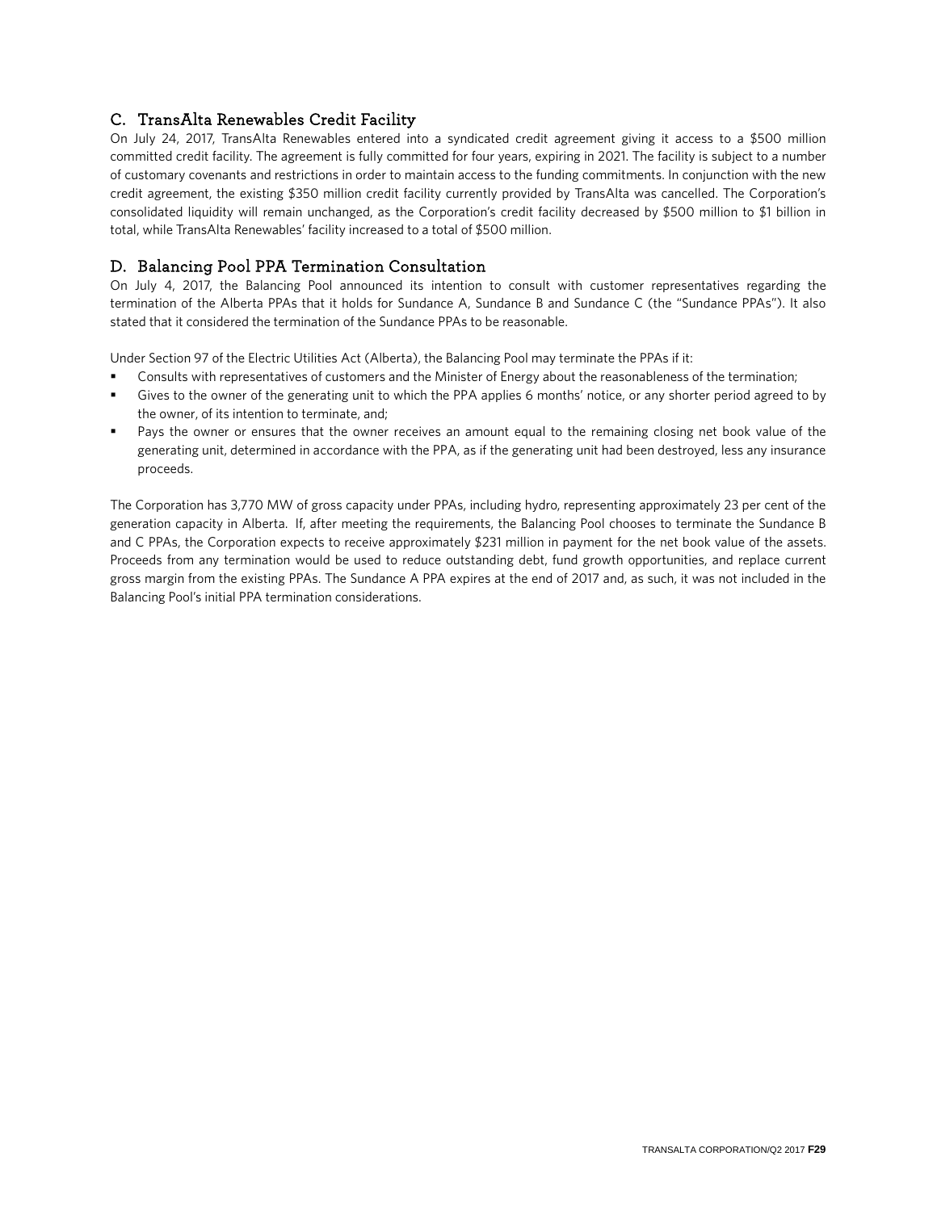## C. TransAlta Renewables Credit Facility

On July 24, 2017, TransAlta Renewables entered into a syndicated credit agreement giving it access to a $500 million committed credit facility. The agreement is fully committed for four years, expiring in 2021. The facility is subject to a number of customary covenants and restrictions in order to maintain access to the funding commitments. In conjunction with the new credit agreement, the existing $350 million credit facility currently provided by TransAlta was cancelled. The Corporation's consolidated liquidity will remain unchanged, as the Corporation's credit facility decreased by $500 million to $1 billion in total, while TransAlta Renewables' facility increased to a total of $500 million.

## D. Balancing Pool PPA Termination Consultation

On July 4, 2017, the Balancing Pool announced its intention to consult with customer representatives regarding the termination of the Alberta PPAs that it holds for Sundance A, Sundance B and Sundance C (the "Sundance PPAs"). It also stated that it considered the termination of the Sundance PPAs to be reasonable.

Under Section 97 of the Electric Utilities Act (Alberta), the Balancing Pool may terminate the PPAs if it:

- Consults with representatives of customers and the Minister of Energy about the reasonableness of the termination;
- Gives to the owner of the generating unit to which the PPA applies 6 months' notice, or any shorter period agreed to by the owner, of its intention to terminate, and;
- Pays the owner or ensures that the owner receives an amount equal to the remaining closing net book value of the generating unit, determined in accordance with the PPA, as if the generating unit had been destroyed, less any insurance proceeds.

The Corporation has 3,770 MW of gross capacity under PPAs, including hydro, representing approximately 23 per cent of the generation capacity in Alberta. If, after meeting the requirements, the Balancing Pool chooses to terminate the Sundance B and C PPAs, the Corporation expects to receive approximately $231 million in payment for the net book value of the assets. Proceeds from any termination would be used to reduce outstanding debt, fund growth opportunities, and replace current gross margin from the existing PPAs. The Sundance A PPA expires at the end of 2017 and, as such, it was not included in the Balancing Pool's initial PPA termination considerations.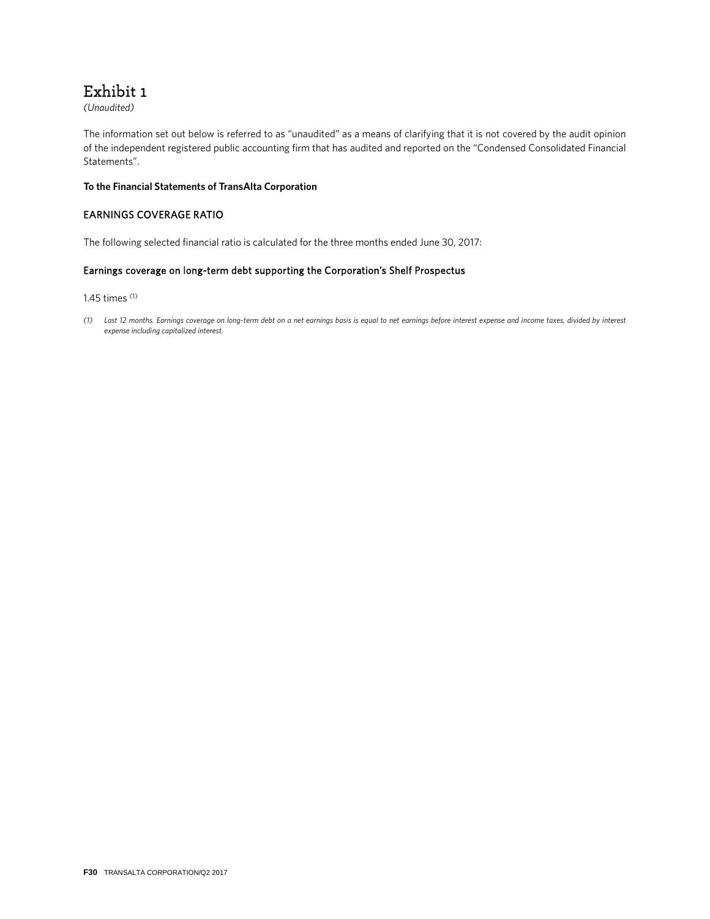# Exhibit 1

*(Unaudited)*

The information set out below is referred to as "unaudited" as a means of clarifying that it is not covered by the audit opinion of the independent registered public accounting firm that has audited and reported on the "Condensed Consolidated Financial Statements".

**To the Financial Statements of TransAlta Corporation**

## EARNINGS COVERAGE RATIO

The following selected financial ratio is calculated for the three months ended June 30, 2017:

### Earnings coverage on long-term debt supporting the Corporation's Shelf Prospectus

1.45 times [(1)]

*(1) Last 12 months. Earnings coverage on long-term debt on a net earnings basis is equal to net earnings before interest expense and income taxes, divided by interest expense including capitalized interest.*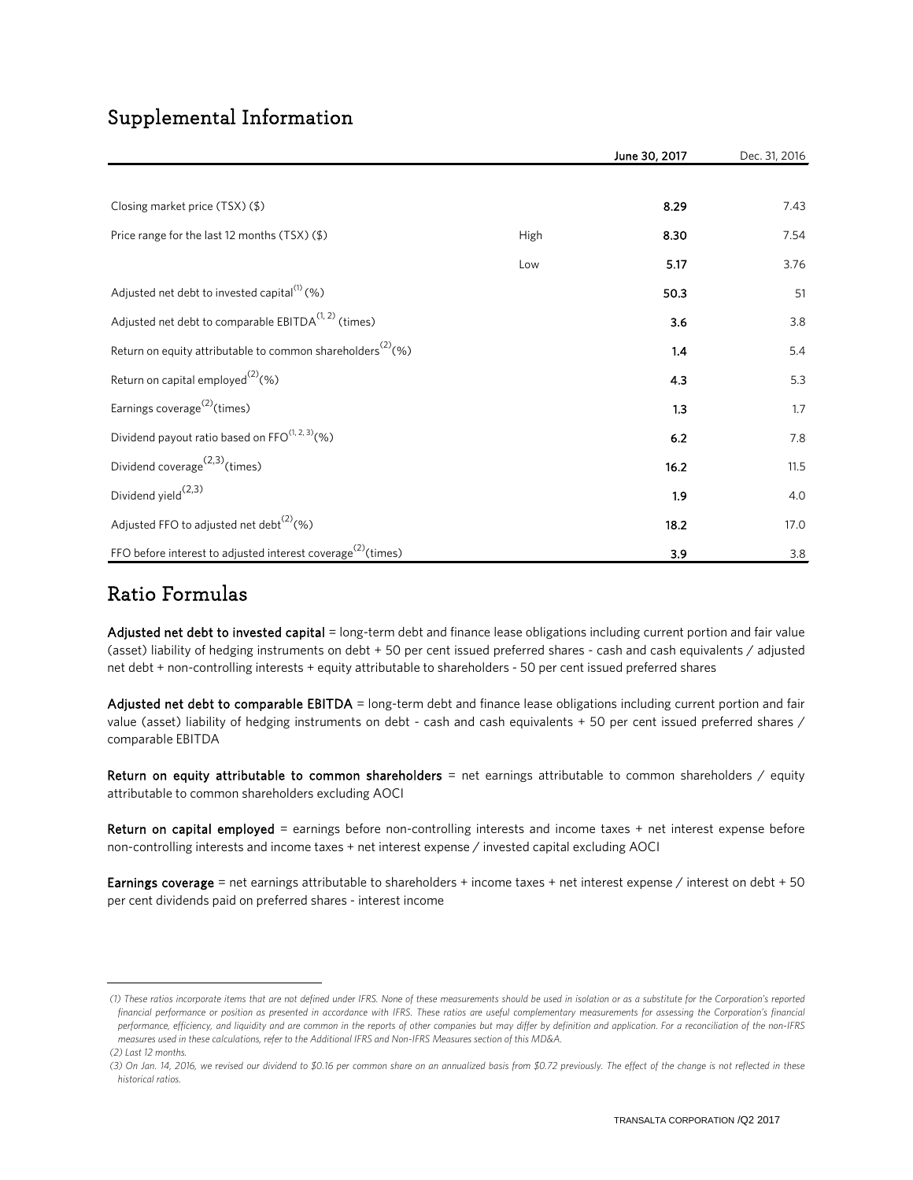## Supplemental Information

| | | June 30, 2017 | Dec. 31, 2016 |
|---|---|---|---|
| Closing market price (TSX) ($) | | **8.29** | 7.43 |
| Price range for the last 12 months (TSX) ($) | High | **8.30** | 7.54 |
| | Low | **5.17** | 3.76 |
| Adjusted net debt to invested capital[1] (%) | | **50.3** | 51 |
| Adjusted net debt to comparable EBITDA[1, 2] (times) | | **3.6** | 3.8 |
| Return on equity attributable to common shareholders[2] (%) | | **1.4** | 5.4 |
| Return on capital employed[2] (%) | | **4.3** | 5.3 |
| Earnings coverage[2] (times) | | **1.3** | 1.7 |
| Dividend payout ratio based on FFO[1, 2, 3] (%) | | **6.2** | 7.8 |
| Dividend coverage[2,3] (times) | | **16.2** | 11.5 |
| Dividend yield[2,3] | | **1.9** | 4.0 |
| Adjusted FFO to adjusted net debt[2] (%) | | **18.2** | 17.0 |
| FFO before interest to adjusted interest coverage[2] (times) | | **3.9** | 3.8 |

## Ratio Formulas

**Adjusted net debt to invested capital** = long-term debt and finance lease obligations including current portion and fair value (asset) liability of hedging instruments on debt + 50 per cent issued preferred shares - cash and cash equivalents / adjusted net debt + non-controlling interests + equity attributable to shareholders - 50 per cent issued preferred shares

**Adjusted net debt to comparable EBITDA** = long-term debt and finance lease obligations including current portion and fair value (asset) liability of hedging instruments on debt - cash and cash equivalents + 50 per cent issued preferred shares / comparable EBITDA

**Return on equity attributable to common shareholders** = net earnings attributable to common shareholders / equity attributable to common shareholders excluding AOCI

**Return on capital employed** = earnings before non-controlling interests and income taxes + net interest expense before non-controlling interests and income taxes + net interest expense / invested capital excluding AOCI

**Earnings coverage** = net earnings attributable to shareholders + income taxes + net interest expense / interest on debt + 50 per cent dividends paid on preferred shares - interest income

*(1) These ratios incorporate items that are not defined under IFRS. None of these measurements should be used in isolation or as a substitute for the Corporation's reported financial performance or position as presented in accordance with IFRS. These ratios are useful complementary measurements for assessing the Corporation's financial performance, efficiency, and liquidity and are common in the reports of other companies but may differ by definition and application. For a reconciliation of the non-IFRS measures used in these calculations, refer to the Additional IFRS and Non-IFRS Measures section of this MD&A.*

*(2) Last 12 months.*

*(3) On Jan. 14, 2016, we revised our dividend to $0.16 per common share on an annualized basis from $0.72 previously. The effect of the change is not reflected in these historical ratios.*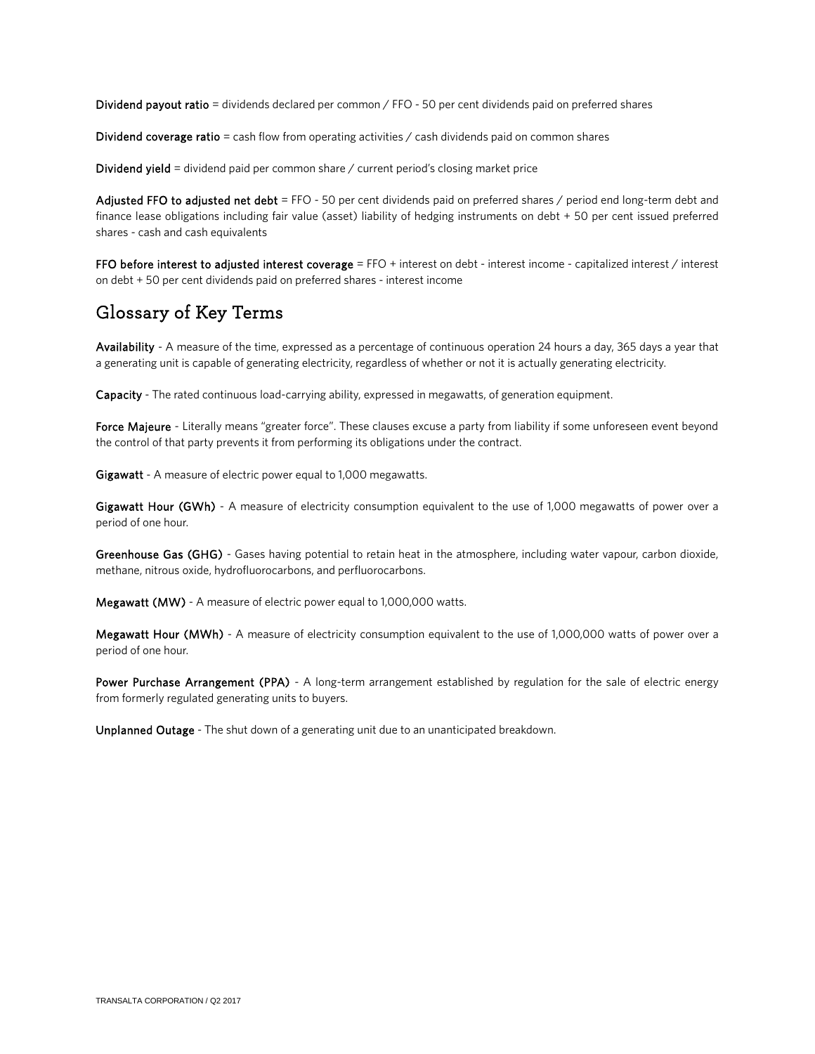**Dividend payout ratio** = dividends declared per common / FFO - 50 per cent dividends paid on preferred shares

**Dividend coverage ratio** = cash flow from operating activities / cash dividends paid on common shares

**Dividend yield** = dividend paid per common share / current period's closing market price

**Adjusted FFO to adjusted net debt** = FFO - 50 per cent dividends paid on preferred shares / period end long-term debt and finance lease obligations including fair value (asset) liability of hedging instruments on debt + 50 per cent issued preferred shares - cash and cash equivalents

**FFO before interest to adjusted interest coverage** = FFO + interest on debt - interest income - capitalized interest / interest on debt + 50 per cent dividends paid on preferred shares - interest income

## Glossary of Key Terms

**Availability** - A measure of the time, expressed as a percentage of continuous operation 24 hours a day, 365 days a year that a generating unit is capable of generating electricity, regardless of whether or not it is actually generating electricity.

**Capacity** - The rated continuous load-carrying ability, expressed in megawatts, of generation equipment.

**Force Majeure** - Literally means "greater force". These clauses excuse a party from liability if some unforeseen event beyond the control of that party prevents it from performing its obligations under the contract.

**Gigawatt** - A measure of electric power equal to 1,000 megawatts.

**Gigawatt Hour (GWh)** - A measure of electricity consumption equivalent to the use of 1,000 megawatts of power over a period of one hour.

**Greenhouse Gas (GHG)** - Gases having potential to retain heat in the atmosphere, including water vapour, carbon dioxide, methane, nitrous oxide, hydrofluorocarbons, and perfluorocarbons.

**Megawatt (MW)** - A measure of electric power equal to 1,000,000 watts.

**Megawatt Hour (MWh)** - A measure of electricity consumption equivalent to the use of 1,000,000 watts of power over a period of one hour.

**Power Purchase Arrangement (PPA)** - A long-term arrangement established by regulation for the sale of electric energy from formerly regulated generating units to buyers.

**Unplanned Outage** - The shut down of a generating unit due to an unanticipated breakdown.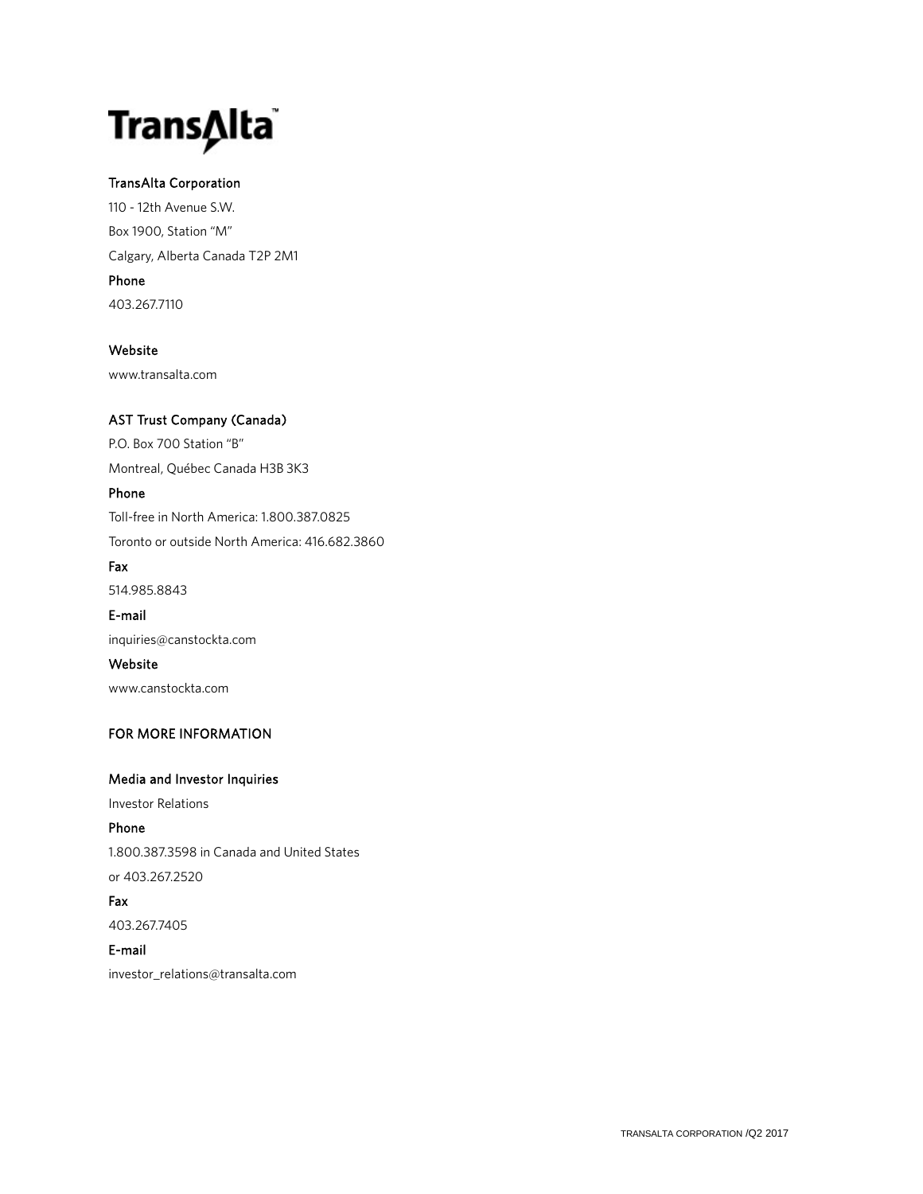TransAlta™

**TransAlta Corporation**

110 - 12th Avenue S.W.

Box 1900, Station "M"

Calgary, Alberta Canada T2P 2M1

**Phone**

403.267.7110

**Website**

www.transalta.com

**AST Trust Company (Canada)**

P.O. Box 700 Station "B"

Montreal, Québec Canada H3B 3K3

**Phone**

Toll-free in North America: 1.800.387.0825

Toronto or outside North America: 416.682.3860

**Fax**

514.985.8843

**E-mail**

inquiries@canstockta.com

**Website**

www.canstockta.com

## FOR MORE INFORMATION

**Media and Investor Inquiries**

Investor Relations

**Phone**

1.800.387.3598 in Canada and United States

or 403.267.2520

**Fax**

403.267.7405

**E-mail**

investor_relations@transalta.com